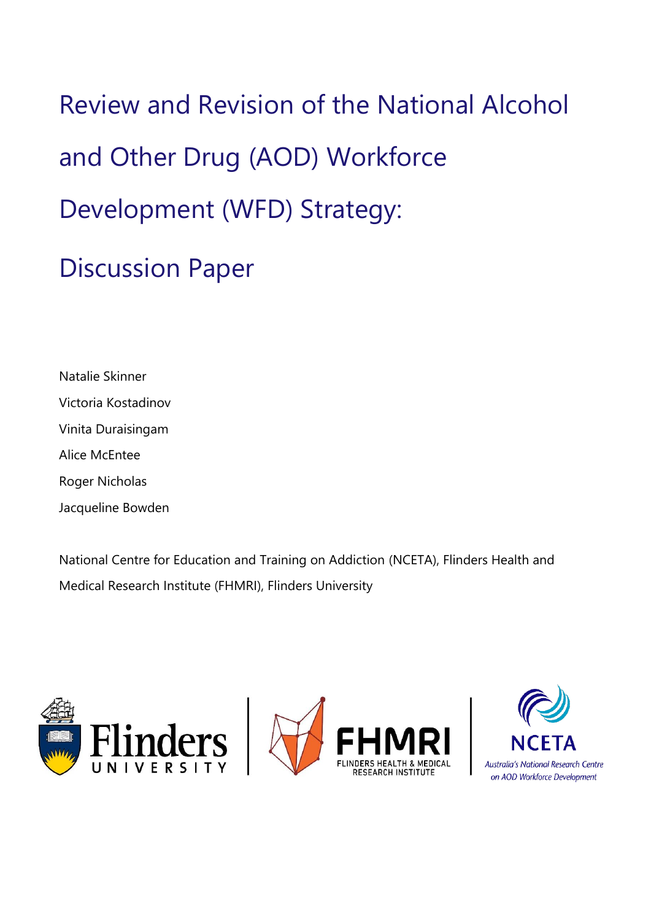# Review and Revision of the National Alcohol and Other Drug (AOD) Workforce Development (WFD) Strategy:

# Discussion Paper

Natalie Skinner

Victoria Kostadinov

Vinita Duraisingam

Alice McEntee

Roger Nicholas

Jacqueline Bowden

National Centre for Education and Training on Addiction (NCETA), Flinders Health and Medical Research Institute (FHMRI), Flinders University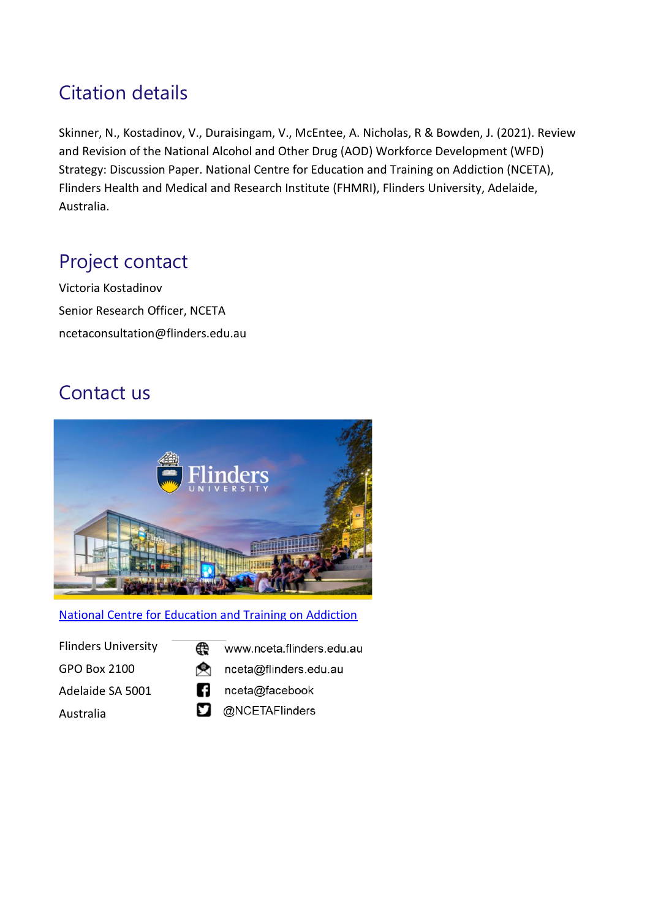## Citation details

Skinner, N., Kostadinov, V., Duraisingam, V., McEntee, A. Nicholas, R & Bowden, J. (2021). Review and Revision of the National Alcohol and Other Drug (AOD) Workforce Development (WFD) Strategy: Discussion Paper. National Centre for Education and Training on Addiction (NCETA), Flinders Health and Medical and Research Institute (FHMRI), Flinders University, Adelaide, Australia.

## Project contact

Victoria Kostadinov

Senior Research Officer, NCETA

ncetaconsultation@flinders.edu.au

## Contact us

National Centre for Education and Training on Addiction

Flinders University
GPO Box 2100
Adelaide SA 5001
Australia

www.nceta.flinders.edu.au
nceta@flinders.edu.au
nceta@facebook
@NCETAFlinders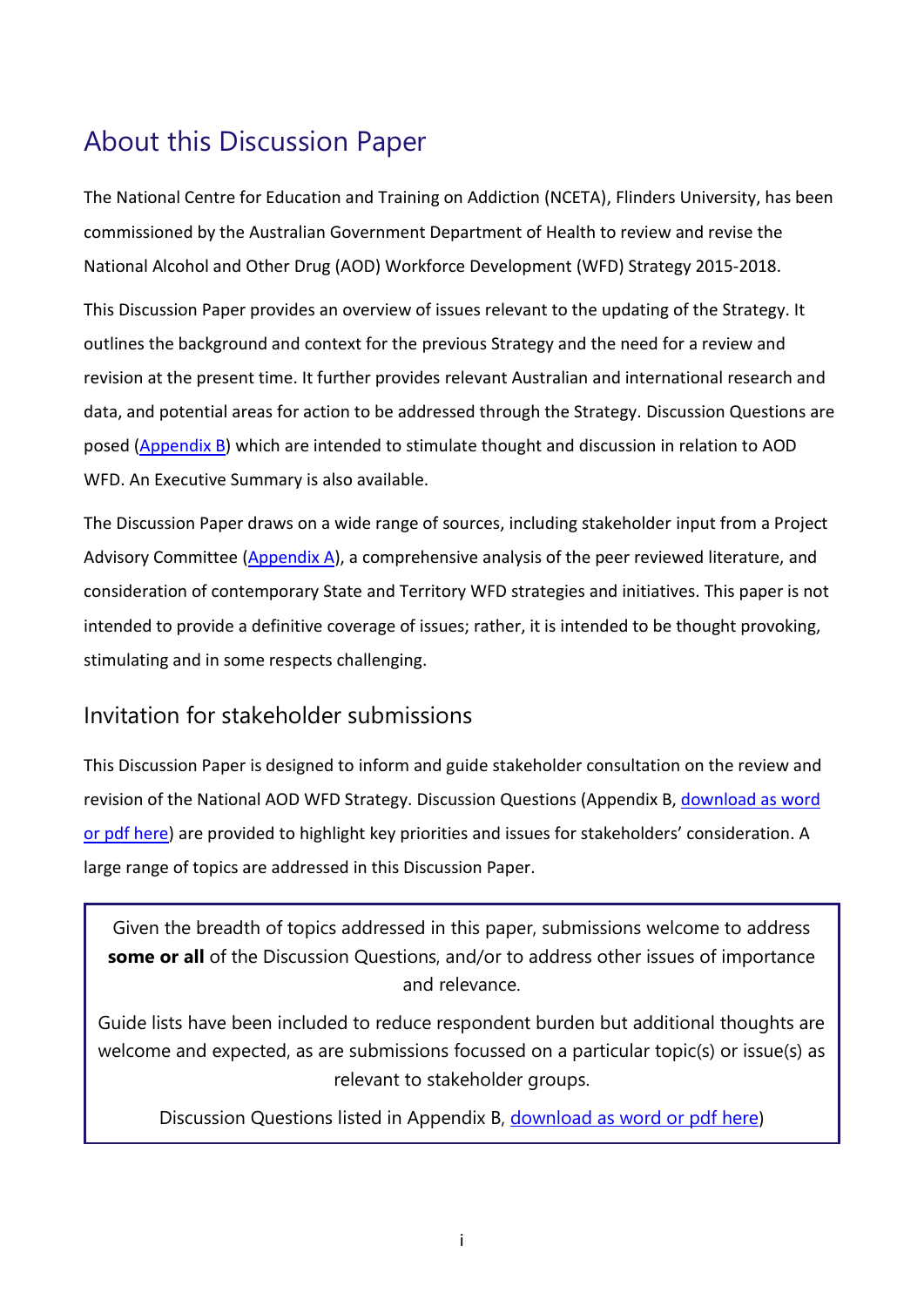# About this Discussion Paper

The National Centre for Education and Training on Addiction (NCETA), Flinders University, has been commissioned by the Australian Government Department of Health to review and revise the National Alcohol and Other Drug (AOD) Workforce Development (WFD) Strategy 2015-2018.

This Discussion Paper provides an overview of issues relevant to the updating of the Strategy. It outlines the background and context for the previous Strategy and the need for a review and revision at the present time. It further provides relevant Australian and international research and data, and potential areas for action to be addressed through the Strategy. Discussion Questions are posed (Appendix B) which are intended to stimulate thought and discussion in relation to AOD WFD. An Executive Summary is also available.

The Discussion Paper draws on a wide range of sources, including stakeholder input from a Project Advisory Committee (Appendix A), a comprehensive analysis of the peer reviewed literature, and consideration of contemporary State and Territory WFD strategies and initiatives. This paper is not intended to provide a definitive coverage of issues; rather, it is intended to be thought provoking, stimulating and in some respects challenging.

## Invitation for stakeholder submissions

This Discussion Paper is designed to inform and guide stakeholder consultation on the review and revision of the National AOD WFD Strategy. Discussion Questions (Appendix B, download as word or pdf here) are provided to highlight key priorities and issues for stakeholders' consideration. A large range of topics are addressed in this Discussion Paper.

> Given the breadth of topics addressed in this paper, submissions welcome to address **some or all** of the Discussion Questions, and/or to address other issues of importance and relevance.
>
> Guide lists have been included to reduce respondent burden but additional thoughts are welcome and expected, as are submissions focussed on a particular topic(s) or issue(s) as relevant to stakeholder groups.
>
> Discussion Questions listed in Appendix B, download as word or pdf here)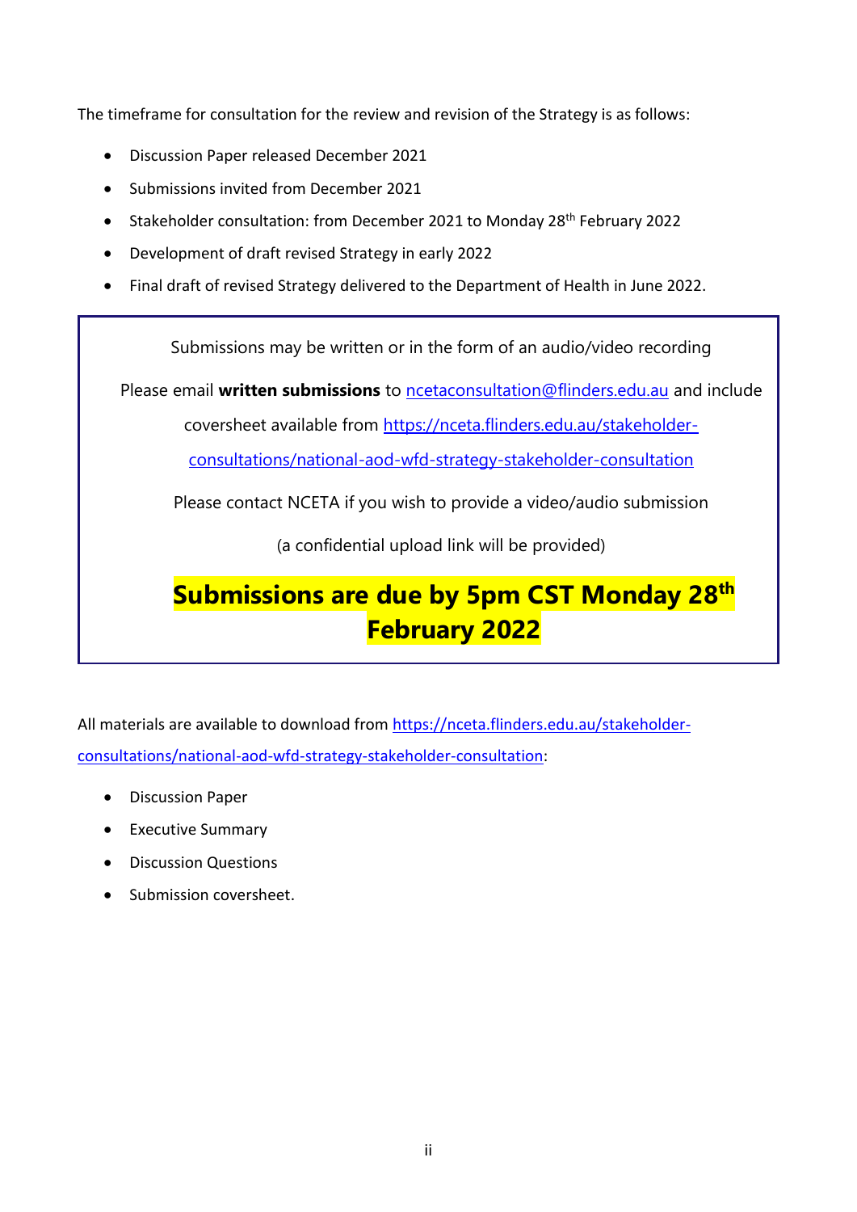The timeframe for consultation for the review and revision of the Strategy is as follows:

- Discussion Paper released December 2021
- Submissions invited from December 2021
- Stakeholder consultation: from December 2021 to Monday 28th February 2022
- Development of draft revised Strategy in early 2022
- Final draft of revised Strategy delivered to the Department of Health in June 2022.

Submissions may be written or in the form of an audio/video recording

Please email **written submissions** to ncetaconsultation@flinders.edu.au and include coversheet available from https://nceta.flinders.edu.au/stakeholder-consultations/national-aod-wfd-strategy-stakeholder-consultation

Please contact NCETA if you wish to provide a video/audio submission

(a confidential upload link will be provided)

**Submissions are due by 5pm CST Monday 28th February 2022**

All materials are available to download from https://nceta.flinders.edu.au/stakeholder-consultations/national-aod-wfd-strategy-stakeholder-consultation:

- Discussion Paper
- Executive Summary
- Discussion Questions
- Submission coversheet.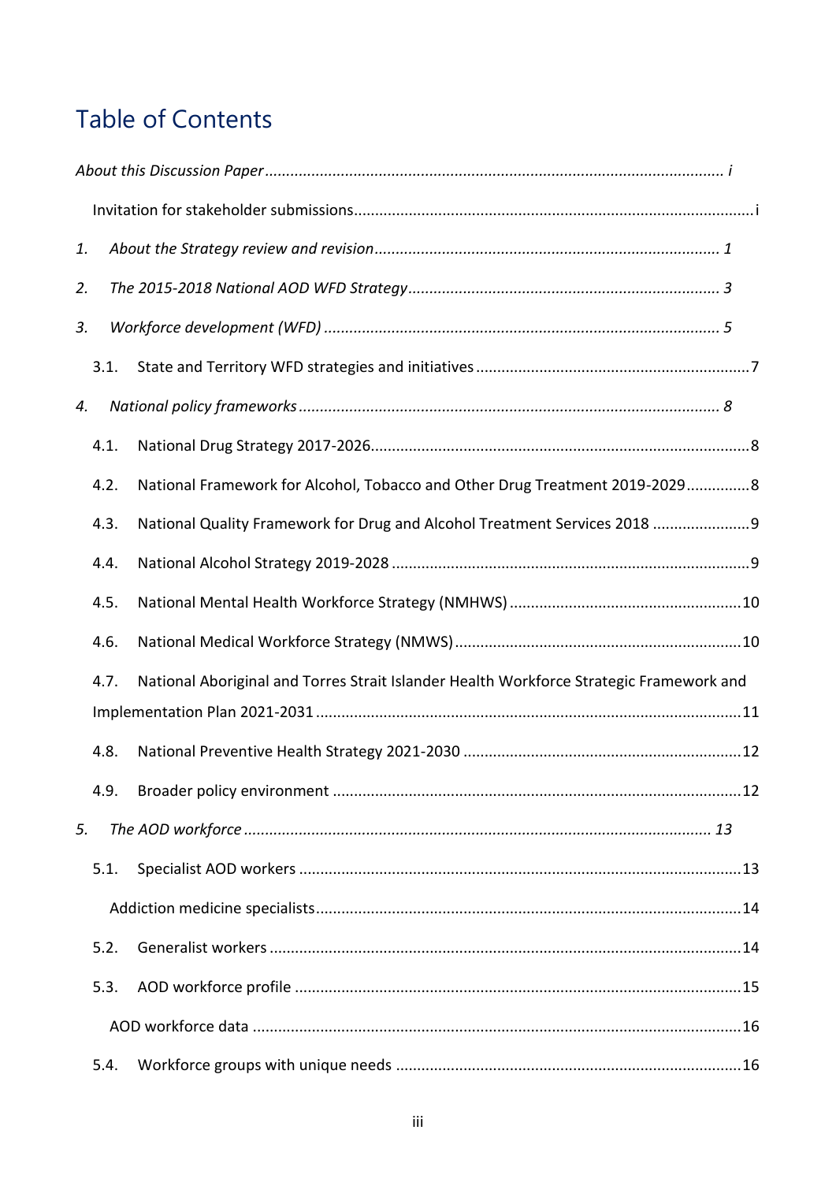# Table of Contents

*About this Discussion Paper* ............................................................................................................ *i*

Invitation for stakeholder submissions..............................................................................................i

1. *About the Strategy review and revision* .................................................................................. *1*

2. *The 2015-2018 National AOD WFD Strategy* .......................................................................... *3*

3. *Workforce development (WFD)* .............................................................................................. *5*

   3.1. State and Territory WFD strategies and initiatives ................................................................7

4. *National policy frameworks* ................................................................................................... *8*

   4.1. National Drug Strategy 2017-2026.........................................................................................8

   4.2. National Framework for Alcohol, Tobacco and Other Drug Treatment 2019-2029...............8

   4.3. National Quality Framework for Drug and Alcohol Treatment Services 2018 .......................9

   4.4. National Alcohol Strategy 2019-2028 ....................................................................................9

   4.5. National Mental Health Workforce Strategy (NMHWS) .......................................................10

   4.6. National Medical Workforce Strategy (NMWS) ...................................................................10

   4.7. National Aboriginal and Torres Strait Islander Health Workforce Strategic Framework and Implementation Plan 2021-2031 ....................................................................................................11

   4.8. National Preventive Health Strategy 2021-2030 .................................................................12

   4.9. Broader policy environment .................................................................................................12

5. *The AOD workforce* ............................................................................................................. *13*

   5.1. Specialist AOD workers ........................................................................................................13

      Addiction medicine specialists....................................................................................................14

   5.2. Generalist workers ...............................................................................................................14

   5.3. AOD workforce profile .........................................................................................................15

      AOD workforce data ..................................................................................................................16

   5.4. Workforce groups with unique needs .................................................................................16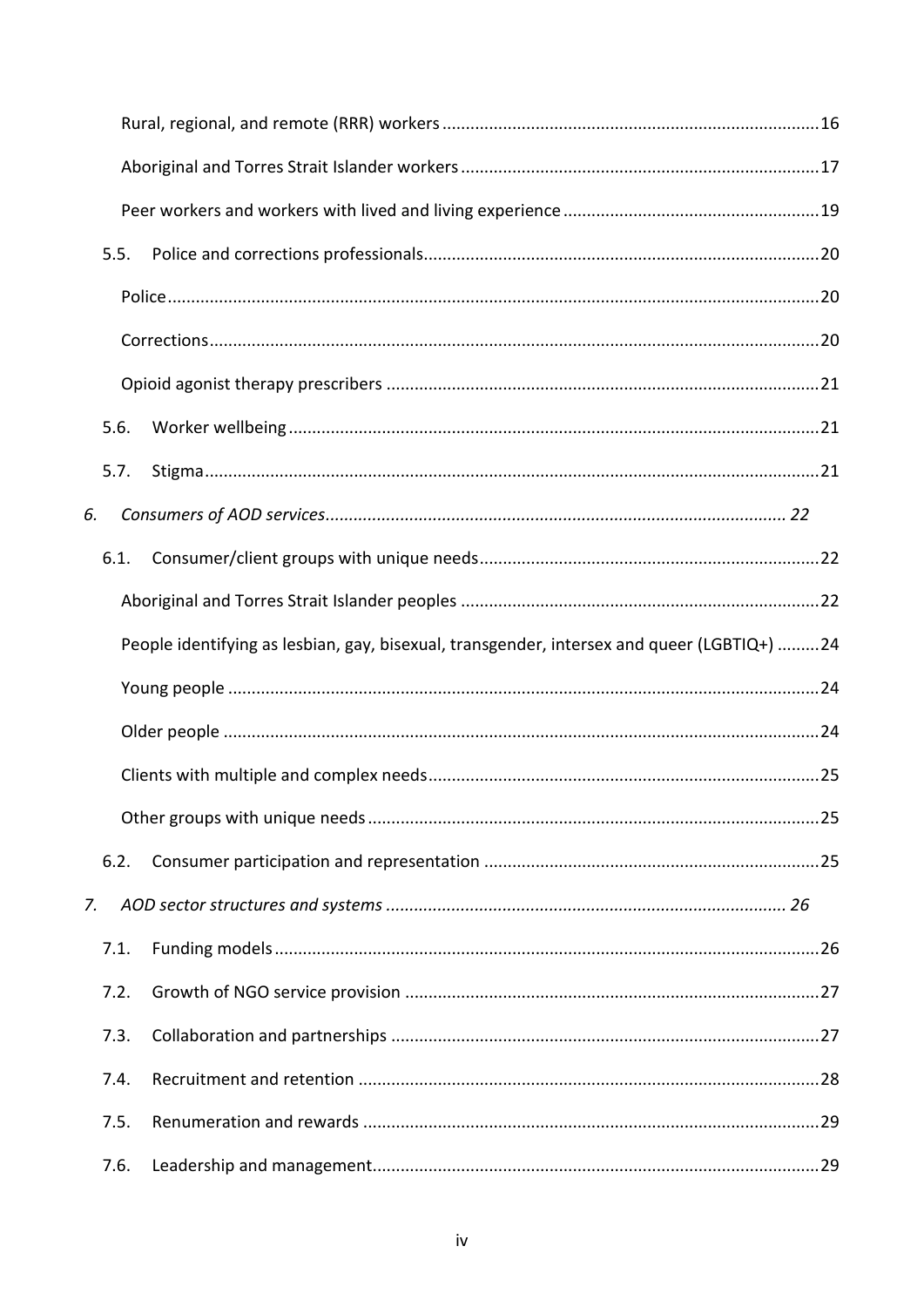Rural, regional, and remote (RRR) workers ........................................................................ 16

Aboriginal and Torres Strait Islander workers ...................................................................... 17

Peer workers and workers with lived and living experience ................................................. 19

5.5. Police and corrections professionals ............................................................................. 20

Police ................................................................................................................................ 20

Corrections ........................................................................................................................ 20

Opioid agonist therapy prescribers ..................................................................................... 21

5.6. Worker wellbeing ........................................................................................................ 21

5.7. Stigma .......................................................................................................................... 21

*6. Consumers of AOD services ............................................................................................. 22*

6.1. Consumer/client groups with unique needs ................................................................. 22

Aboriginal and Torres Strait Islander peoples ...................................................................... 22

People identifying as lesbian, gay, bisexual, transgender, intersex and queer (LGBTIQ+) ......... 24

Young people ..................................................................................................................... 24

Older people ...................................................................................................................... 24

Clients with multiple and complex needs ............................................................................. 25

Other groups with unique needs .......................................................................................... 25

6.2. Consumer participation and representation ................................................................. 25

*7. AOD sector structures and systems ................................................................................. 26*

7.1. Funding models ............................................................................................................ 26

7.2. Growth of NGO service provision .................................................................................. 27

7.3. Collaboration and partnerships ..................................................................................... 27

7.4. Recruitment and retention ............................................................................................ 28

7.5. Renumeration and rewards ........................................................................................... 29

7.6. Leadership and management ........................................................................................ 29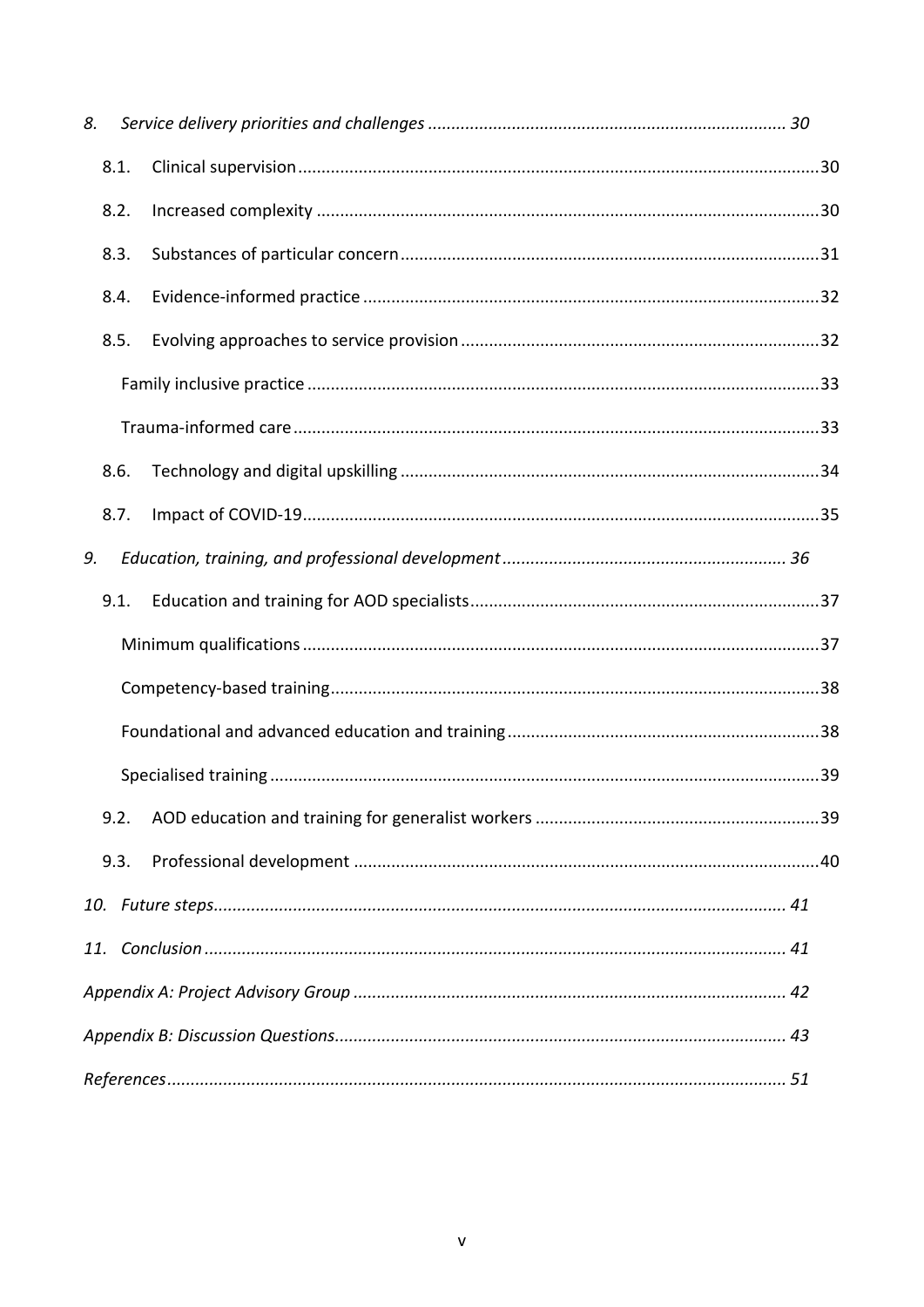*8. Service delivery priorities and challenges ............................................................................ 30*

8.1. Clinical supervision ............................................................................................................30

8.2. Increased complexity ..........................................................................................................30

8.3. Substances of particular concern ........................................................................................31

8.4. Evidence-informed practice ................................................................................................32

8.5. Evolving approaches to service provision ...........................................................................32

Family inclusive practice ............................................................................................................33

Trauma-informed care ...............................................................................................................33

8.6. Technology and digital upskilling ........................................................................................34

8.7. Impact of COVID-19.............................................................................................................35

*9. Education, training, and professional development ............................................................ 36*

9.1. Education and training for AOD specialists ..........................................................................37

Minimum qualifications .............................................................................................................37

Competency-based training........................................................................................................38

Foundational and advanced education and training ..................................................................38

Specialised training .....................................................................................................................39

9.2. AOD education and training for generalist workers ............................................................39

9.3. Professional development ...................................................................................................40

*10. Future steps......................................................................................................................... 41*

*11. Conclusion ........................................................................................................................... 41*

*Appendix A: Project Advisory Group ............................................................................................ 42*

*Appendix B: Discussion Questions................................................................................................ 43*

*References.................................................................................................................................... 51*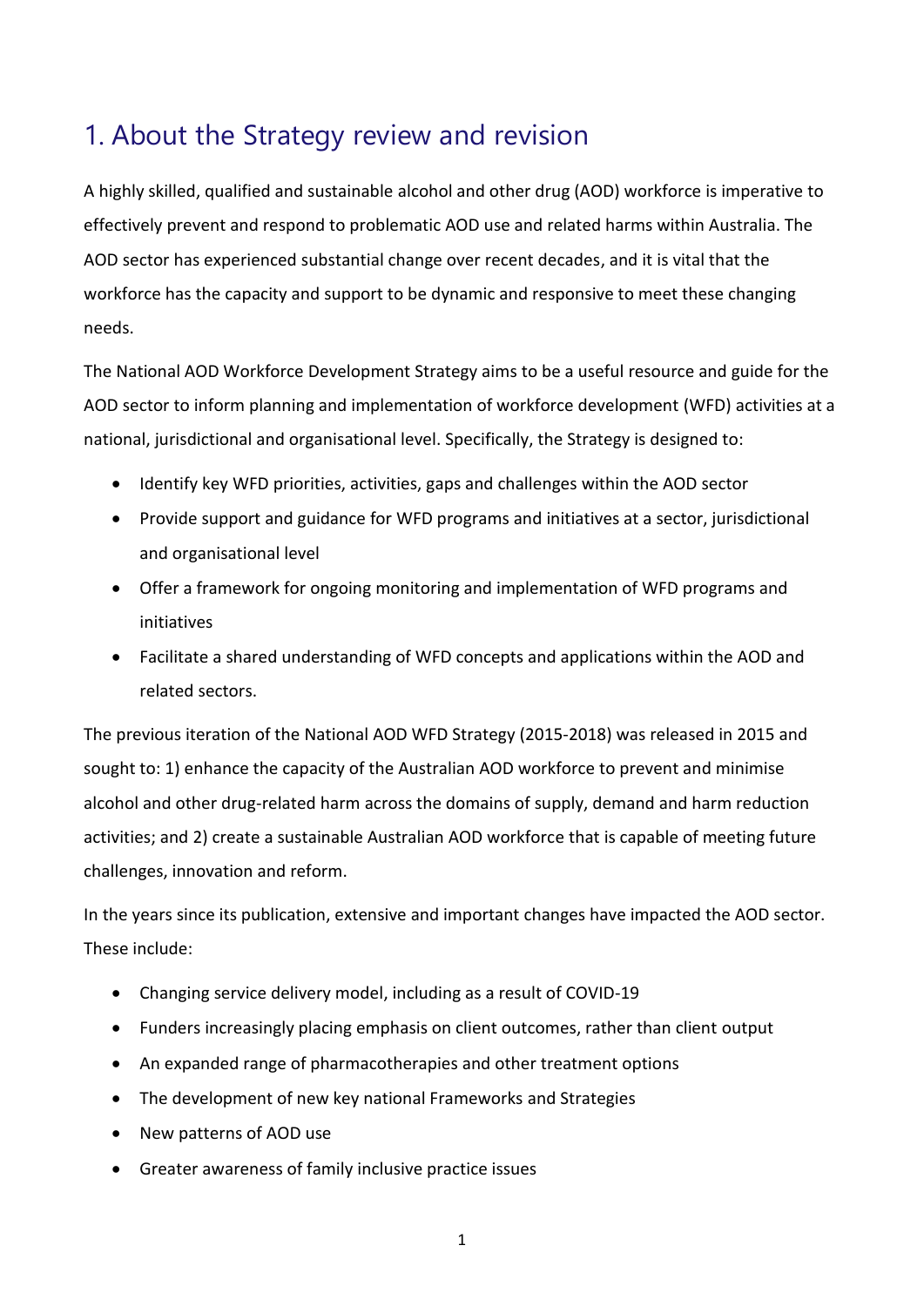# 1. About the Strategy review and revision

A highly skilled, qualified and sustainable alcohol and other drug (AOD) workforce is imperative to effectively prevent and respond to problematic AOD use and related harms within Australia. The AOD sector has experienced substantial change over recent decades, and it is vital that the workforce has the capacity and support to be dynamic and responsive to meet these changing needs.

The National AOD Workforce Development Strategy aims to be a useful resource and guide for the AOD sector to inform planning and implementation of workforce development (WFD) activities at a national, jurisdictional and organisational level. Specifically, the Strategy is designed to:

- Identify key WFD priorities, activities, gaps and challenges within the AOD sector
- Provide support and guidance for WFD programs and initiatives at a sector, jurisdictional and organisational level
- Offer a framework for ongoing monitoring and implementation of WFD programs and initiatives
- Facilitate a shared understanding of WFD concepts and applications within the AOD and related sectors.

The previous iteration of the National AOD WFD Strategy (2015-2018) was released in 2015 and sought to: 1) enhance the capacity of the Australian AOD workforce to prevent and minimise alcohol and other drug-related harm across the domains of supply, demand and harm reduction activities; and 2) create a sustainable Australian AOD workforce that is capable of meeting future challenges, innovation and reform.

In the years since its publication, extensive and important changes have impacted the AOD sector. These include:

- Changing service delivery model, including as a result of COVID-19
- Funders increasingly placing emphasis on client outcomes, rather than client output
- An expanded range of pharmacotherapies and other treatment options
- The development of new key national Frameworks and Strategies
- New patterns of AOD use
- Greater awareness of family inclusive practice issues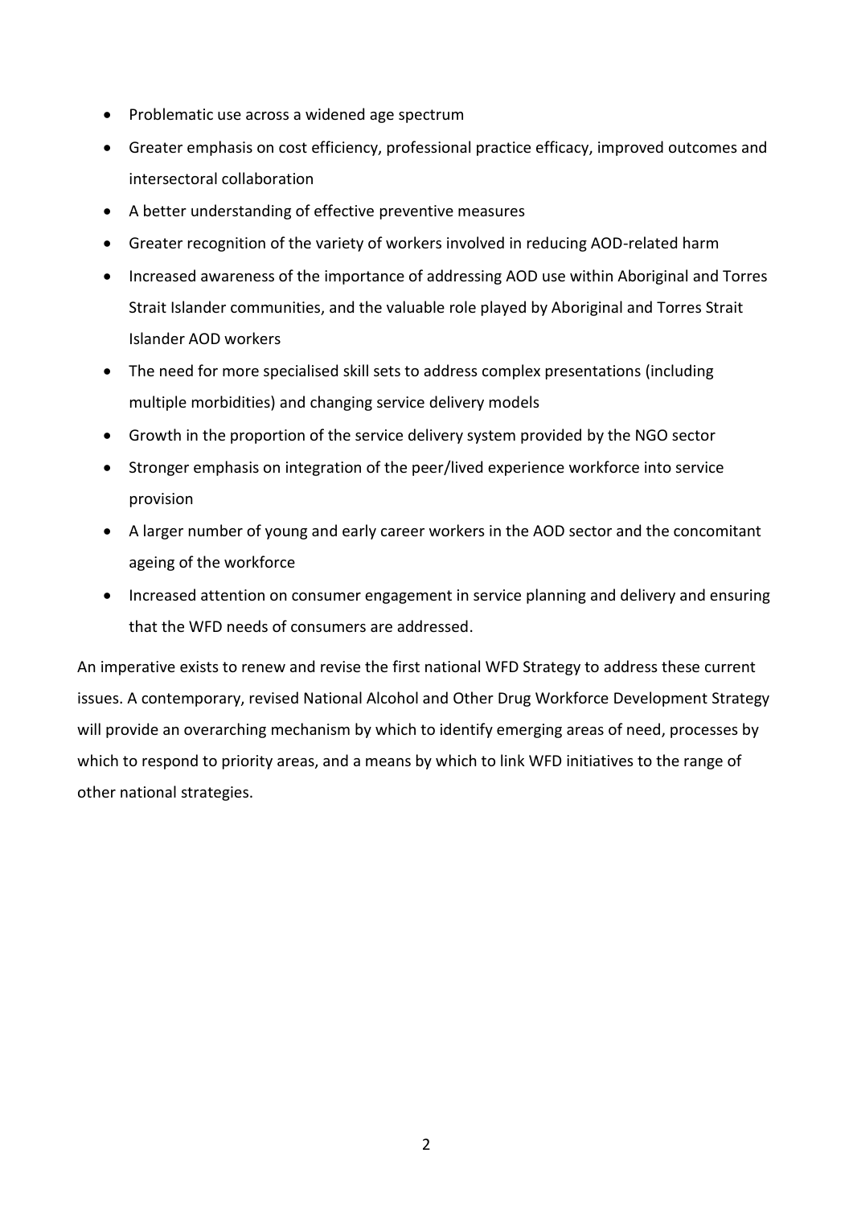- Problematic use across a widened age spectrum
- Greater emphasis on cost efficiency, professional practice efficacy, improved outcomes and intersectoral collaboration
- A better understanding of effective preventive measures
- Greater recognition of the variety of workers involved in reducing AOD-related harm
- Increased awareness of the importance of addressing AOD use within Aboriginal and Torres Strait Islander communities, and the valuable role played by Aboriginal and Torres Strait Islander AOD workers
- The need for more specialised skill sets to address complex presentations (including multiple morbidities) and changing service delivery models
- Growth in the proportion of the service delivery system provided by the NGO sector
- Stronger emphasis on integration of the peer/lived experience workforce into service provision
- A larger number of young and early career workers in the AOD sector and the concomitant ageing of the workforce
- Increased attention on consumer engagement in service planning and delivery and ensuring that the WFD needs of consumers are addressed.

An imperative exists to renew and revise the first national WFD Strategy to address these current issues. A contemporary, revised National Alcohol and Other Drug Workforce Development Strategy will provide an overarching mechanism by which to identify emerging areas of need, processes by which to respond to priority areas, and a means by which to link WFD initiatives to the range of other national strategies.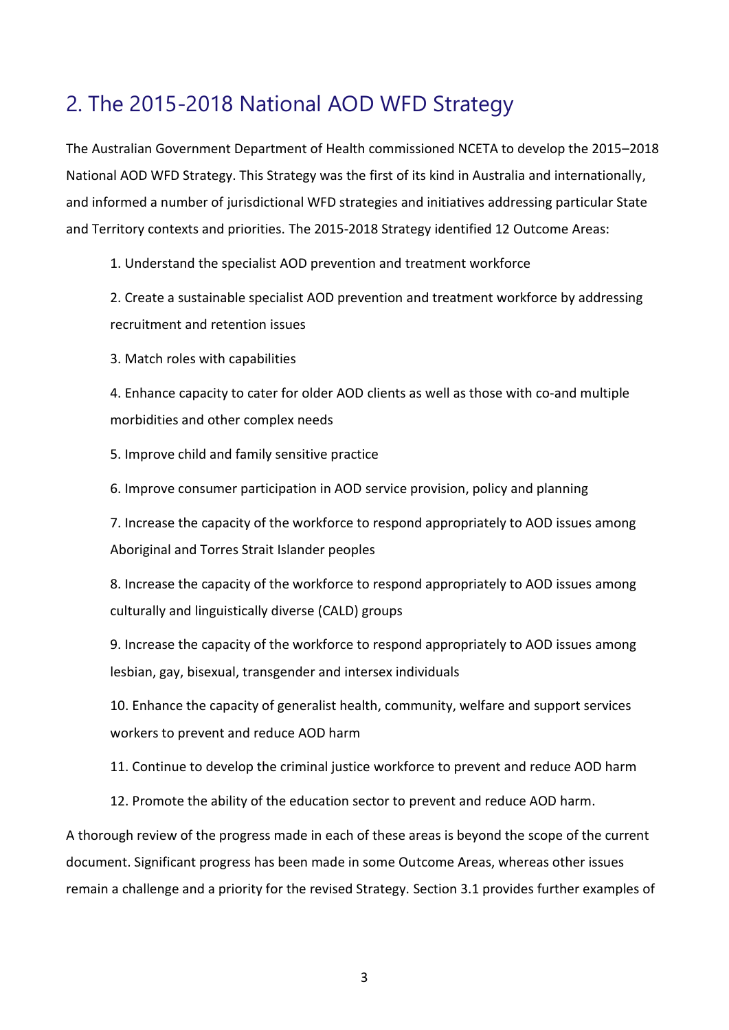## 2. The 2015-2018 National AOD WFD Strategy

The Australian Government Department of Health commissioned NCETA to develop the 2015–2018 National AOD WFD Strategy. This Strategy was the first of its kind in Australia and internationally, and informed a number of jurisdictional WFD strategies and initiatives addressing particular State and Territory contexts and priorities. The 2015-2018 Strategy identified 12 Outcome Areas:

1. Understand the specialist AOD prevention and treatment workforce
2. Create a sustainable specialist AOD prevention and treatment workforce by addressing recruitment and retention issues
3. Match roles with capabilities
4. Enhance capacity to cater for older AOD clients as well as those with co-and multiple morbidities and other complex needs
5. Improve child and family sensitive practice
6. Improve consumer participation in AOD service provision, policy and planning
7. Increase the capacity of the workforce to respond appropriately to AOD issues among Aboriginal and Torres Strait Islander peoples
8. Increase the capacity of the workforce to respond appropriately to AOD issues among culturally and linguistically diverse (CALD) groups
9. Increase the capacity of the workforce to respond appropriately to AOD issues among lesbian, gay, bisexual, transgender and intersex individuals
10. Enhance the capacity of generalist health, community, welfare and support services workers to prevent and reduce AOD harm
11. Continue to develop the criminal justice workforce to prevent and reduce AOD harm
12. Promote the ability of the education sector to prevent and reduce AOD harm.

A thorough review of the progress made in each of these areas is beyond the scope of the current document. Significant progress has been made in some Outcome Areas, whereas other issues remain a challenge and a priority for the revised Strategy. Section 3.1 provides further examples of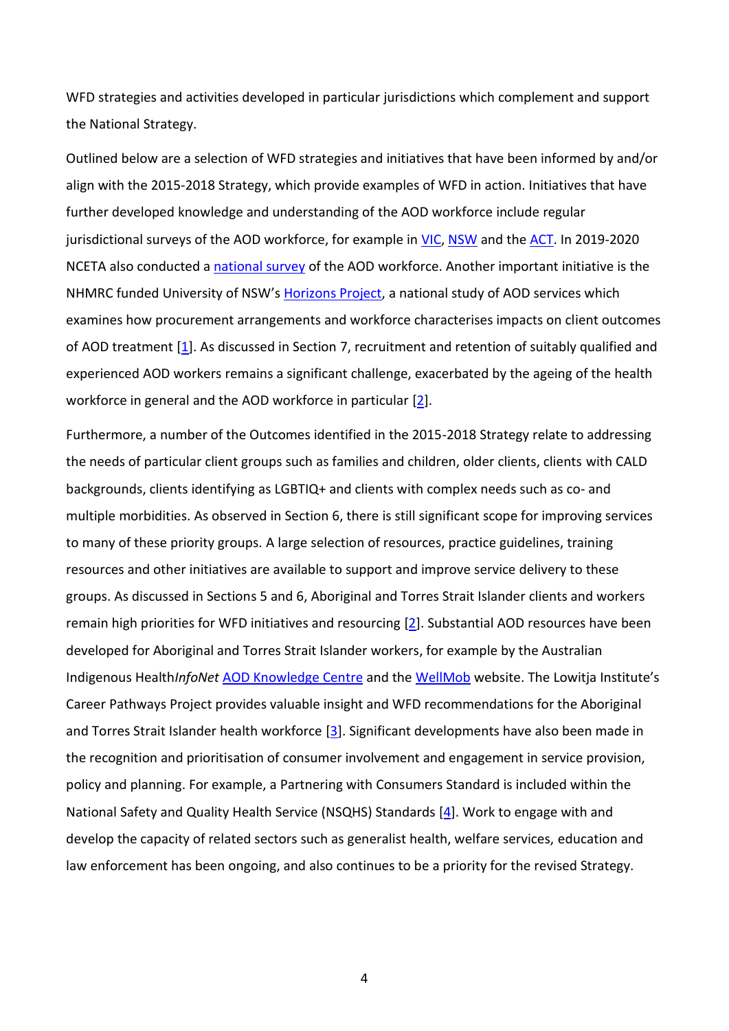WFD strategies and activities developed in particular jurisdictions which complement and support the National Strategy.

Outlined below are a selection of WFD strategies and initiatives that have been informed by and/or align with the 2015-2018 Strategy, which provide examples of WFD in action. Initiatives that have further developed knowledge and understanding of the AOD workforce include regular jurisdictional surveys of the AOD workforce, for example in VIC, NSW and the ACT. In 2019-2020 NCETA also conducted a national survey of the AOD workforce. Another important initiative is the NHMRC funded University of NSW's Horizons Project, a national study of AOD services which examines how procurement arrangements and workforce characterises impacts on client outcomes of AOD treatment [1]. As discussed in Section 7, recruitment and retention of suitably qualified and experienced AOD workers remains a significant challenge, exacerbated by the ageing of the health workforce in general and the AOD workforce in particular [2].

Furthermore, a number of the Outcomes identified in the 2015-2018 Strategy relate to addressing the needs of particular client groups such as families and children, older clients, clients with CALD backgrounds, clients identifying as LGBTIQ+ and clients with complex needs such as co- and multiple morbidities. As observed in Section 6, there is still significant scope for improving services to many of these priority groups. A large selection of resources, practice guidelines, training resources and other initiatives are available to support and improve service delivery to these groups. As discussed in Sections 5 and 6, Aboriginal and Torres Strait Islander clients and workers remain high priorities for WFD initiatives and resourcing [2]. Substantial AOD resources have been developed for Aboriginal and Torres Strait Islander workers, for example by the Australian Indigenous Health*InfoNet* AOD Knowledge Centre and the WellMob website. The Lowitja Institute's Career Pathways Project provides valuable insight and WFD recommendations for the Aboriginal and Torres Strait Islander health workforce [3]. Significant developments have also been made in the recognition and prioritisation of consumer involvement and engagement in service provision, policy and planning. For example, a Partnering with Consumers Standard is included within the National Safety and Quality Health Service (NSQHS) Standards [4]. Work to engage with and develop the capacity of related sectors such as generalist health, welfare services, education and law enforcement has been ongoing, and also continues to be a priority for the revised Strategy.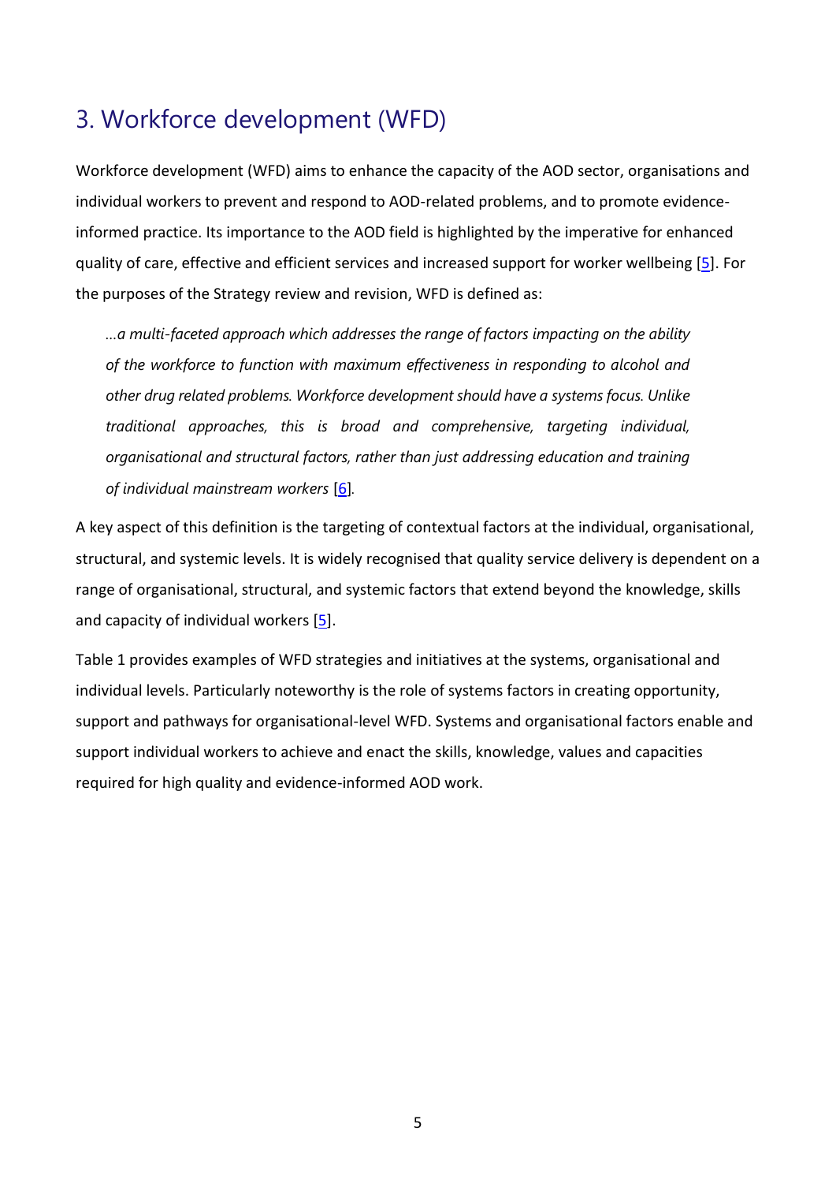# 3. Workforce development (WFD)

Workforce development (WFD) aims to enhance the capacity of the AOD sector, organisations and individual workers to prevent and respond to AOD-related problems, and to promote evidence-informed practice. Its importance to the AOD field is highlighted by the imperative for enhanced quality of care, effective and efficient services and increased support for worker wellbeing [5]. For the purposes of the Strategy review and revision, WFD is defined as:

> *…a multi-faceted approach which addresses the range of factors impacting on the ability of the workforce to function with maximum effectiveness in responding to alcohol and other drug related problems. Workforce development should have a systems focus. Unlike traditional approaches, this is broad and comprehensive, targeting individual, organisational and structural factors, rather than just addressing education and training of individual mainstream workers* [6].

A key aspect of this definition is the targeting of contextual factors at the individual, organisational, structural, and systemic levels. It is widely recognised that quality service delivery is dependent on a range of organisational, structural, and systemic factors that extend beyond the knowledge, skills and capacity of individual workers [5].

Table 1 provides examples of WFD strategies and initiatives at the systems, organisational and individual levels. Particularly noteworthy is the role of systems factors in creating opportunity, support and pathways for organisational-level WFD. Systems and organisational factors enable and support individual workers to achieve and enact the skills, knowledge, values and capacities required for high quality and evidence-informed AOD work.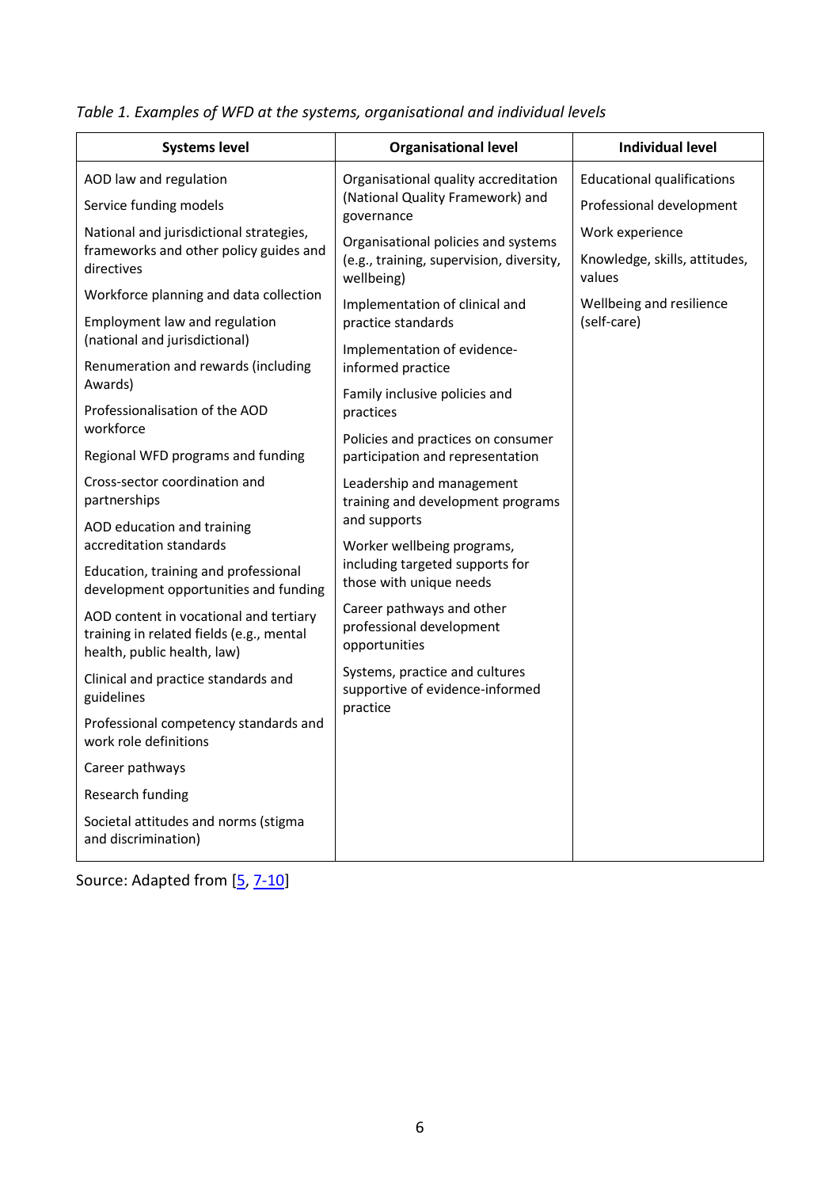*Table 1. Examples of WFD at the systems, organisational and individual levels*

| Systems level | Organisational level | Individual level |
|---|---|---|
| AOD law and regulation | Organisational quality accreditation (National Quality Framework) and governance | Educational qualifications |
| Service funding models | Organisational policies and systems (e.g., training, supervision, diversity, wellbeing) | Professional development |
| National and jurisdictional strategies, frameworks and other policy guides and directives | Implementation of clinical and practice standards | Work experience |
| Workforce planning and data collection | Implementation of evidence-informed practice | Knowledge, skills, attitudes, values |
| Employment law and regulation (national and jurisdictional) | Family inclusive policies and practices | Wellbeing and resilience (self-care) |
| Renumeration and rewards (including Awards) | Policies and practices on consumer participation and representation | |
| Professionalisation of the AOD workforce | Leadership and management training and development programs and supports | |
| Regional WFD programs and funding | Worker wellbeing programs, including targeted supports for those with unique needs | |
| Cross-sector coordination and partnerships | Career pathways and other professional development opportunities | |
| AOD education and training accreditation standards | Systems, practice and cultures supportive of evidence-informed practice | |
| Education, training and professional development opportunities and funding | | |
| AOD content in vocational and tertiary training in related fields (e.g., mental health, public health, law) | | |
| Clinical and practice standards and guidelines | | |
| Professional competency standards and work role definitions | | |
| Career pathways | | |
| Research funding | | |
| Societal attitudes and norms (stigma and discrimination) | | |

Source: Adapted from [5, 7-10]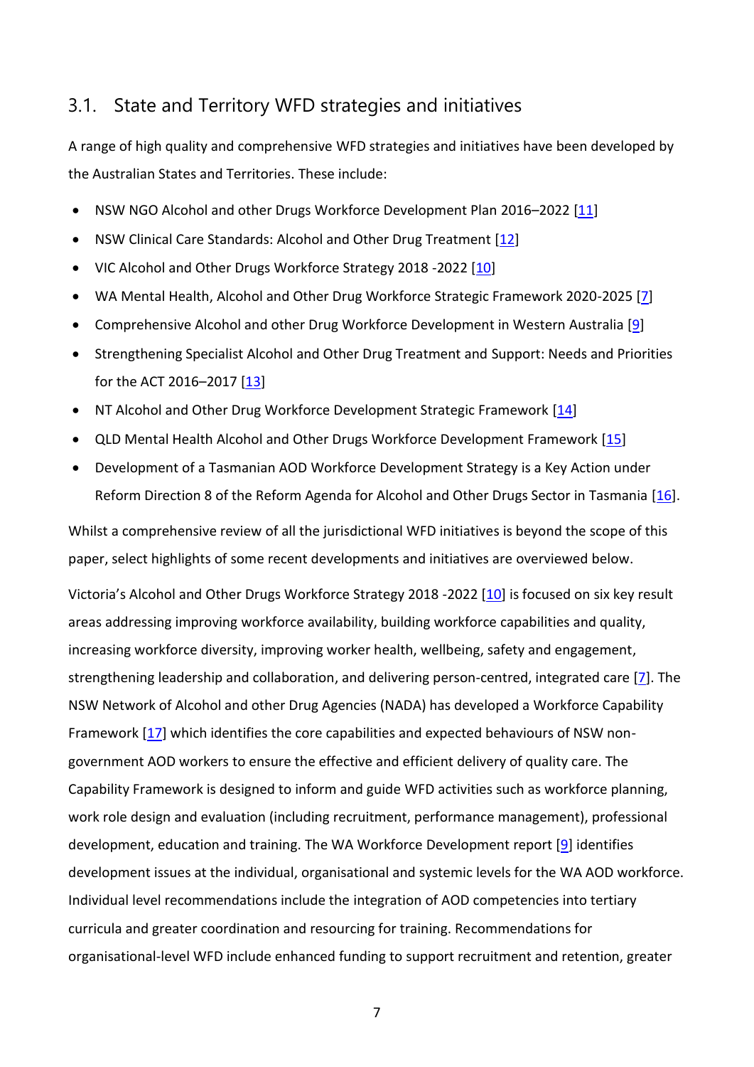## 3.1. State and Territory WFD strategies and initiatives

A range of high quality and comprehensive WFD strategies and initiatives have been developed by the Australian States and Territories. These include:

- NSW NGO Alcohol and other Drugs Workforce Development Plan 2016–2022 [11]
- NSW Clinical Care Standards: Alcohol and Other Drug Treatment [12]
- VIC Alcohol and Other Drugs Workforce Strategy 2018 -2022 [10]
- WA Mental Health, Alcohol and Other Drug Workforce Strategic Framework 2020-2025 [7]
- Comprehensive Alcohol and other Drug Workforce Development in Western Australia [9]
- Strengthening Specialist Alcohol and Other Drug Treatment and Support: Needs and Priorities for the ACT 2016–2017 [13]
- NT Alcohol and Other Drug Workforce Development Strategic Framework [14]
- QLD Mental Health Alcohol and Other Drugs Workforce Development Framework [15]
- Development of a Tasmanian AOD Workforce Development Strategy is a Key Action under Reform Direction 8 of the Reform Agenda for Alcohol and Other Drugs Sector in Tasmania [16].

Whilst a comprehensive review of all the jurisdictional WFD initiatives is beyond the scope of this paper, select highlights of some recent developments and initiatives are overviewed below.

Victoria's Alcohol and Other Drugs Workforce Strategy 2018 -2022 [10] is focused on six key result areas addressing improving workforce availability, building workforce capabilities and quality, increasing workforce diversity, improving worker health, wellbeing, safety and engagement, strengthening leadership and collaboration, and delivering person-centred, integrated care [7]. The NSW Network of Alcohol and other Drug Agencies (NADA) has developed a Workforce Capability Framework [17] which identifies the core capabilities and expected behaviours of NSW non-government AOD workers to ensure the effective and efficient delivery of quality care. The Capability Framework is designed to inform and guide WFD activities such as workforce planning, work role design and evaluation (including recruitment, performance management), professional development, education and training. The WA Workforce Development report [9] identifies development issues at the individual, organisational and systemic levels for the WA AOD workforce. Individual level recommendations include the integration of AOD competencies into tertiary curricula and greater coordination and resourcing for training. Recommendations for organisational-level WFD include enhanced funding to support recruitment and retention, greater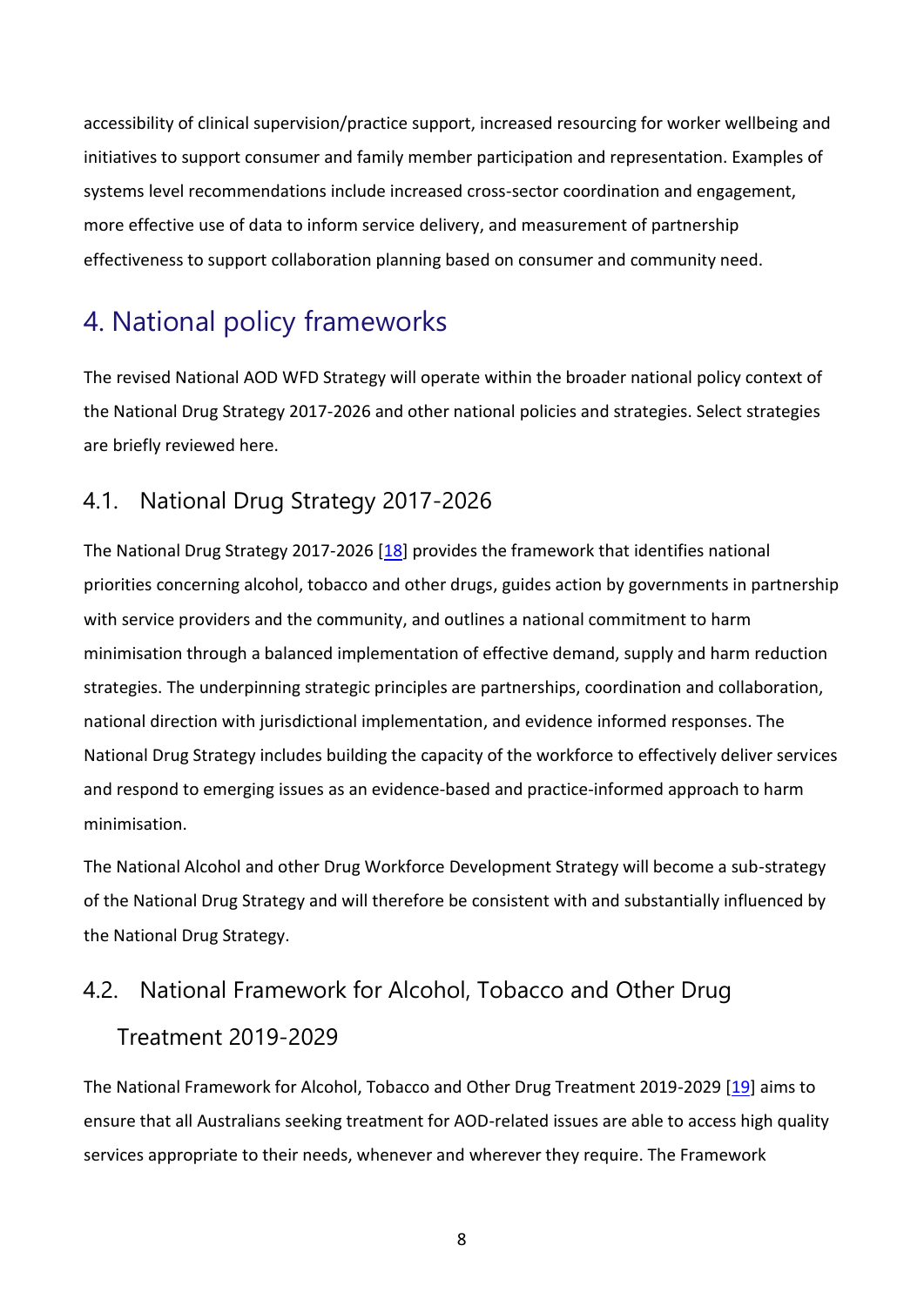accessibility of clinical supervision/practice support, increased resourcing for worker wellbeing and initiatives to support consumer and family member participation and representation. Examples of systems level recommendations include increased cross-sector coordination and engagement, more effective use of data to inform service delivery, and measurement of partnership effectiveness to support collaboration planning based on consumer and community need.

# 4. National policy frameworks

The revised National AOD WFD Strategy will operate within the broader national policy context of the National Drug Strategy 2017-2026 and other national policies and strategies. Select strategies are briefly reviewed here.

## 4.1. National Drug Strategy 2017-2026

The National Drug Strategy 2017-2026 [18] provides the framework that identifies national priorities concerning alcohol, tobacco and other drugs, guides action by governments in partnership with service providers and the community, and outlines a national commitment to harm minimisation through a balanced implementation of effective demand, supply and harm reduction strategies. The underpinning strategic principles are partnerships, coordination and collaboration, national direction with jurisdictional implementation, and evidence informed responses. The National Drug Strategy includes building the capacity of the workforce to effectively deliver services and respond to emerging issues as an evidence-based and practice-informed approach to harm minimisation.

The National Alcohol and other Drug Workforce Development Strategy will become a sub-strategy of the National Drug Strategy and will therefore be consistent with and substantially influenced by the National Drug Strategy.

## 4.2. National Framework for Alcohol, Tobacco and Other Drug Treatment 2019-2029

The National Framework for Alcohol, Tobacco and Other Drug Treatment 2019-2029 [19] aims to ensure that all Australians seeking treatment for AOD-related issues are able to access high quality services appropriate to their needs, whenever and wherever they require. The Framework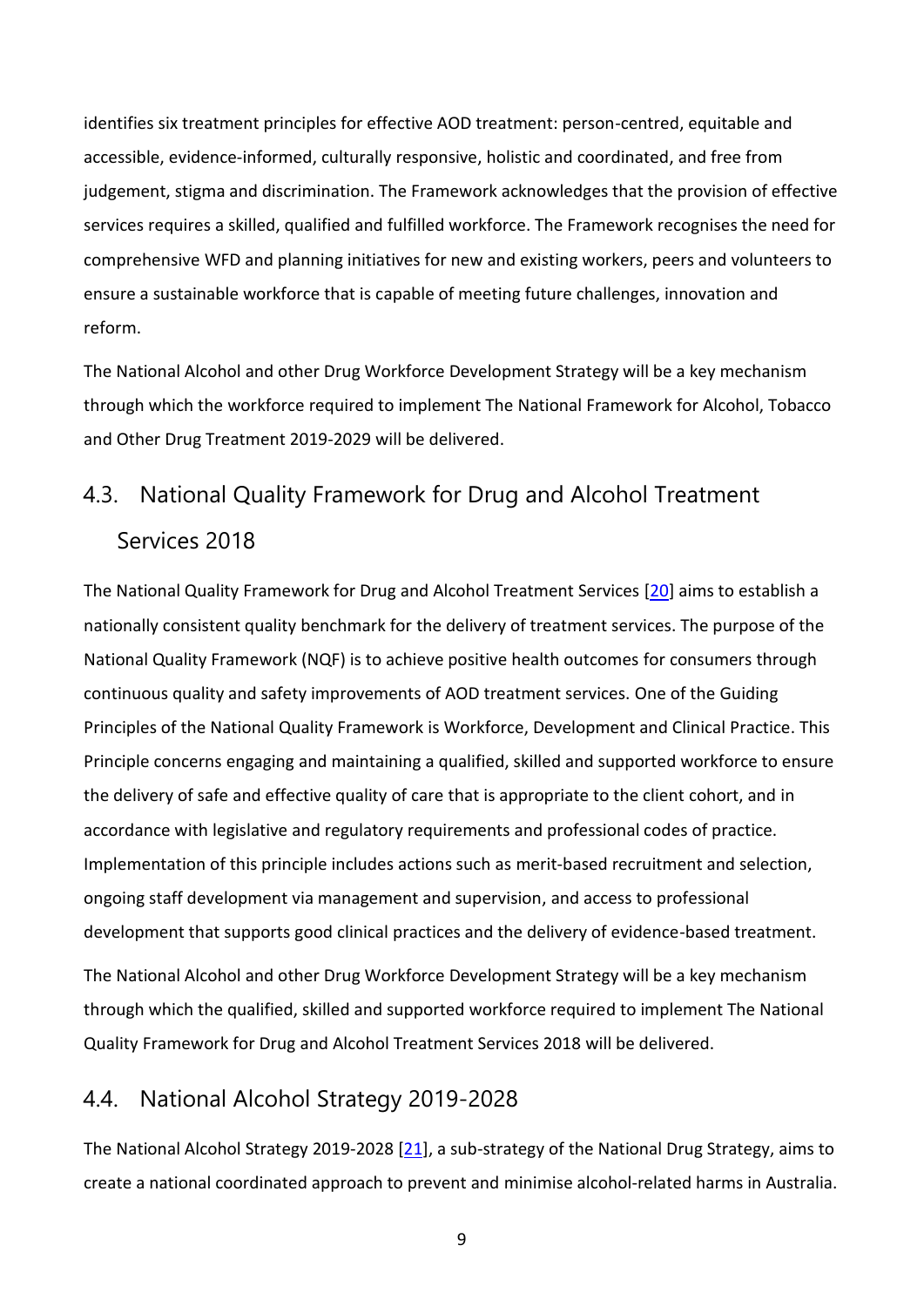identifies six treatment principles for effective AOD treatment: person-centred, equitable and accessible, evidence-informed, culturally responsive, holistic and coordinated, and free from judgement, stigma and discrimination. The Framework acknowledges that the provision of effective services requires a skilled, qualified and fulfilled workforce. The Framework recognises the need for comprehensive WFD and planning initiatives for new and existing workers, peers and volunteers to ensure a sustainable workforce that is capable of meeting future challenges, innovation and reform.

The National Alcohol and other Drug Workforce Development Strategy will be a key mechanism through which the workforce required to implement The National Framework for Alcohol, Tobacco and Other Drug Treatment 2019-2029 will be delivered.

## 4.3. National Quality Framework for Drug and Alcohol Treatment Services 2018

The National Quality Framework for Drug and Alcohol Treatment Services [20] aims to establish a nationally consistent quality benchmark for the delivery of treatment services. The purpose of the National Quality Framework (NQF) is to achieve positive health outcomes for consumers through continuous quality and safety improvements of AOD treatment services. One of the Guiding Principles of the National Quality Framework is Workforce, Development and Clinical Practice. This Principle concerns engaging and maintaining a qualified, skilled and supported workforce to ensure the delivery of safe and effective quality of care that is appropriate to the client cohort, and in accordance with legislative and regulatory requirements and professional codes of practice. Implementation of this principle includes actions such as merit-based recruitment and selection, ongoing staff development via management and supervision, and access to professional development that supports good clinical practices and the delivery of evidence-based treatment.

The National Alcohol and other Drug Workforce Development Strategy will be a key mechanism through which the qualified, skilled and supported workforce required to implement The National Quality Framework for Drug and Alcohol Treatment Services 2018 will be delivered.

## 4.4. National Alcohol Strategy 2019-2028

The National Alcohol Strategy 2019-2028 [21], a sub-strategy of the National Drug Strategy, aims to create a national coordinated approach to prevent and minimise alcohol-related harms in Australia.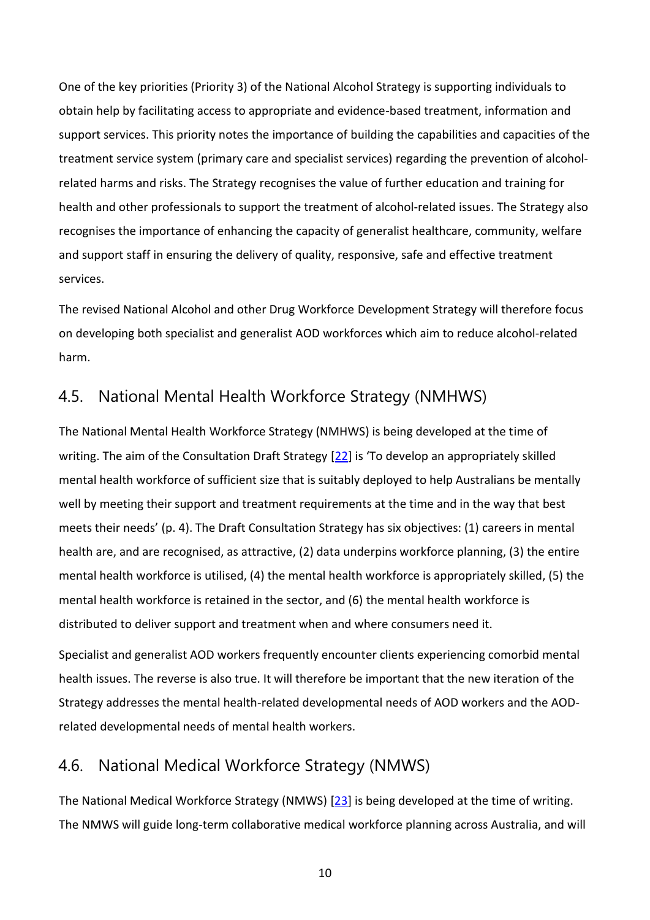One of the key priorities (Priority 3) of the National Alcohol Strategy is supporting individuals to obtain help by facilitating access to appropriate and evidence-based treatment, information and support services. This priority notes the importance of building the capabilities and capacities of the treatment service system (primary care and specialist services) regarding the prevention of alcohol-related harms and risks. The Strategy recognises the value of further education and training for health and other professionals to support the treatment of alcohol-related issues. The Strategy also recognises the importance of enhancing the capacity of generalist healthcare, community, welfare and support staff in ensuring the delivery of quality, responsive, safe and effective treatment services.

The revised National Alcohol and other Drug Workforce Development Strategy will therefore focus on developing both specialist and generalist AOD workforces which aim to reduce alcohol-related harm.

## 4.5. National Mental Health Workforce Strategy (NMHWS)

The National Mental Health Workforce Strategy (NMHWS) is being developed at the time of writing. The aim of the Consultation Draft Strategy [22] is 'To develop an appropriately skilled mental health workforce of sufficient size that is suitably deployed to help Australians be mentally well by meeting their support and treatment requirements at the time and in the way that best meets their needs' (p. 4). The Draft Consultation Strategy has six objectives: (1) careers in mental health are, and are recognised, as attractive, (2) data underpins workforce planning, (3) the entire mental health workforce is utilised, (4) the mental health workforce is appropriately skilled, (5) the mental health workforce is retained in the sector, and (6) the mental health workforce is distributed to deliver support and treatment when and where consumers need it.

Specialist and generalist AOD workers frequently encounter clients experiencing comorbid mental health issues. The reverse is also true. It will therefore be important that the new iteration of the Strategy addresses the mental health-related developmental needs of AOD workers and the AOD-related developmental needs of mental health workers.

## 4.6. National Medical Workforce Strategy (NMWS)

The National Medical Workforce Strategy (NMWS) [23] is being developed at the time of writing. The NMWS will guide long-term collaborative medical workforce planning across Australia, and will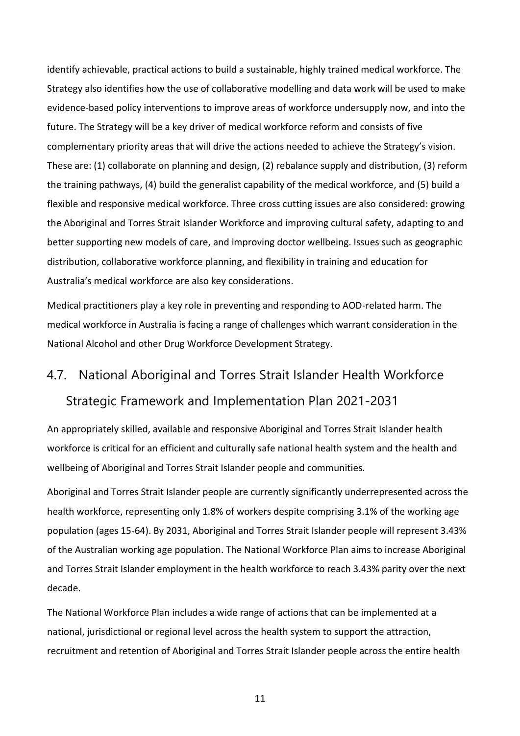identify achievable, practical actions to build a sustainable, highly trained medical workforce. The Strategy also identifies how the use of collaborative modelling and data work will be used to make evidence-based policy interventions to improve areas of workforce undersupply now, and into the future. The Strategy will be a key driver of medical workforce reform and consists of five complementary priority areas that will drive the actions needed to achieve the Strategy's vision. These are: (1) collaborate on planning and design, (2) rebalance supply and distribution, (3) reform the training pathways, (4) build the generalist capability of the medical workforce, and (5) build a flexible and responsive medical workforce. Three cross cutting issues are also considered: growing the Aboriginal and Torres Strait Islander Workforce and improving cultural safety, adapting to and better supporting new models of care, and improving doctor wellbeing. Issues such as geographic distribution, collaborative workforce planning, and flexibility in training and education for Australia's medical workforce are also key considerations.

Medical practitioners play a key role in preventing and responding to AOD-related harm. The medical workforce in Australia is facing a range of challenges which warrant consideration in the National Alcohol and other Drug Workforce Development Strategy.

## 4.7. National Aboriginal and Torres Strait Islander Health Workforce Strategic Framework and Implementation Plan 2021-2031

An appropriately skilled, available and responsive Aboriginal and Torres Strait Islander health workforce is critical for an efficient and culturally safe national health system and the health and wellbeing of Aboriginal and Torres Strait Islander people and communities.

Aboriginal and Torres Strait Islander people are currently significantly underrepresented across the health workforce, representing only 1.8% of workers despite comprising 3.1% of the working age population (ages 15-64). By 2031, Aboriginal and Torres Strait Islander people will represent 3.43% of the Australian working age population. The National Workforce Plan aims to increase Aboriginal and Torres Strait Islander employment in the health workforce to reach 3.43% parity over the next decade.

The National Workforce Plan includes a wide range of actions that can be implemented at a national, jurisdictional or regional level across the health system to support the attraction, recruitment and retention of Aboriginal and Torres Strait Islander people across the entire health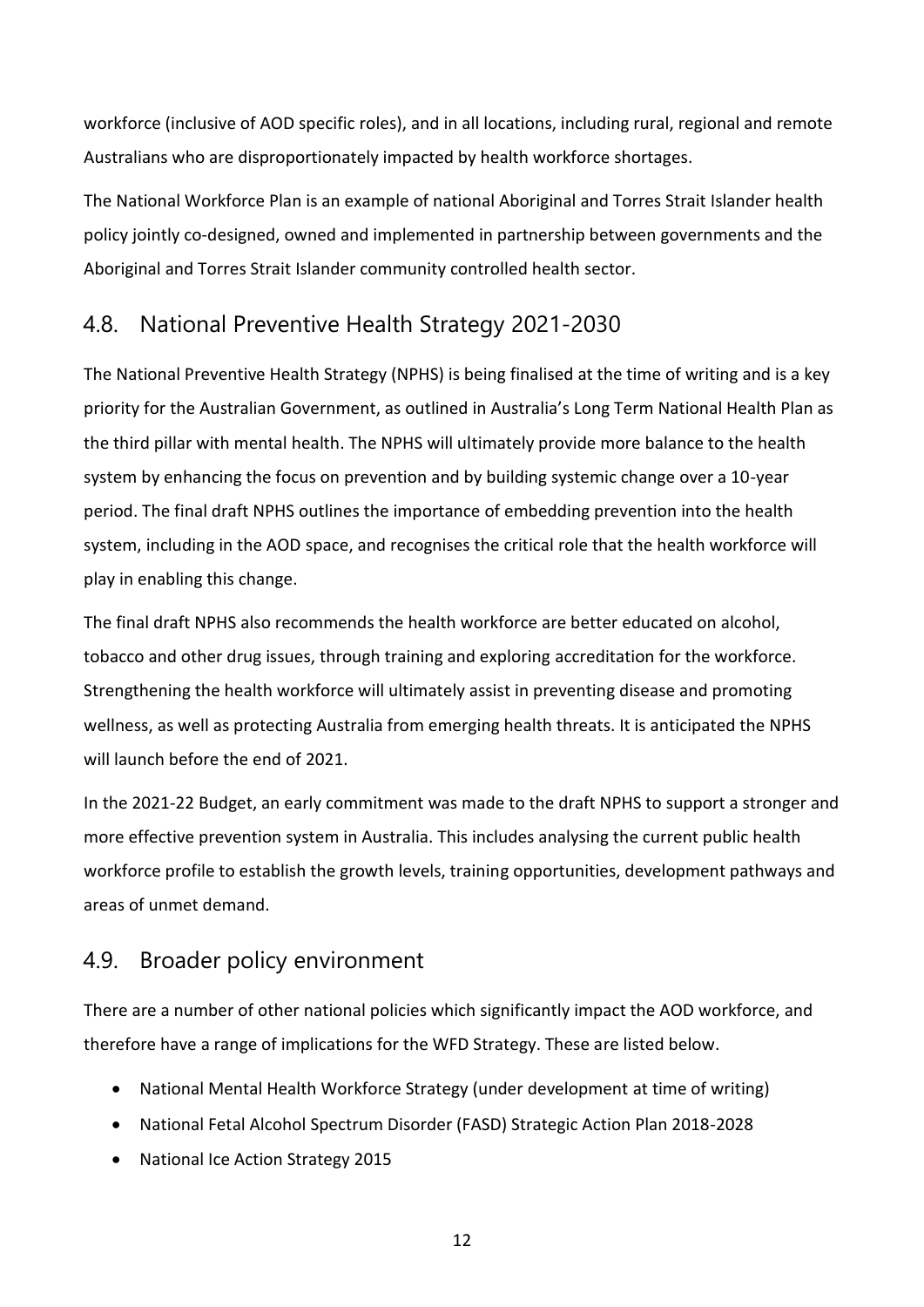workforce (inclusive of AOD specific roles), and in all locations, including rural, regional and remote Australians who are disproportionately impacted by health workforce shortages.

The National Workforce Plan is an example of national Aboriginal and Torres Strait Islander health policy jointly co-designed, owned and implemented in partnership between governments and the Aboriginal and Torres Strait Islander community controlled health sector.

## 4.8. National Preventive Health Strategy 2021-2030

The National Preventive Health Strategy (NPHS) is being finalised at the time of writing and is a key priority for the Australian Government, as outlined in Australia's Long Term National Health Plan as the third pillar with mental health. The NPHS will ultimately provide more balance to the health system by enhancing the focus on prevention and by building systemic change over a 10-year period. The final draft NPHS outlines the importance of embedding prevention into the health system, including in the AOD space, and recognises the critical role that the health workforce will play in enabling this change.

The final draft NPHS also recommends the health workforce are better educated on alcohol, tobacco and other drug issues, through training and exploring accreditation for the workforce. Strengthening the health workforce will ultimately assist in preventing disease and promoting wellness, as well as protecting Australia from emerging health threats. It is anticipated the NPHS will launch before the end of 2021.

In the 2021-22 Budget, an early commitment was made to the draft NPHS to support a stronger and more effective prevention system in Australia. This includes analysing the current public health workforce profile to establish the growth levels, training opportunities, development pathways and areas of unmet demand.

## 4.9. Broader policy environment

There are a number of other national policies which significantly impact the AOD workforce, and therefore have a range of implications for the WFD Strategy. These are listed below.

- National Mental Health Workforce Strategy (under development at time of writing)
- National Fetal Alcohol Spectrum Disorder (FASD) Strategic Action Plan 2018-2028
- National Ice Action Strategy 2015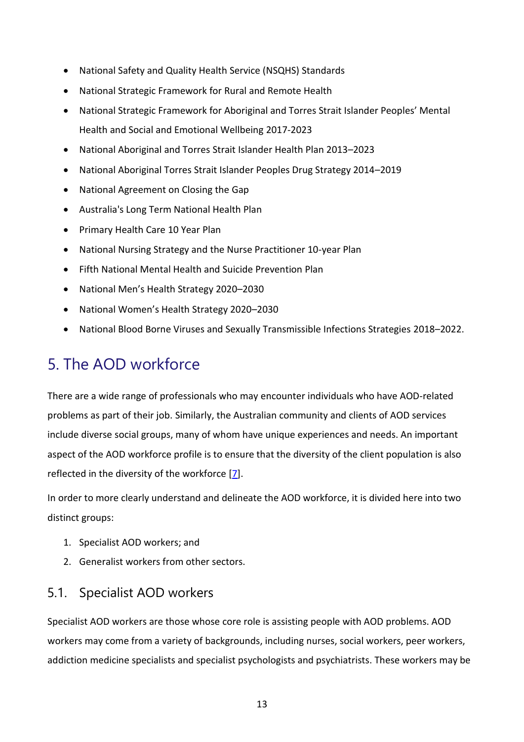- National Safety and Quality Health Service (NSQHS) Standards
- National Strategic Framework for Rural and Remote Health
- National Strategic Framework for Aboriginal and Torres Strait Islander Peoples' Mental Health and Social and Emotional Wellbeing 2017-2023
- National Aboriginal and Torres Strait Islander Health Plan 2013–2023
- National Aboriginal Torres Strait Islander Peoples Drug Strategy 2014–2019
- National Agreement on Closing the Gap
- Australia's Long Term National Health Plan
- Primary Health Care 10 Year Plan
- National Nursing Strategy and the Nurse Practitioner 10-year Plan
- Fifth National Mental Health and Suicide Prevention Plan
- National Men's Health Strategy 2020–2030
- National Women's Health Strategy 2020–2030
- National Blood Borne Viruses and Sexually Transmissible Infections Strategies 2018–2022.

# 5. The AOD workforce

There are a wide range of professionals who may encounter individuals who have AOD-related problems as part of their job. Similarly, the Australian community and clients of AOD services include diverse social groups, many of whom have unique experiences and needs. An important aspect of the AOD workforce profile is to ensure that the diversity of the client population is also reflected in the diversity of the workforce [7].

In order to more clearly understand and delineate the AOD workforce, it is divided here into two distinct groups:

1. Specialist AOD workers; and
2. Generalist workers from other sectors.

## 5.1. Specialist AOD workers

Specialist AOD workers are those whose core role is assisting people with AOD problems. AOD workers may come from a variety of backgrounds, including nurses, social workers, peer workers, addiction medicine specialists and specialist psychologists and psychiatrists. These workers may be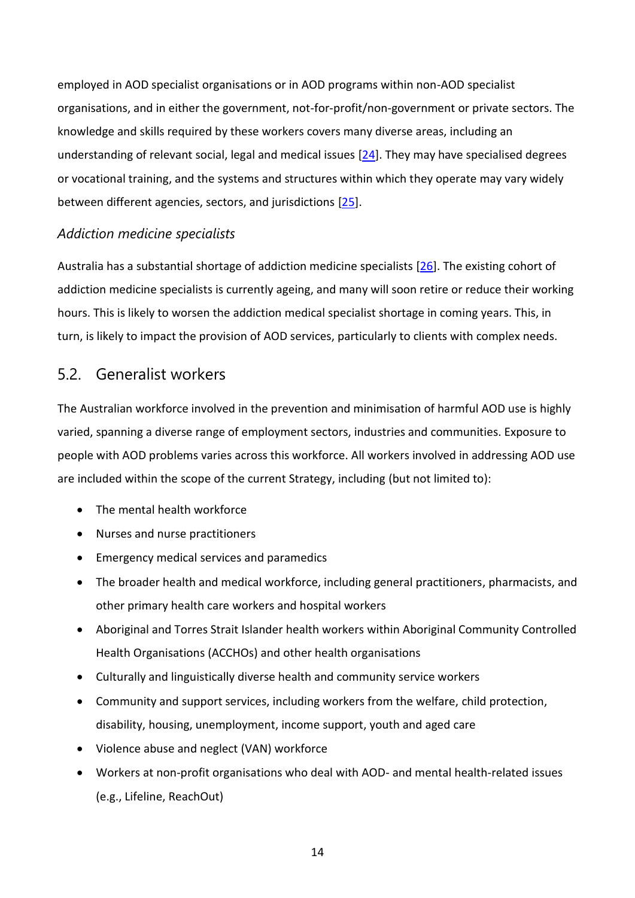employed in AOD specialist organisations or in AOD programs within non-AOD specialist organisations, and in either the government, not-for-profit/non-government or private sectors. The knowledge and skills required by these workers covers many diverse areas, including an understanding of relevant social, legal and medical issues [24]. They may have specialised degrees or vocational training, and the systems and structures within which they operate may vary widely between different agencies, sectors, and jurisdictions [25].

### *Addiction medicine specialists*

Australia has a substantial shortage of addiction medicine specialists [26]. The existing cohort of addiction medicine specialists is currently ageing, and many will soon retire or reduce their working hours. This is likely to worsen the addiction medical specialist shortage in coming years. This, in turn, is likely to impact the provision of AOD services, particularly to clients with complex needs.

## 5.2. Generalist workers

The Australian workforce involved in the prevention and minimisation of harmful AOD use is highly varied, spanning a diverse range of employment sectors, industries and communities. Exposure to people with AOD problems varies across this workforce. All workers involved in addressing AOD use are included within the scope of the current Strategy, including (but not limited to):

- The mental health workforce
- Nurses and nurse practitioners
- Emergency medical services and paramedics
- The broader health and medical workforce, including general practitioners, pharmacists, and other primary health care workers and hospital workers
- Aboriginal and Torres Strait Islander health workers within Aboriginal Community Controlled Health Organisations (ACCHOs) and other health organisations
- Culturally and linguistically diverse health and community service workers
- Community and support services, including workers from the welfare, child protection, disability, housing, unemployment, income support, youth and aged care
- Violence abuse and neglect (VAN) workforce
- Workers at non-profit organisations who deal with AOD- and mental health-related issues (e.g., Lifeline, ReachOut)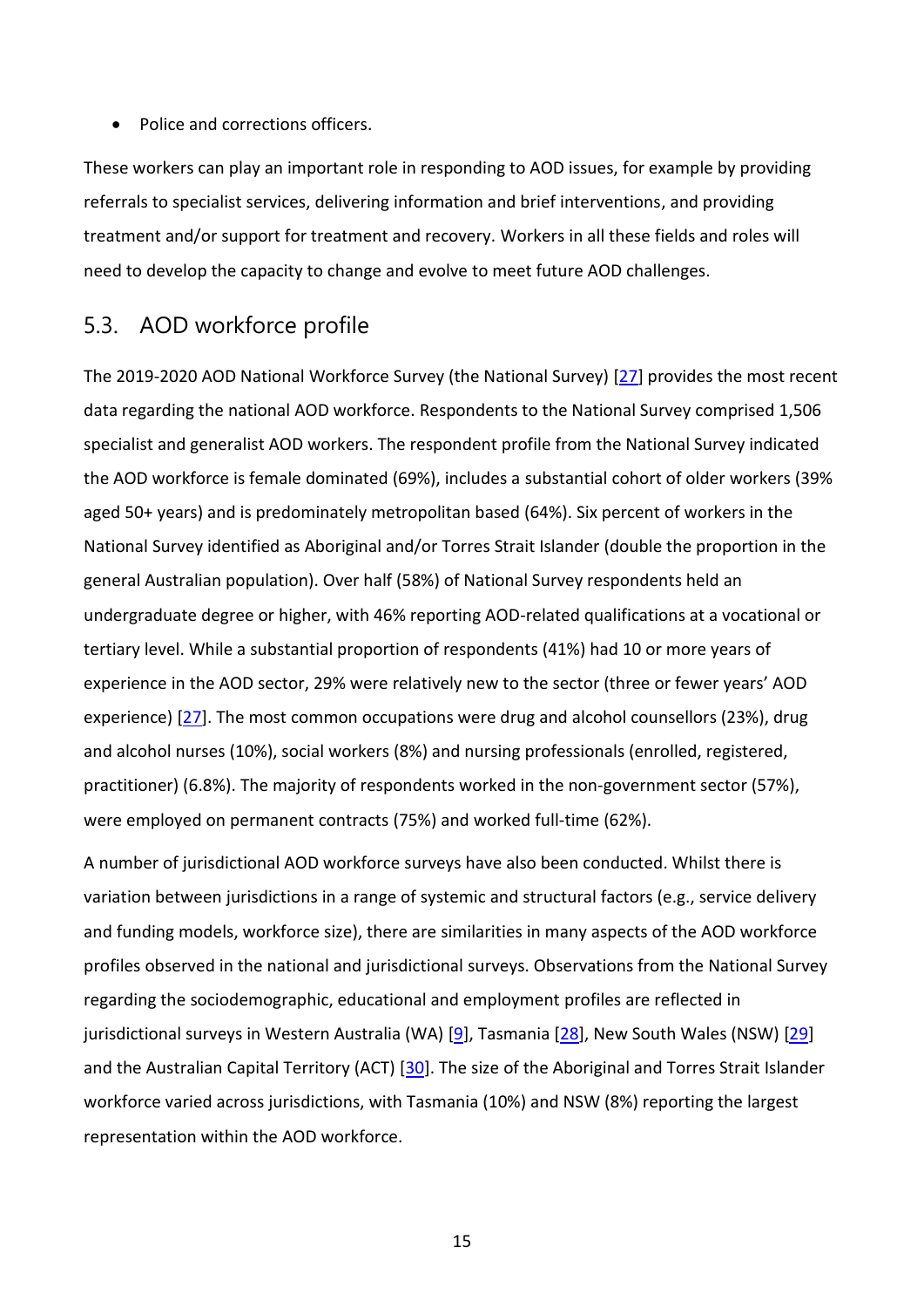- Police and corrections officers.

These workers can play an important role in responding to AOD issues, for example by providing referrals to specialist services, delivering information and brief interventions, and providing treatment and/or support for treatment and recovery. Workers in all these fields and roles will need to develop the capacity to change and evolve to meet future AOD challenges.

## 5.3. AOD workforce profile

The 2019-2020 AOD National Workforce Survey (the National Survey) [27] provides the most recent data regarding the national AOD workforce. Respondents to the National Survey comprised 1,506 specialist and generalist AOD workers. The respondent profile from the National Survey indicated the AOD workforce is female dominated (69%), includes a substantial cohort of older workers (39% aged 50+ years) and is predominately metropolitan based (64%). Six percent of workers in the National Survey identified as Aboriginal and/or Torres Strait Islander (double the proportion in the general Australian population). Over half (58%) of National Survey respondents held an undergraduate degree or higher, with 46% reporting AOD-related qualifications at a vocational or tertiary level. While a substantial proportion of respondents (41%) had 10 or more years of experience in the AOD sector, 29% were relatively new to the sector (three or fewer years' AOD experience) [27]. The most common occupations were drug and alcohol counsellors (23%), drug and alcohol nurses (10%), social workers (8%) and nursing professionals (enrolled, registered, practitioner) (6.8%). The majority of respondents worked in the non-government sector (57%), were employed on permanent contracts (75%) and worked full-time (62%).

A number of jurisdictional AOD workforce surveys have also been conducted. Whilst there is variation between jurisdictions in a range of systemic and structural factors (e.g., service delivery and funding models, workforce size), there are similarities in many aspects of the AOD workforce profiles observed in the national and jurisdictional surveys. Observations from the National Survey regarding the sociodemographic, educational and employment profiles are reflected in jurisdictional surveys in Western Australia (WA) [9], Tasmania [28], New South Wales (NSW) [29] and the Australian Capital Territory (ACT) [30]. The size of the Aboriginal and Torres Strait Islander workforce varied across jurisdictions, with Tasmania (10%) and NSW (8%) reporting the largest representation within the AOD workforce.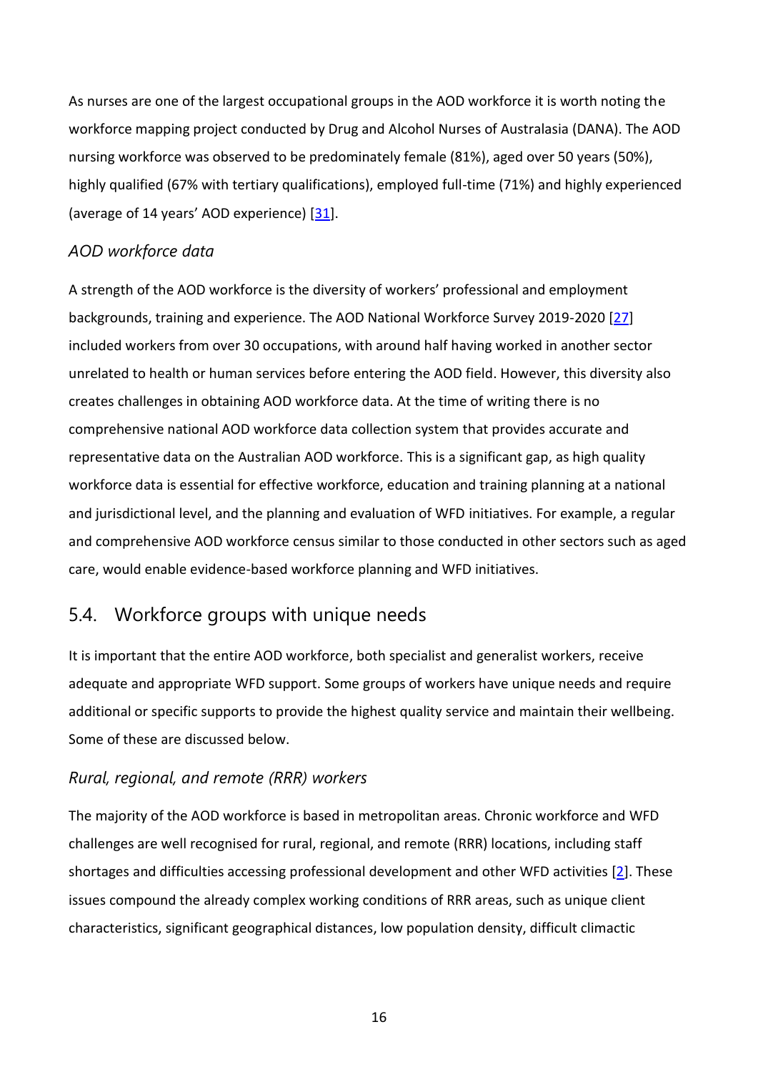As nurses are one of the largest occupational groups in the AOD workforce it is worth noting the workforce mapping project conducted by Drug and Alcohol Nurses of Australasia (DANA). The AOD nursing workforce was observed to be predominately female (81%), aged over 50 years (50%), highly qualified (67% with tertiary qualifications), employed full-time (71%) and highly experienced (average of 14 years' AOD experience) [31].

### *AOD workforce data*

A strength of the AOD workforce is the diversity of workers' professional and employment backgrounds, training and experience. The AOD National Workforce Survey 2019-2020 [27] included workers from over 30 occupations, with around half having worked in another sector unrelated to health or human services before entering the AOD field. However, this diversity also creates challenges in obtaining AOD workforce data. At the time of writing there is no comprehensive national AOD workforce data collection system that provides accurate and representative data on the Australian AOD workforce. This is a significant gap, as high quality workforce data is essential for effective workforce, education and training planning at a national and jurisdictional level, and the planning and evaluation of WFD initiatives. For example, a regular and comprehensive AOD workforce census similar to those conducted in other sectors such as aged care, would enable evidence-based workforce planning and WFD initiatives.

## 5.4. Workforce groups with unique needs

It is important that the entire AOD workforce, both specialist and generalist workers, receive adequate and appropriate WFD support. Some groups of workers have unique needs and require additional or specific supports to provide the highest quality service and maintain their wellbeing. Some of these are discussed below.

### *Rural, regional, and remote (RRR) workers*

The majority of the AOD workforce is based in metropolitan areas. Chronic workforce and WFD challenges are well recognised for rural, regional, and remote (RRR) locations, including staff shortages and difficulties accessing professional development and other WFD activities [2]. These issues compound the already complex working conditions of RRR areas, such as unique client characteristics, significant geographical distances, low population density, difficult climactic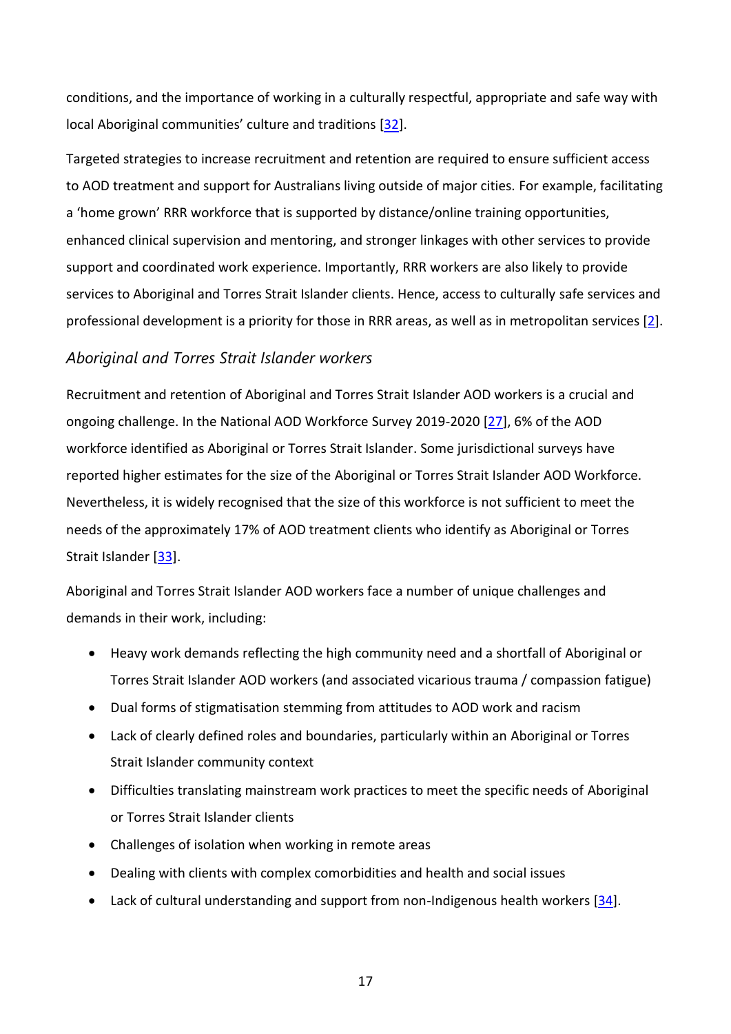conditions, and the importance of working in a culturally respectful, appropriate and safe way with local Aboriginal communities' culture and traditions [32].

Targeted strategies to increase recruitment and retention are required to ensure sufficient access to AOD treatment and support for Australians living outside of major cities. For example, facilitating a 'home grown' RRR workforce that is supported by distance/online training opportunities, enhanced clinical supervision and mentoring, and stronger linkages with other services to provide support and coordinated work experience. Importantly, RRR workers are also likely to provide services to Aboriginal and Torres Strait Islander clients. Hence, access to culturally safe services and professional development is a priority for those in RRR areas, as well as in metropolitan services [2].

### *Aboriginal and Torres Strait Islander workers*

Recruitment and retention of Aboriginal and Torres Strait Islander AOD workers is a crucial and ongoing challenge. In the National AOD Workforce Survey 2019-2020 [27], 6% of the AOD workforce identified as Aboriginal or Torres Strait Islander. Some jurisdictional surveys have reported higher estimates for the size of the Aboriginal or Torres Strait Islander AOD Workforce. Nevertheless, it is widely recognised that the size of this workforce is not sufficient to meet the needs of the approximately 17% of AOD treatment clients who identify as Aboriginal or Torres Strait Islander [33].

Aboriginal and Torres Strait Islander AOD workers face a number of unique challenges and demands in their work, including:

- Heavy work demands reflecting the high community need and a shortfall of Aboriginal or Torres Strait Islander AOD workers (and associated vicarious trauma / compassion fatigue)
- Dual forms of stigmatisation stemming from attitudes to AOD work and racism
- Lack of clearly defined roles and boundaries, particularly within an Aboriginal or Torres Strait Islander community context
- Difficulties translating mainstream work practices to meet the specific needs of Aboriginal or Torres Strait Islander clients
- Challenges of isolation when working in remote areas
- Dealing with clients with complex comorbidities and health and social issues
- Lack of cultural understanding and support from non-Indigenous health workers [34].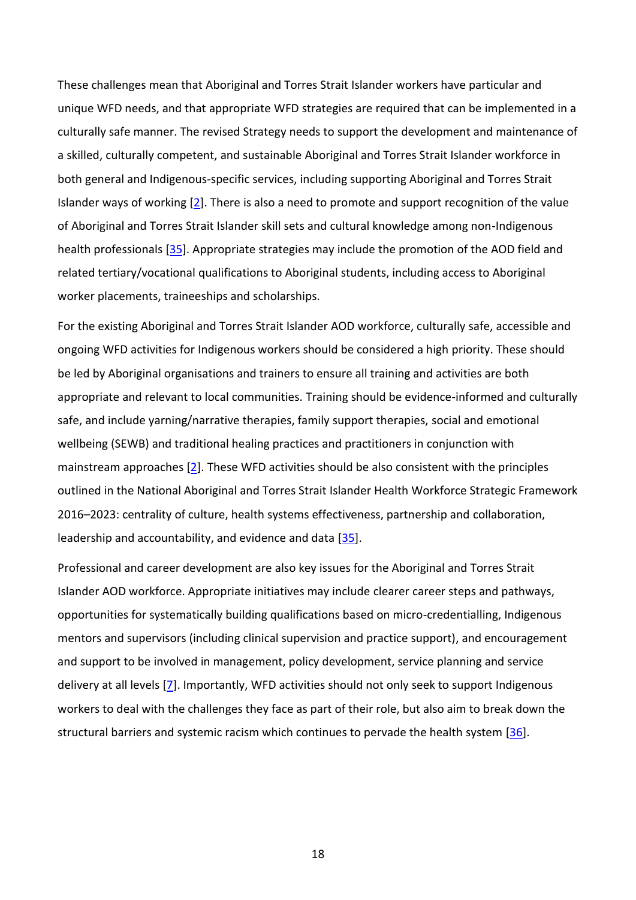These challenges mean that Aboriginal and Torres Strait Islander workers have particular and unique WFD needs, and that appropriate WFD strategies are required that can be implemented in a culturally safe manner. The revised Strategy needs to support the development and maintenance of a skilled, culturally competent, and sustainable Aboriginal and Torres Strait Islander workforce in both general and Indigenous-specific services, including supporting Aboriginal and Torres Strait Islander ways of working [2]. There is also a need to promote and support recognition of the value of Aboriginal and Torres Strait Islander skill sets and cultural knowledge among non-Indigenous health professionals [35]. Appropriate strategies may include the promotion of the AOD field and related tertiary/vocational qualifications to Aboriginal students, including access to Aboriginal worker placements, traineeships and scholarships.

For the existing Aboriginal and Torres Strait Islander AOD workforce, culturally safe, accessible and ongoing WFD activities for Indigenous workers should be considered a high priority. These should be led by Aboriginal organisations and trainers to ensure all training and activities are both appropriate and relevant to local communities. Training should be evidence-informed and culturally safe, and include yarning/narrative therapies, family support therapies, social and emotional wellbeing (SEWB) and traditional healing practices and practitioners in conjunction with mainstream approaches [2]. These WFD activities should be also consistent with the principles outlined in the National Aboriginal and Torres Strait Islander Health Workforce Strategic Framework 2016–2023: centrality of culture, health systems effectiveness, partnership and collaboration, leadership and accountability, and evidence and data [35].

Professional and career development are also key issues for the Aboriginal and Torres Strait Islander AOD workforce. Appropriate initiatives may include clearer career steps and pathways, opportunities for systematically building qualifications based on micro-credentialling, Indigenous mentors and supervisors (including clinical supervision and practice support), and encouragement and support to be involved in management, policy development, service planning and service delivery at all levels [7]. Importantly, WFD activities should not only seek to support Indigenous workers to deal with the challenges they face as part of their role, but also aim to break down the structural barriers and systemic racism which continues to pervade the health system [36].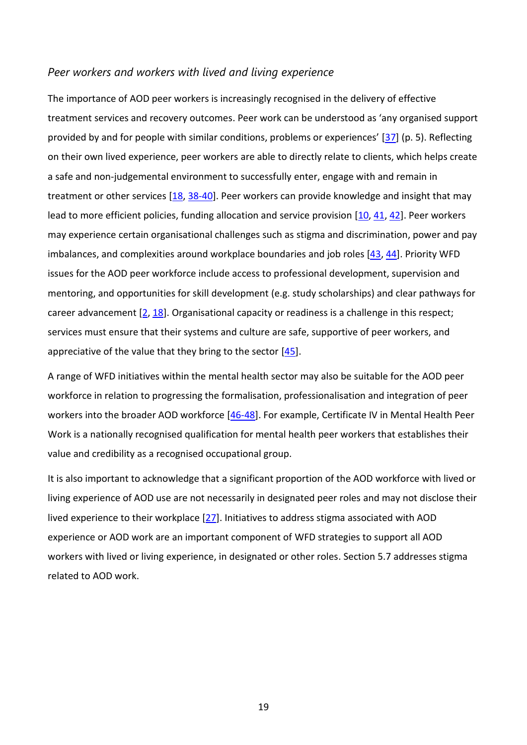### *Peer workers and workers with lived and living experience*

The importance of AOD peer workers is increasingly recognised in the delivery of effective treatment services and recovery outcomes. Peer work can be understood as 'any organised support provided by and for people with similar conditions, problems or experiences' [37] (p. 5). Reflecting on their own lived experience, peer workers are able to directly relate to clients, which helps create a safe and non-judgemental environment to successfully enter, engage with and remain in treatment or other services [18, 38-40]. Peer workers can provide knowledge and insight that may lead to more efficient policies, funding allocation and service provision [10, 41, 42]. Peer workers may experience certain organisational challenges such as stigma and discrimination, power and pay imbalances, and complexities around workplace boundaries and job roles [43, 44]. Priority WFD issues for the AOD peer workforce include access to professional development, supervision and mentoring, and opportunities for skill development (e.g. study scholarships) and clear pathways for career advancement [2, 18]. Organisational capacity or readiness is a challenge in this respect; services must ensure that their systems and culture are safe, supportive of peer workers, and appreciative of the value that they bring to the sector [45].

A range of WFD initiatives within the mental health sector may also be suitable for the AOD peer workforce in relation to progressing the formalisation, professionalisation and integration of peer workers into the broader AOD workforce [46-48]. For example, Certificate IV in Mental Health Peer Work is a nationally recognised qualification for mental health peer workers that establishes their value and credibility as a recognised occupational group.

It is also important to acknowledge that a significant proportion of the AOD workforce with lived or living experience of AOD use are not necessarily in designated peer roles and may not disclose their lived experience to their workplace [27]. Initiatives to address stigma associated with AOD experience or AOD work are an important component of WFD strategies to support all AOD workers with lived or living experience, in designated or other roles. Section 5.7 addresses stigma related to AOD work.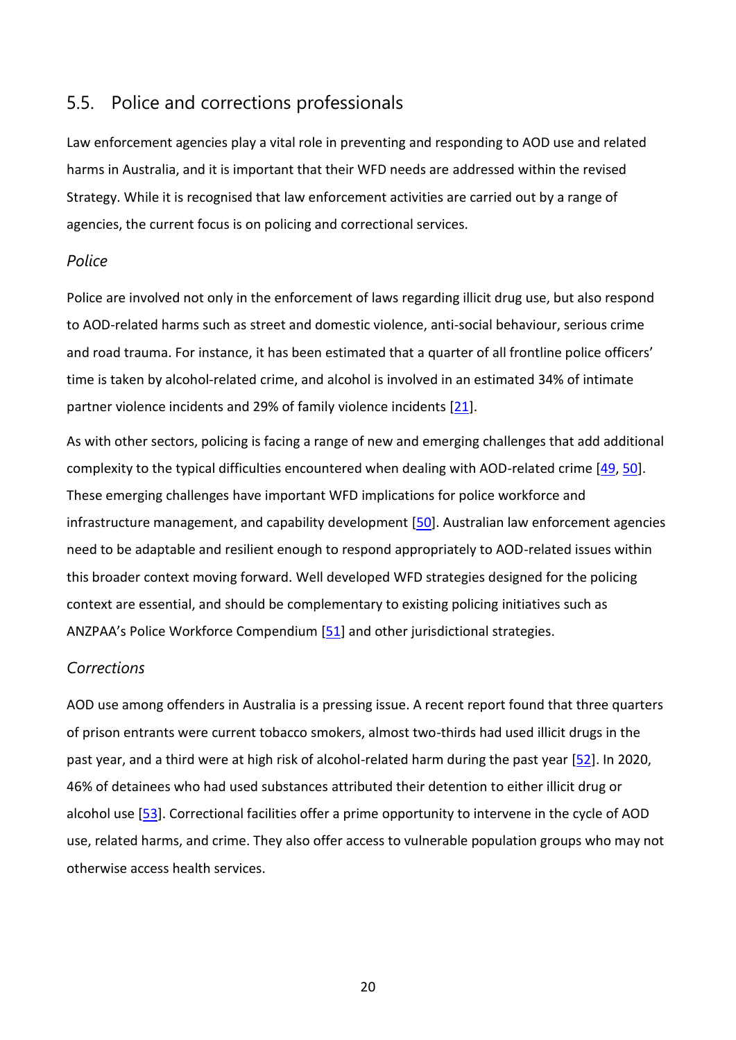## 5.5. Police and corrections professionals

Law enforcement agencies play a vital role in preventing and responding to AOD use and related harms in Australia, and it is important that their WFD needs are addressed within the revised Strategy. While it is recognised that law enforcement activities are carried out by a range of agencies, the current focus is on policing and correctional services.

### *Police*

Police are involved not only in the enforcement of laws regarding illicit drug use, but also respond to AOD-related harms such as street and domestic violence, anti-social behaviour, serious crime and road trauma. For instance, it has been estimated that a quarter of all frontline police officers' time is taken by alcohol-related crime, and alcohol is involved in an estimated 34% of intimate partner violence incidents and 29% of family violence incidents [21].

As with other sectors, policing is facing a range of new and emerging challenges that add additional complexity to the typical difficulties encountered when dealing with AOD-related crime [49, 50]. These emerging challenges have important WFD implications for police workforce and infrastructure management, and capability development [50]. Australian law enforcement agencies need to be adaptable and resilient enough to respond appropriately to AOD-related issues within this broader context moving forward. Well developed WFD strategies designed for the policing context are essential, and should be complementary to existing policing initiatives such as ANZPAA's Police Workforce Compendium [51] and other jurisdictional strategies.

### *Corrections*

AOD use among offenders in Australia is a pressing issue. A recent report found that three quarters of prison entrants were current tobacco smokers, almost two-thirds had used illicit drugs in the past year, and a third were at high risk of alcohol-related harm during the past year [52]. In 2020, 46% of detainees who had used substances attributed their detention to either illicit drug or alcohol use [53]. Correctional facilities offer a prime opportunity to intervene in the cycle of AOD use, related harms, and crime. They also offer access to vulnerable population groups who may not otherwise access health services.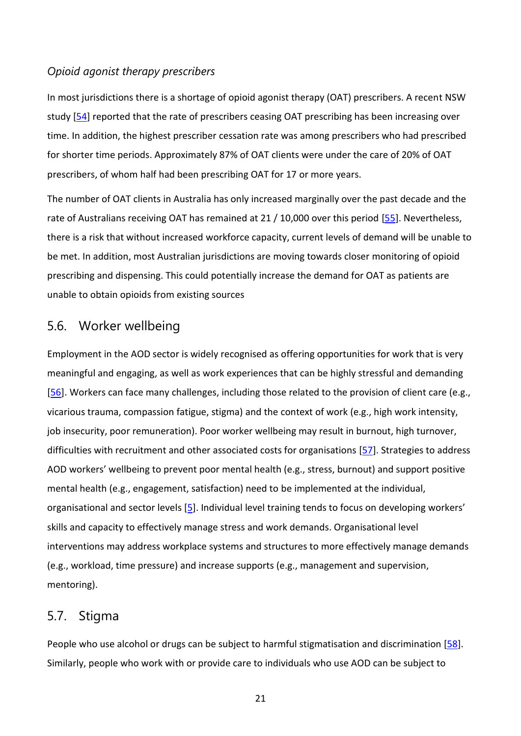### *Opioid agonist therapy prescribers*

In most jurisdictions there is a shortage of opioid agonist therapy (OAT) prescribers. A recent NSW study [54] reported that the rate of prescribers ceasing OAT prescribing has been increasing over time. In addition, the highest prescriber cessation rate was among prescribers who had prescribed for shorter time periods. Approximately 87% of OAT clients were under the care of 20% of OAT prescribers, of whom half had been prescribing OAT for 17 or more years.

The number of OAT clients in Australia has only increased marginally over the past decade and the rate of Australians receiving OAT has remained at 21 / 10,000 over this period [55]. Nevertheless, there is a risk that without increased workforce capacity, current levels of demand will be unable to be met. In addition, most Australian jurisdictions are moving towards closer monitoring of opioid prescribing and dispensing. This could potentially increase the demand for OAT as patients are unable to obtain opioids from existing sources

## 5.6. Worker wellbeing

Employment in the AOD sector is widely recognised as offering opportunities for work that is very meaningful and engaging, as well as work experiences that can be highly stressful and demanding [56]. Workers can face many challenges, including those related to the provision of client care (e.g., vicarious trauma, compassion fatigue, stigma) and the context of work (e.g., high work intensity, job insecurity, poor remuneration). Poor worker wellbeing may result in burnout, high turnover, difficulties with recruitment and other associated costs for organisations [57]. Strategies to address AOD workers' wellbeing to prevent poor mental health (e.g., stress, burnout) and support positive mental health (e.g., engagement, satisfaction) need to be implemented at the individual, organisational and sector levels [5]. Individual level training tends to focus on developing workers' skills and capacity to effectively manage stress and work demands. Organisational level interventions may address workplace systems and structures to more effectively manage demands (e.g., workload, time pressure) and increase supports (e.g., management and supervision, mentoring).

## 5.7. Stigma

People who use alcohol or drugs can be subject to harmful stigmatisation and discrimination [58]. Similarly, people who work with or provide care to individuals who use AOD can be subject to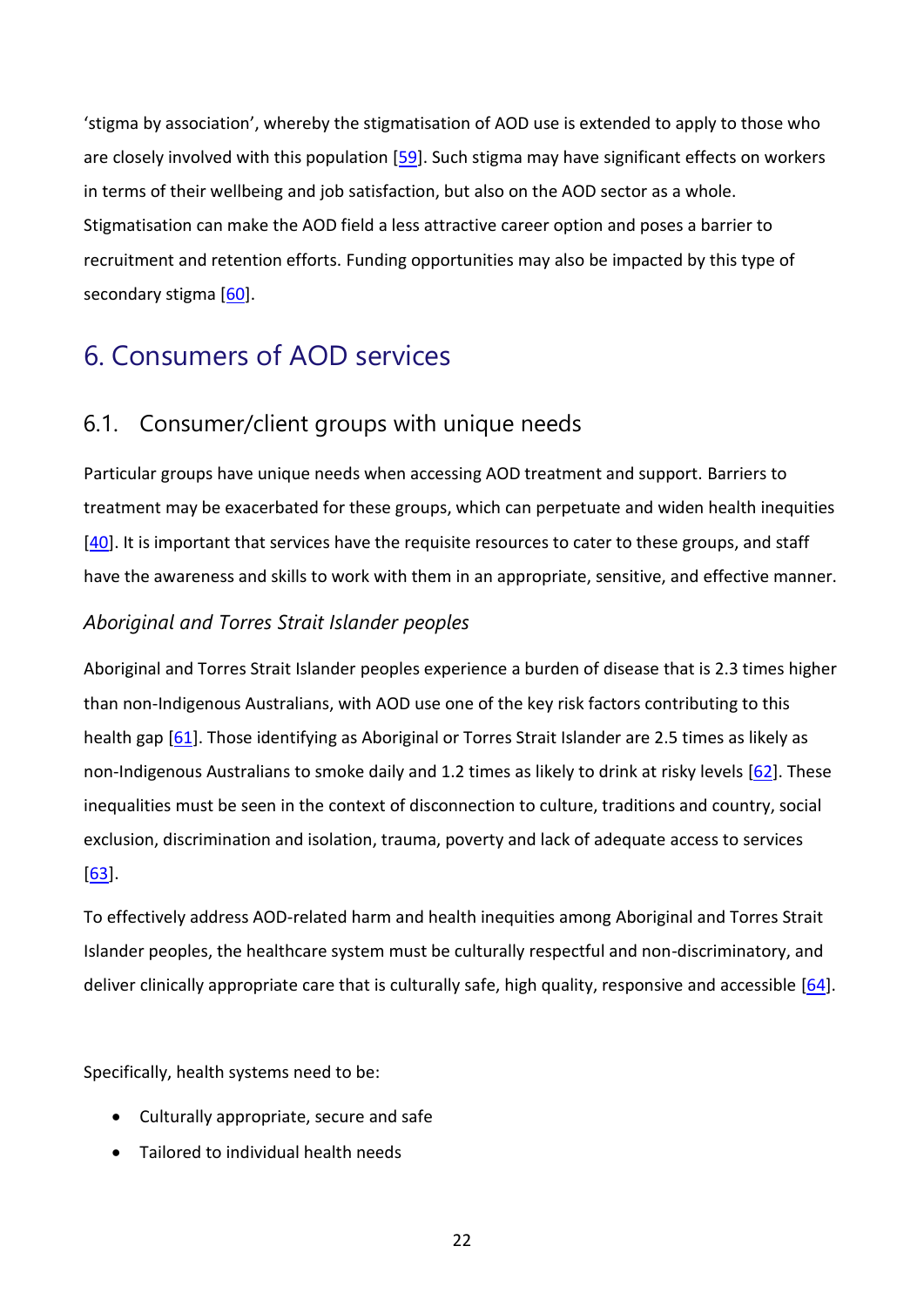'stigma by association', whereby the stigmatisation of AOD use is extended to apply to those who are closely involved with this population [59]. Such stigma may have significant effects on workers in terms of their wellbeing and job satisfaction, but also on the AOD sector as a whole. Stigmatisation can make the AOD field a less attractive career option and poses a barrier to recruitment and retention efforts. Funding opportunities may also be impacted by this type of secondary stigma [60].

# 6. Consumers of AOD services

## 6.1. Consumer/client groups with unique needs

Particular groups have unique needs when accessing AOD treatment and support. Barriers to treatment may be exacerbated for these groups, which can perpetuate and widen health inequities [40]. It is important that services have the requisite resources to cater to these groups, and staff have the awareness and skills to work with them in an appropriate, sensitive, and effective manner.

### *Aboriginal and Torres Strait Islander peoples*

Aboriginal and Torres Strait Islander peoples experience a burden of disease that is 2.3 times higher than non-Indigenous Australians, with AOD use one of the key risk factors contributing to this health gap [61]. Those identifying as Aboriginal or Torres Strait Islander are 2.5 times as likely as non-Indigenous Australians to smoke daily and 1.2 times as likely to drink at risky levels [62]. These inequalities must be seen in the context of disconnection to culture, traditions and country, social exclusion, discrimination and isolation, trauma, poverty and lack of adequate access to services [63].

To effectively address AOD-related harm and health inequities among Aboriginal and Torres Strait Islander peoples, the healthcare system must be culturally respectful and non-discriminatory, and deliver clinically appropriate care that is culturally safe, high quality, responsive and accessible [64].

Specifically, health systems need to be:

- Culturally appropriate, secure and safe
- Tailored to individual health needs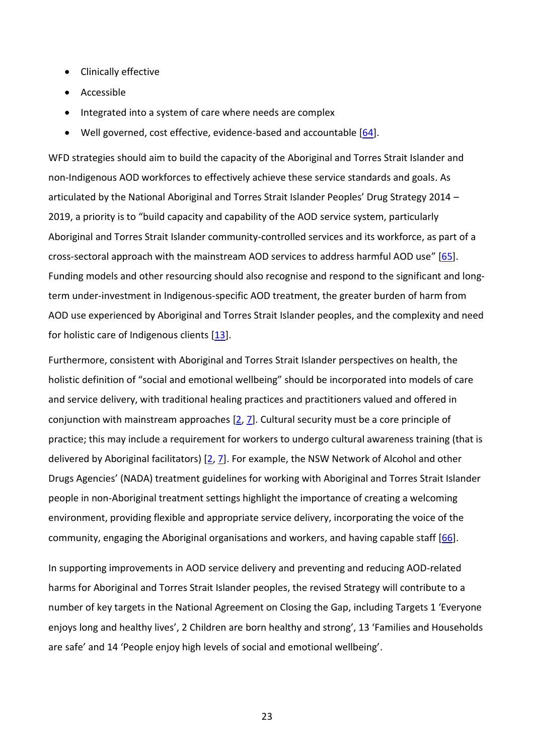- Clinically effective
- Accessible
- Integrated into a system of care where needs are complex
- Well governed, cost effective, evidence-based and accountable [64].

WFD strategies should aim to build the capacity of the Aboriginal and Torres Strait Islander and non-Indigenous AOD workforces to effectively achieve these service standards and goals. As articulated by the National Aboriginal and Torres Strait Islander Peoples' Drug Strategy 2014 – 2019, a priority is to "build capacity and capability of the AOD service system, particularly Aboriginal and Torres Strait Islander community-controlled services and its workforce, as part of a cross-sectoral approach with the mainstream AOD services to address harmful AOD use" [65]. Funding models and other resourcing should also recognise and respond to the significant and long-term under-investment in Indigenous-specific AOD treatment, the greater burden of harm from AOD use experienced by Aboriginal and Torres Strait Islander peoples, and the complexity and need for holistic care of Indigenous clients [13].

Furthermore, consistent with Aboriginal and Torres Strait Islander perspectives on health, the holistic definition of "social and emotional wellbeing" should be incorporated into models of care and service delivery, with traditional healing practices and practitioners valued and offered in conjunction with mainstream approaches [2, 7]. Cultural security must be a core principle of practice; this may include a requirement for workers to undergo cultural awareness training (that is delivered by Aboriginal facilitators) [2, 7]. For example, the NSW Network of Alcohol and other Drugs Agencies' (NADA) treatment guidelines for working with Aboriginal and Torres Strait Islander people in non-Aboriginal treatment settings highlight the importance of creating a welcoming environment, providing flexible and appropriate service delivery, incorporating the voice of the community, engaging the Aboriginal organisations and workers, and having capable staff [66].

In supporting improvements in AOD service delivery and preventing and reducing AOD-related harms for Aboriginal and Torres Strait Islander peoples, the revised Strategy will contribute to a number of key targets in the National Agreement on Closing the Gap, including Targets 1 'Everyone enjoys long and healthy lives', 2 Children are born healthy and strong', 13 'Families and Households are safe' and 14 'People enjoy high levels of social and emotional wellbeing'.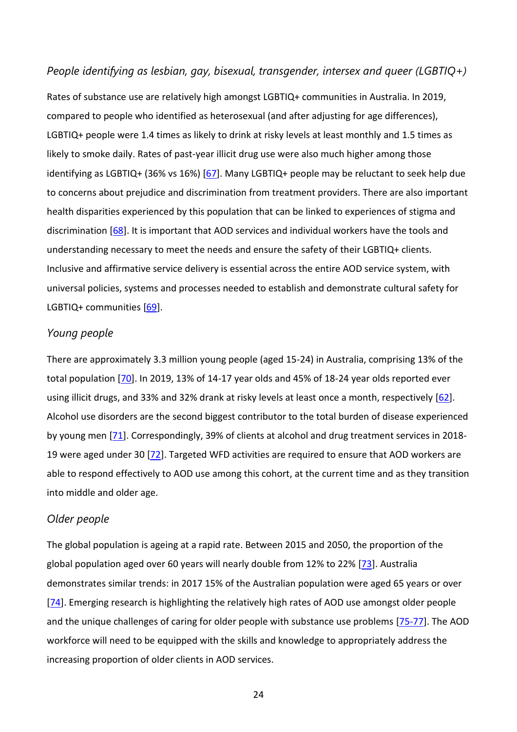### *People identifying as lesbian, gay, bisexual, transgender, intersex and queer (LGBTIQ+)*

Rates of substance use are relatively high amongst LGBTIQ+ communities in Australia. In 2019, compared to people who identified as heterosexual (and after adjusting for age differences), LGBTIQ+ people were 1.4 times as likely to drink at risky levels at least monthly and 1.5 times as likely to smoke daily. Rates of past-year illicit drug use were also much higher among those identifying as LGBTIQ+ (36% vs 16%) [67]. Many LGBTIQ+ people may be reluctant to seek help due to concerns about prejudice and discrimination from treatment providers. There are also important health disparities experienced by this population that can be linked to experiences of stigma and discrimination [68]. It is important that AOD services and individual workers have the tools and understanding necessary to meet the needs and ensure the safety of their LGBTIQ+ clients. Inclusive and affirmative service delivery is essential across the entire AOD service system, with universal policies, systems and processes needed to establish and demonstrate cultural safety for LGBTIQ+ communities [69].

### *Young people*

There are approximately 3.3 million young people (aged 15-24) in Australia, comprising 13% of the total population [70]. In 2019, 13% of 14-17 year olds and 45% of 18-24 year olds reported ever using illicit drugs, and 33% and 32% drank at risky levels at least once a month, respectively [62]. Alcohol use disorders are the second biggest contributor to the total burden of disease experienced by young men [71]. Correspondingly, 39% of clients at alcohol and drug treatment services in 2018-19 were aged under 30 [72]. Targeted WFD activities are required to ensure that AOD workers are able to respond effectively to AOD use among this cohort, at the current time and as they transition into middle and older age.

### *Older people*

The global population is ageing at a rapid rate. Between 2015 and 2050, the proportion of the global population aged over 60 years will nearly double from 12% to 22% [73]. Australia demonstrates similar trends: in 2017 15% of the Australian population were aged 65 years or over [74]. Emerging research is highlighting the relatively high rates of AOD use amongst older people and the unique challenges of caring for older people with substance use problems [75-77]. The AOD workforce will need to be equipped with the skills and knowledge to appropriately address the increasing proportion of older clients in AOD services.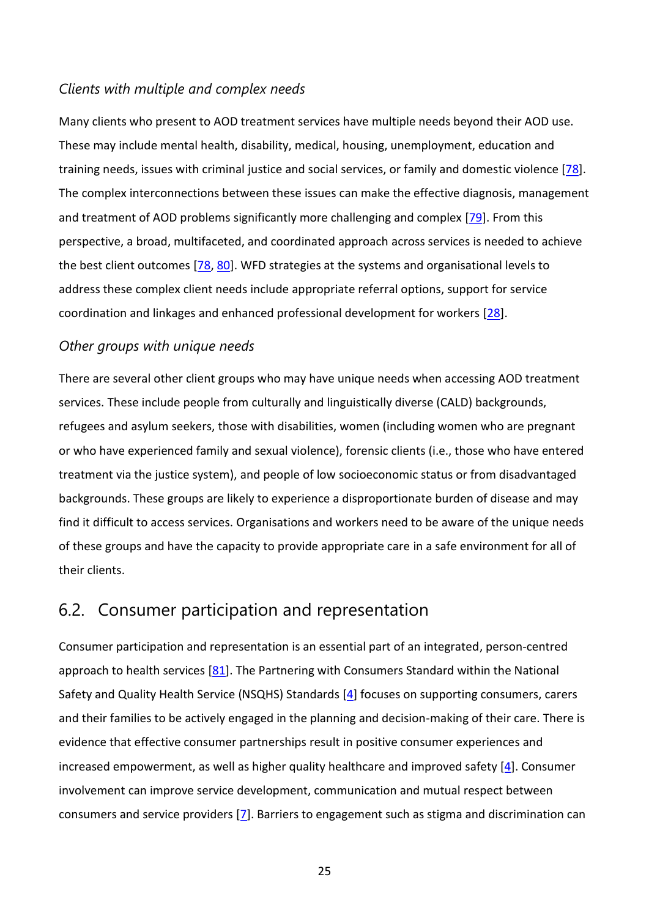### *Clients with multiple and complex needs*

Many clients who present to AOD treatment services have multiple needs beyond their AOD use. These may include mental health, disability, medical, housing, unemployment, education and training needs, issues with criminal justice and social services, or family and domestic violence [78]. The complex interconnections between these issues can make the effective diagnosis, management and treatment of AOD problems significantly more challenging and complex [79]. From this perspective, a broad, multifaceted, and coordinated approach across services is needed to achieve the best client outcomes [78, 80]. WFD strategies at the systems and organisational levels to address these complex client needs include appropriate referral options, support for service coordination and linkages and enhanced professional development for workers [28].

### *Other groups with unique needs*

There are several other client groups who may have unique needs when accessing AOD treatment services. These include people from culturally and linguistically diverse (CALD) backgrounds, refugees and asylum seekers, those with disabilities, women (including women who are pregnant or who have experienced family and sexual violence), forensic clients (i.e., those who have entered treatment via the justice system), and people of low socioeconomic status or from disadvantaged backgrounds. These groups are likely to experience a disproportionate burden of disease and may find it difficult to access services. Organisations and workers need to be aware of the unique needs of these groups and have the capacity to provide appropriate care in a safe environment for all of their clients.

## 6.2. Consumer participation and representation

Consumer participation and representation is an essential part of an integrated, person-centred approach to health services [81]. The Partnering with Consumers Standard within the National Safety and Quality Health Service (NSQHS) Standards [4] focuses on supporting consumers, carers and their families to be actively engaged in the planning and decision-making of their care. There is evidence that effective consumer partnerships result in positive consumer experiences and increased empowerment, as well as higher quality healthcare and improved safety [4]. Consumer involvement can improve service development, communication and mutual respect between consumers and service providers [7]. Barriers to engagement such as stigma and discrimination can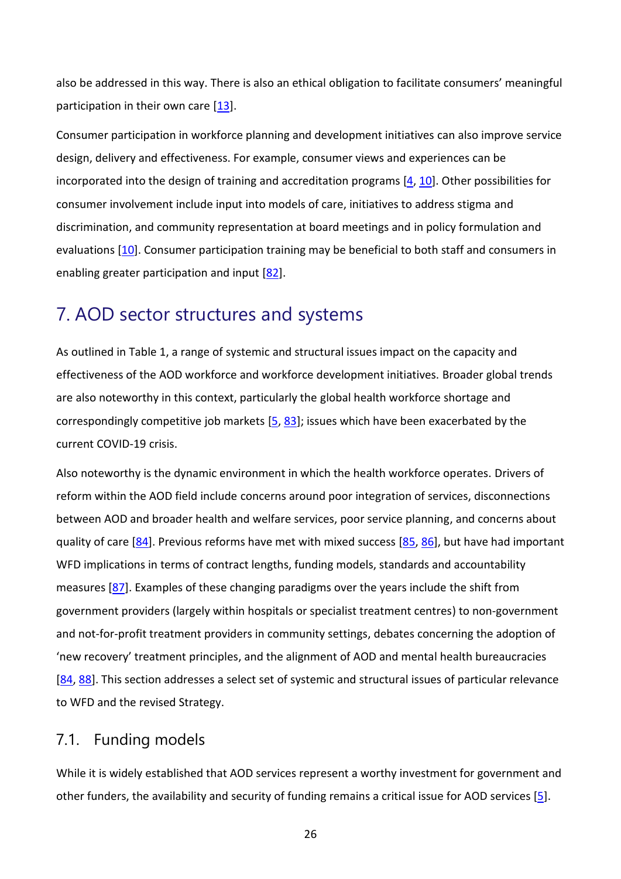also be addressed in this way. There is also an ethical obligation to facilitate consumers' meaningful participation in their own care [13].

Consumer participation in workforce planning and development initiatives can also improve service design, delivery and effectiveness. For example, consumer views and experiences can be incorporated into the design of training and accreditation programs [4, 10]. Other possibilities for consumer involvement include input into models of care, initiatives to address stigma and discrimination, and community representation at board meetings and in policy formulation and evaluations [10]. Consumer participation training may be beneficial to both staff and consumers in enabling greater participation and input [82].

# 7. AOD sector structures and systems

As outlined in Table 1, a range of systemic and structural issues impact on the capacity and effectiveness of the AOD workforce and workforce development initiatives. Broader global trends are also noteworthy in this context, particularly the global health workforce shortage and correspondingly competitive job markets [5, 83]; issues which have been exacerbated by the current COVID-19 crisis.

Also noteworthy is the dynamic environment in which the health workforce operates. Drivers of reform within the AOD field include concerns around poor integration of services, disconnections between AOD and broader health and welfare services, poor service planning, and concerns about quality of care [84]. Previous reforms have met with mixed success [85, 86], but have had important WFD implications in terms of contract lengths, funding models, standards and accountability measures [87]. Examples of these changing paradigms over the years include the shift from government providers (largely within hospitals or specialist treatment centres) to non-government and not-for-profit treatment providers in community settings, debates concerning the adoption of 'new recovery' treatment principles, and the alignment of AOD and mental health bureaucracies [84, 88]. This section addresses a select set of systemic and structural issues of particular relevance to WFD and the revised Strategy.

## 7.1. Funding models

While it is widely established that AOD services represent a worthy investment for government and other funders, the availability and security of funding remains a critical issue for AOD services [5].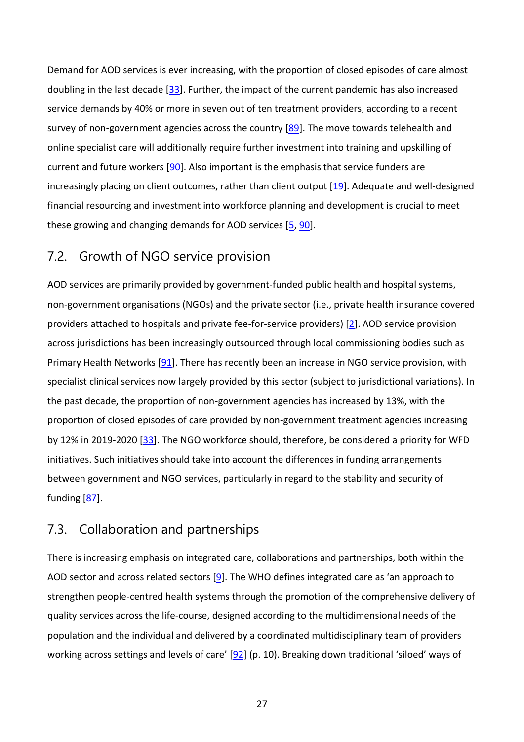Demand for AOD services is ever increasing, with the proportion of closed episodes of care almost doubling in the last decade [33]. Further, the impact of the current pandemic has also increased service demands by 40% or more in seven out of ten treatment providers, according to a recent survey of non-government agencies across the country [89]. The move towards telehealth and online specialist care will additionally require further investment into training and upskilling of current and future workers [90]. Also important is the emphasis that service funders are increasingly placing on client outcomes, rather than client output [19]. Adequate and well-designed financial resourcing and investment into workforce planning and development is crucial to meet these growing and changing demands for AOD services [5, 90].

## 7.2. Growth of NGO service provision

AOD services are primarily provided by government-funded public health and hospital systems, non-government organisations (NGOs) and the private sector (i.e., private health insurance covered providers attached to hospitals and private fee-for-service providers) [2]. AOD service provision across jurisdictions has been increasingly outsourced through local commissioning bodies such as Primary Health Networks [91]. There has recently been an increase in NGO service provision, with specialist clinical services now largely provided by this sector (subject to jurisdictional variations). In the past decade, the proportion of non-government agencies has increased by 13%, with the proportion of closed episodes of care provided by non-government treatment agencies increasing by 12% in 2019-2020 [33]. The NGO workforce should, therefore, be considered a priority for WFD initiatives. Such initiatives should take into account the differences in funding arrangements between government and NGO services, particularly in regard to the stability and security of funding [87].

## 7.3. Collaboration and partnerships

There is increasing emphasis on integrated care, collaborations and partnerships, both within the AOD sector and across related sectors [9]. The WHO defines integrated care as 'an approach to strengthen people-centred health systems through the promotion of the comprehensive delivery of quality services across the life-course, designed according to the multidimensional needs of the population and the individual and delivered by a coordinated multidisciplinary team of providers working across settings and levels of care' [92] (p. 10). Breaking down traditional 'siloed' ways of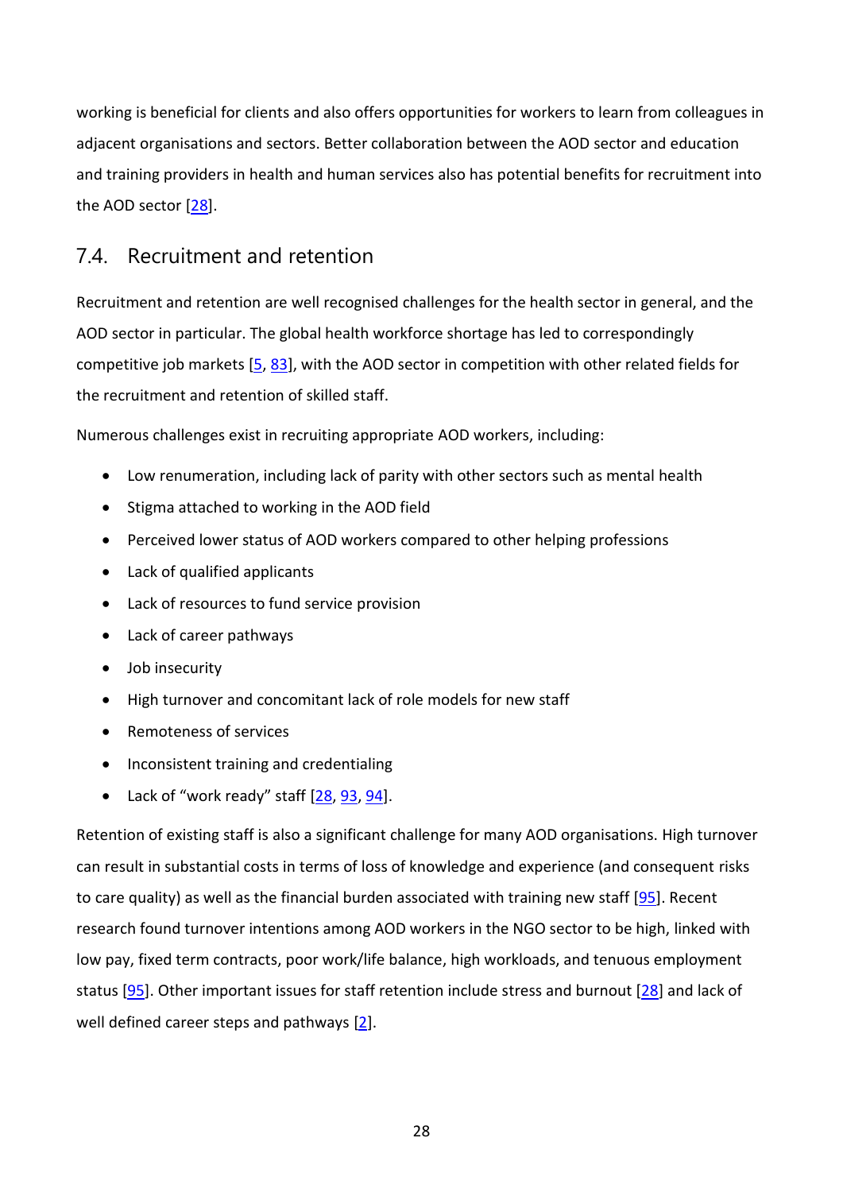working is beneficial for clients and also offers opportunities for workers to learn from colleagues in adjacent organisations and sectors. Better collaboration between the AOD sector and education and training providers in health and human services also has potential benefits for recruitment into the AOD sector [28].

## 7.4. Recruitment and retention

Recruitment and retention are well recognised challenges for the health sector in general, and the AOD sector in particular. The global health workforce shortage has led to correspondingly competitive job markets [5, 83], with the AOD sector in competition with other related fields for the recruitment and retention of skilled staff.

Numerous challenges exist in recruiting appropriate AOD workers, including:

- Low renumeration, including lack of parity with other sectors such as mental health
- Stigma attached to working in the AOD field
- Perceived lower status of AOD workers compared to other helping professions
- Lack of qualified applicants
- Lack of resources to fund service provision
- Lack of career pathways
- Job insecurity
- High turnover and concomitant lack of role models for new staff
- Remoteness of services
- Inconsistent training and credentialing
- Lack of "work ready" staff [28, 93, 94].

Retention of existing staff is also a significant challenge for many AOD organisations. High turnover can result in substantial costs in terms of loss of knowledge and experience (and consequent risks to care quality) as well as the financial burden associated with training new staff [95]. Recent research found turnover intentions among AOD workers in the NGO sector to be high, linked with low pay, fixed term contracts, poor work/life balance, high workloads, and tenuous employment status [95]. Other important issues for staff retention include stress and burnout [28] and lack of well defined career steps and pathways [2].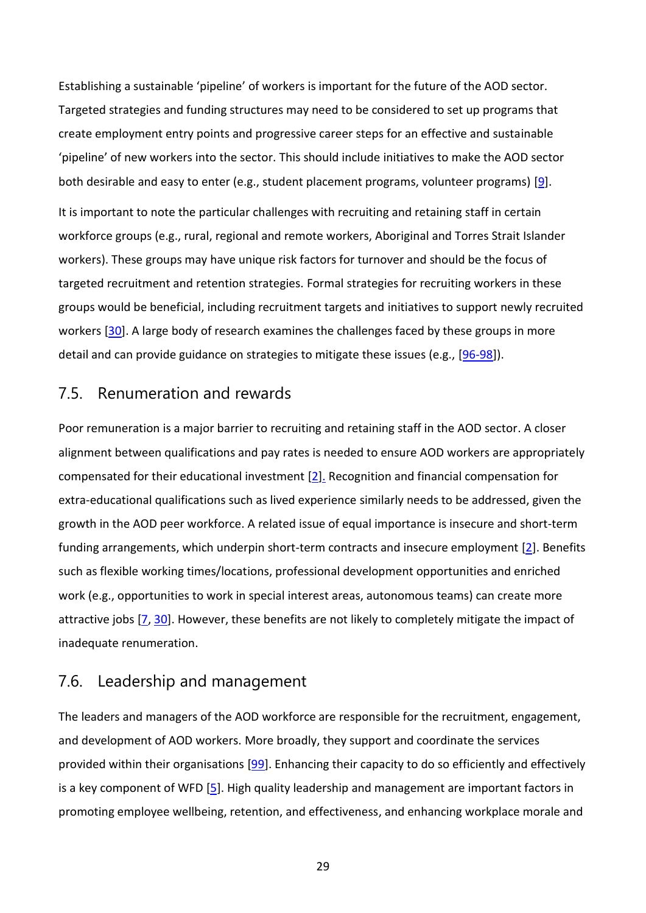Establishing a sustainable 'pipeline' of workers is important for the future of the AOD sector. Targeted strategies and funding structures may need to be considered to set up programs that create employment entry points and progressive career steps for an effective and sustainable 'pipeline' of new workers into the sector. This should include initiatives to make the AOD sector both desirable and easy to enter (e.g., student placement programs, volunteer programs) [9].

It is important to note the particular challenges with recruiting and retaining staff in certain workforce groups (e.g., rural, regional and remote workers, Aboriginal and Torres Strait Islander workers). These groups may have unique risk factors for turnover and should be the focus of targeted recruitment and retention strategies. Formal strategies for recruiting workers in these groups would be beneficial, including recruitment targets and initiatives to support newly recruited workers [30]. A large body of research examines the challenges faced by these groups in more detail and can provide guidance on strategies to mitigate these issues (e.g., [96-98]).

## 7.5. Renumeration and rewards

Poor remuneration is a major barrier to recruiting and retaining staff in the AOD sector. A closer alignment between qualifications and pay rates is needed to ensure AOD workers are appropriately compensated for their educational investment [2]. Recognition and financial compensation for extra-educational qualifications such as lived experience similarly needs to be addressed, given the growth in the AOD peer workforce. A related issue of equal importance is insecure and short-term funding arrangements, which underpin short-term contracts and insecure employment [2]. Benefits such as flexible working times/locations, professional development opportunities and enriched work (e.g., opportunities to work in special interest areas, autonomous teams) can create more attractive jobs [7, 30]. However, these benefits are not likely to completely mitigate the impact of inadequate renumeration.

## 7.6. Leadership and management

The leaders and managers of the AOD workforce are responsible for the recruitment, engagement, and development of AOD workers. More broadly, they support and coordinate the services provided within their organisations [99]. Enhancing their capacity to do so efficiently and effectively is a key component of WFD [5]. High quality leadership and management are important factors in promoting employee wellbeing, retention, and effectiveness, and enhancing workplace morale and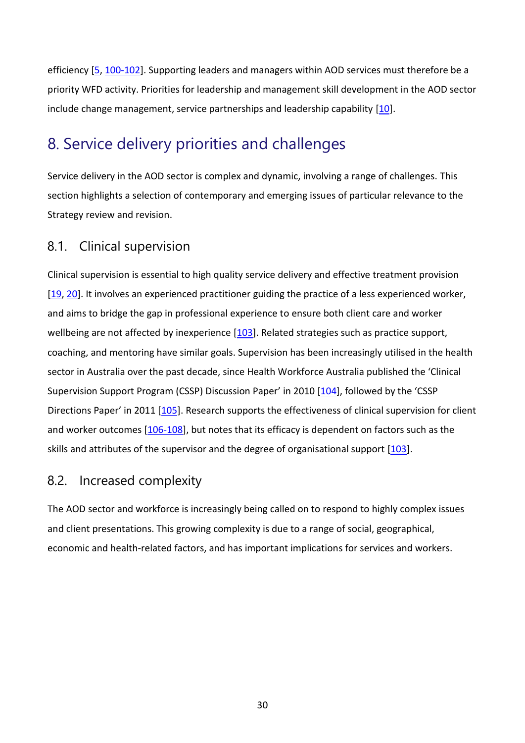efficiency [5, 100-102]. Supporting leaders and managers within AOD services must therefore be a priority WFD activity. Priorities for leadership and management skill development in the AOD sector include change management, service partnerships and leadership capability [10].

# 8. Service delivery priorities and challenges

Service delivery in the AOD sector is complex and dynamic, involving a range of challenges. This section highlights a selection of contemporary and emerging issues of particular relevance to the Strategy review and revision.

## 8.1. Clinical supervision

Clinical supervision is essential to high quality service delivery and effective treatment provision [19, 20]. It involves an experienced practitioner guiding the practice of a less experienced worker, and aims to bridge the gap in professional experience to ensure both client care and worker wellbeing are not affected by inexperience [103]. Related strategies such as practice support, coaching, and mentoring have similar goals. Supervision has been increasingly utilised in the health sector in Australia over the past decade, since Health Workforce Australia published the 'Clinical Supervision Support Program (CSSP) Discussion Paper' in 2010 [104], followed by the 'CSSP Directions Paper' in 2011 [105]. Research supports the effectiveness of clinical supervision for client and worker outcomes [106-108], but notes that its efficacy is dependent on factors such as the skills and attributes of the supervisor and the degree of organisational support [103].

## 8.2. Increased complexity

The AOD sector and workforce is increasingly being called on to respond to highly complex issues and client presentations. This growing complexity is due to a range of social, geographical, economic and health-related factors, and has important implications for services and workers.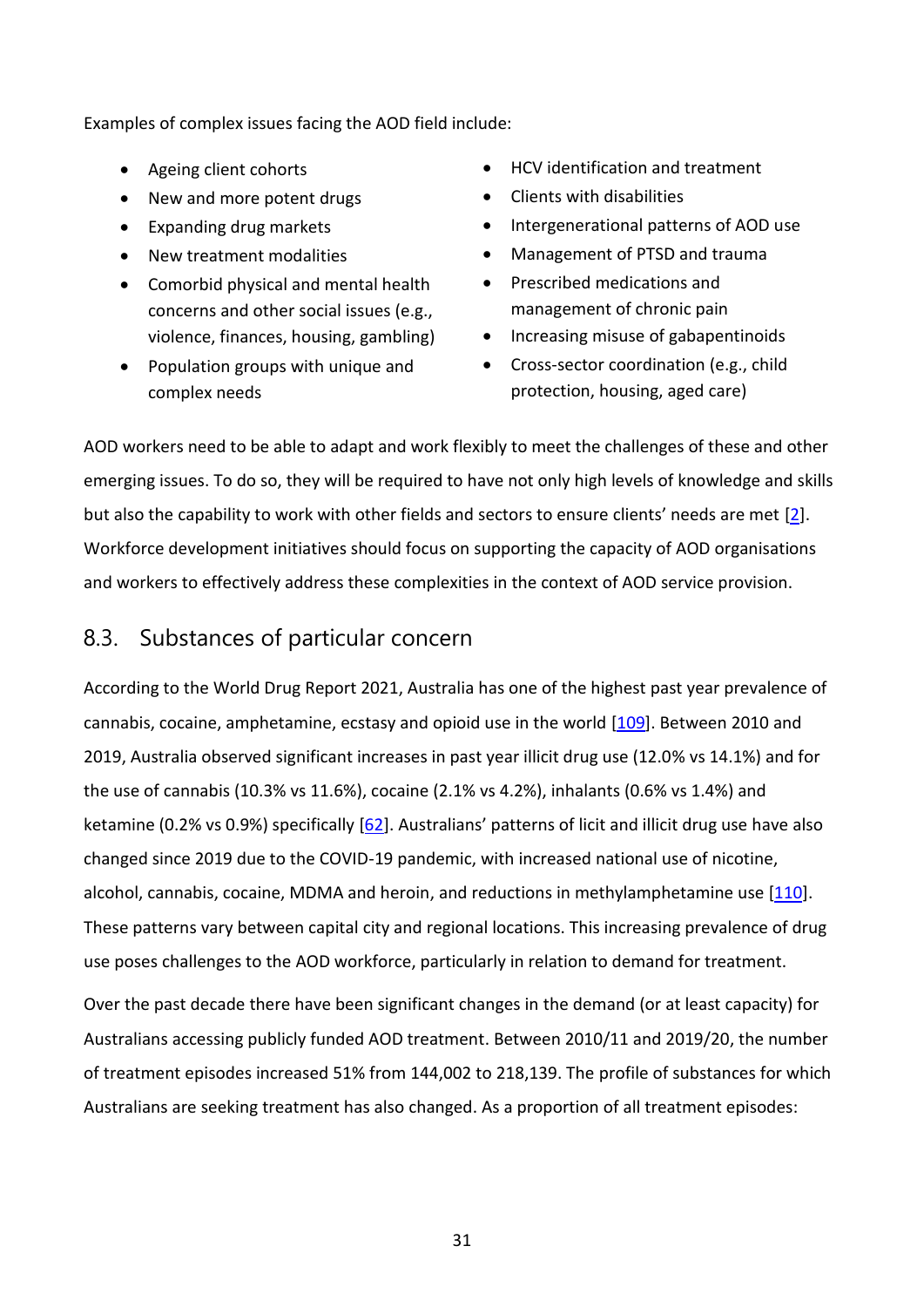Examples of complex issues facing the AOD field include:

- Ageing client cohorts
- New and more potent drugs
- Expanding drug markets
- New treatment modalities
- Comorbid physical and mental health concerns and other social issues (e.g., violence, finances, housing, gambling)
- Population groups with unique and complex needs
- HCV identification and treatment
- Clients with disabilities
- Intergenerational patterns of AOD use
- Management of PTSD and trauma
- Prescribed medications and management of chronic pain
- Increasing misuse of gabapentinoids
- Cross-sector coordination (e.g., child protection, housing, aged care)

AOD workers need to be able to adapt and work flexibly to meet the challenges of these and other emerging issues. To do so, they will be required to have not only high levels of knowledge and skills but also the capability to work with other fields and sectors to ensure clients' needs are met [2]. Workforce development initiatives should focus on supporting the capacity of AOD organisations and workers to effectively address these complexities in the context of AOD service provision.

## 8.3. Substances of particular concern

According to the World Drug Report 2021, Australia has one of the highest past year prevalence of cannabis, cocaine, amphetamine, ecstasy and opioid use in the world [109]. Between 2010 and 2019, Australia observed significant increases in past year illicit drug use (12.0% vs 14.1%) and for the use of cannabis (10.3% vs 11.6%), cocaine (2.1% vs 4.2%), inhalants (0.6% vs 1.4%) and ketamine (0.2% vs 0.9%) specifically [62]. Australians' patterns of licit and illicit drug use have also changed since 2019 due to the COVID-19 pandemic, with increased national use of nicotine, alcohol, cannabis, cocaine, MDMA and heroin, and reductions in methylamphetamine use [110]. These patterns vary between capital city and regional locations. This increasing prevalence of drug use poses challenges to the AOD workforce, particularly in relation to demand for treatment.

Over the past decade there have been significant changes in the demand (or at least capacity) for Australians accessing publicly funded AOD treatment. Between 2010/11 and 2019/20, the number of treatment episodes increased 51% from 144,002 to 218,139. The profile of substances for which Australians are seeking treatment has also changed. As a proportion of all treatment episodes: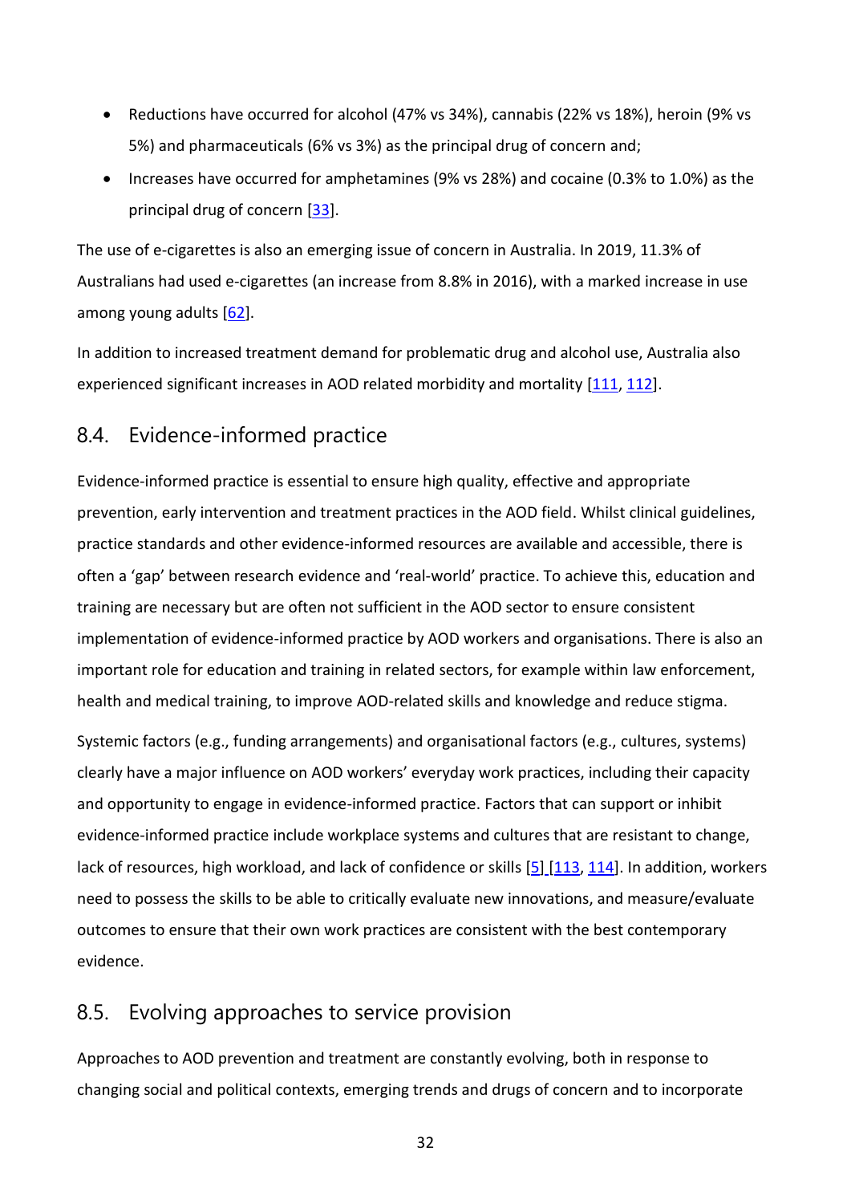- Reductions have occurred for alcohol (47% vs 34%), cannabis (22% vs 18%), heroin (9% vs 5%) and pharmaceuticals (6% vs 3%) as the principal drug of concern and;
- Increases have occurred for amphetamines (9% vs 28%) and cocaine (0.3% to 1.0%) as the principal drug of concern [33].

The use of e-cigarettes is also an emerging issue of concern in Australia. In 2019, 11.3% of Australians had used e-cigarettes (an increase from 8.8% in 2016), with a marked increase in use among young adults [62].

In addition to increased treatment demand for problematic drug and alcohol use, Australia also experienced significant increases in AOD related morbidity and mortality [111, 112].

## 8.4. Evidence-informed practice

Evidence-informed practice is essential to ensure high quality, effective and appropriate prevention, early intervention and treatment practices in the AOD field. Whilst clinical guidelines, practice standards and other evidence-informed resources are available and accessible, there is often a 'gap' between research evidence and 'real-world' practice. To achieve this, education and training are necessary but are often not sufficient in the AOD sector to ensure consistent implementation of evidence-informed practice by AOD workers and organisations. There is also an important role for education and training in related sectors, for example within law enforcement, health and medical training, to improve AOD-related skills and knowledge and reduce stigma.

Systemic factors (e.g., funding arrangements) and organisational factors (e.g., cultures, systems) clearly have a major influence on AOD workers' everyday work practices, including their capacity and opportunity to engage in evidence-informed practice. Factors that can support or inhibit evidence-informed practice include workplace systems and cultures that are resistant to change, lack of resources, high workload, and lack of confidence or skills [5] [113, 114]. In addition, workers need to possess the skills to be able to critically evaluate new innovations, and measure/evaluate outcomes to ensure that their own work practices are consistent with the best contemporary evidence.

## 8.5. Evolving approaches to service provision

Approaches to AOD prevention and treatment are constantly evolving, both in response to changing social and political contexts, emerging trends and drugs of concern and to incorporate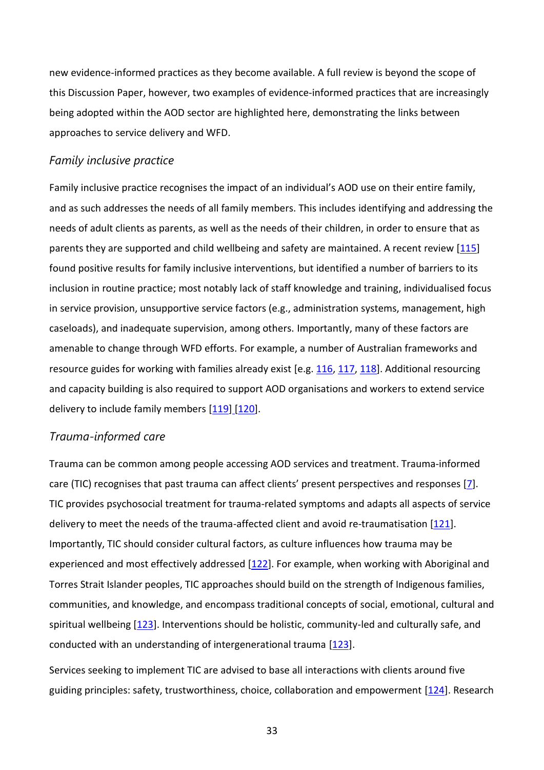new evidence-informed practices as they become available. A full review is beyond the scope of this Discussion Paper, however, two examples of evidence-informed practices that are increasingly being adopted within the AOD sector are highlighted here, demonstrating the links between approaches to service delivery and WFD.

### *Family inclusive practice*

Family inclusive practice recognises the impact of an individual's AOD use on their entire family, and as such addresses the needs of all family members. This includes identifying and addressing the needs of adult clients as parents, as well as the needs of their children, in order to ensure that as parents they are supported and child wellbeing and safety are maintained. A recent review [115] found positive results for family inclusive interventions, but identified a number of barriers to its inclusion in routine practice; most notably lack of staff knowledge and training, individualised focus in service provision, unsupportive service factors (e.g., administration systems, management, high caseloads), and inadequate supervision, among others. Importantly, many of these factors are amenable to change through WFD efforts. For example, a number of Australian frameworks and resource guides for working with families already exist [e.g. 116, 117, 118]. Additional resourcing and capacity building is also required to support AOD organisations and workers to extend service delivery to include family members [119] [120].

### *Trauma-informed care*

Trauma can be common among people accessing AOD services and treatment. Trauma-informed care (TIC) recognises that past trauma can affect clients' present perspectives and responses [7]. TIC provides psychosocial treatment for trauma-related symptoms and adapts all aspects of service delivery to meet the needs of the trauma-affected client and avoid re-traumatisation [121]. Importantly, TIC should consider cultural factors, as culture influences how trauma may be experienced and most effectively addressed [122]. For example, when working with Aboriginal and Torres Strait Islander peoples, TIC approaches should build on the strength of Indigenous families, communities, and knowledge, and encompass traditional concepts of social, emotional, cultural and spiritual wellbeing [123]. Interventions should be holistic, community-led and culturally safe, and conducted with an understanding of intergenerational trauma [123].

Services seeking to implement TIC are advised to base all interactions with clients around five guiding principles: safety, trustworthiness, choice, collaboration and empowerment [124]. Research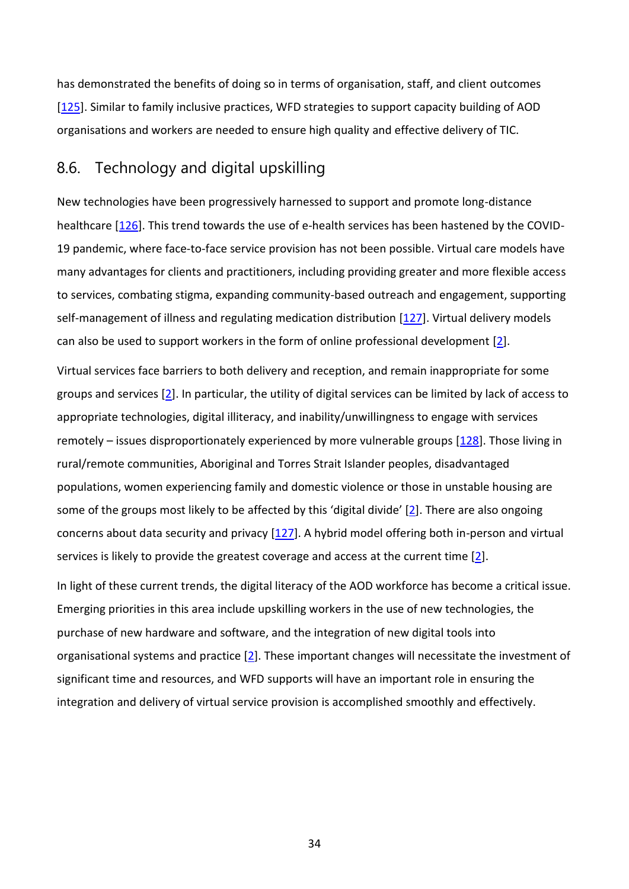has demonstrated the benefits of doing so in terms of organisation, staff, and client outcomes [125]. Similar to family inclusive practices, WFD strategies to support capacity building of AOD organisations and workers are needed to ensure high quality and effective delivery of TIC.

## 8.6. Technology and digital upskilling

New technologies have been progressively harnessed to support and promote long-distance healthcare [126]. This trend towards the use of e-health services has been hastened by the COVID-19 pandemic, where face-to-face service provision has not been possible. Virtual care models have many advantages for clients and practitioners, including providing greater and more flexible access to services, combating stigma, expanding community-based outreach and engagement, supporting self-management of illness and regulating medication distribution [127]. Virtual delivery models can also be used to support workers in the form of online professional development [2].

Virtual services face barriers to both delivery and reception, and remain inappropriate for some groups and services [2]. In particular, the utility of digital services can be limited by lack of access to appropriate technologies, digital illiteracy, and inability/unwillingness to engage with services remotely – issues disproportionately experienced by more vulnerable groups [128]. Those living in rural/remote communities, Aboriginal and Torres Strait Islander peoples, disadvantaged populations, women experiencing family and domestic violence or those in unstable housing are some of the groups most likely to be affected by this 'digital divide' [2]. There are also ongoing concerns about data security and privacy [127]. A hybrid model offering both in-person and virtual services is likely to provide the greatest coverage and access at the current time [2].

In light of these current trends, the digital literacy of the AOD workforce has become a critical issue. Emerging priorities in this area include upskilling workers in the use of new technologies, the purchase of new hardware and software, and the integration of new digital tools into organisational systems and practice [2]. These important changes will necessitate the investment of significant time and resources, and WFD supports will have an important role in ensuring the integration and delivery of virtual service provision is accomplished smoothly and effectively.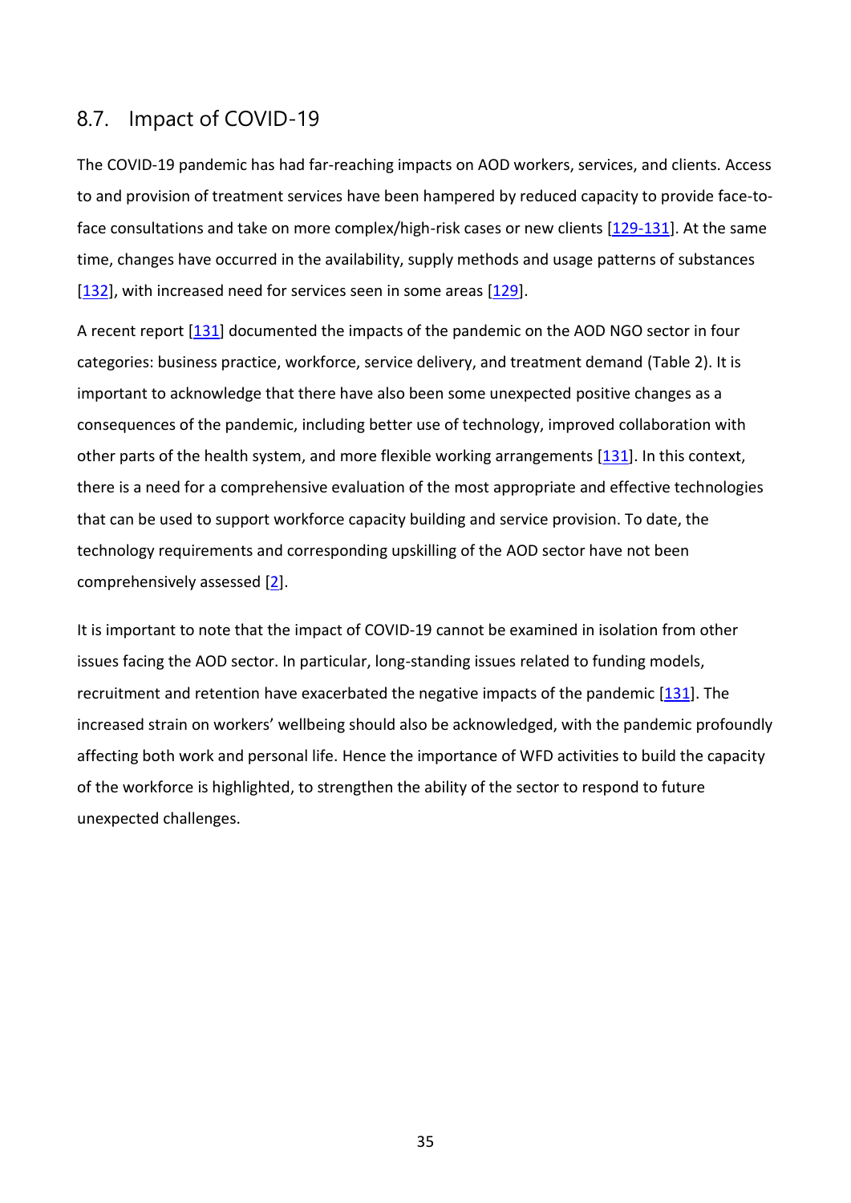## 8.7. Impact of COVID-19

The COVID-19 pandemic has had far-reaching impacts on AOD workers, services, and clients. Access to and provision of treatment services have been hampered by reduced capacity to provide face-to-face consultations and take on more complex/high-risk cases or new clients [129-131]. At the same time, changes have occurred in the availability, supply methods and usage patterns of substances [132], with increased need for services seen in some areas [129].

A recent report [131] documented the impacts of the pandemic on the AOD NGO sector in four categories: business practice, workforce, service delivery, and treatment demand (Table 2). It is important to acknowledge that there have also been some unexpected positive changes as a consequences of the pandemic, including better use of technology, improved collaboration with other parts of the health system, and more flexible working arrangements [131]. In this context, there is a need for a comprehensive evaluation of the most appropriate and effective technologies that can be used to support workforce capacity building and service provision. To date, the technology requirements and corresponding upskilling of the AOD sector have not been comprehensively assessed [2].

It is important to note that the impact of COVID-19 cannot be examined in isolation from other issues facing the AOD sector. In particular, long-standing issues related to funding models, recruitment and retention have exacerbated the negative impacts of the pandemic [131]. The increased strain on workers' wellbeing should also be acknowledged, with the pandemic profoundly affecting both work and personal life. Hence the importance of WFD activities to build the capacity of the workforce is highlighted, to strengthen the ability of the sector to respond to future unexpected challenges.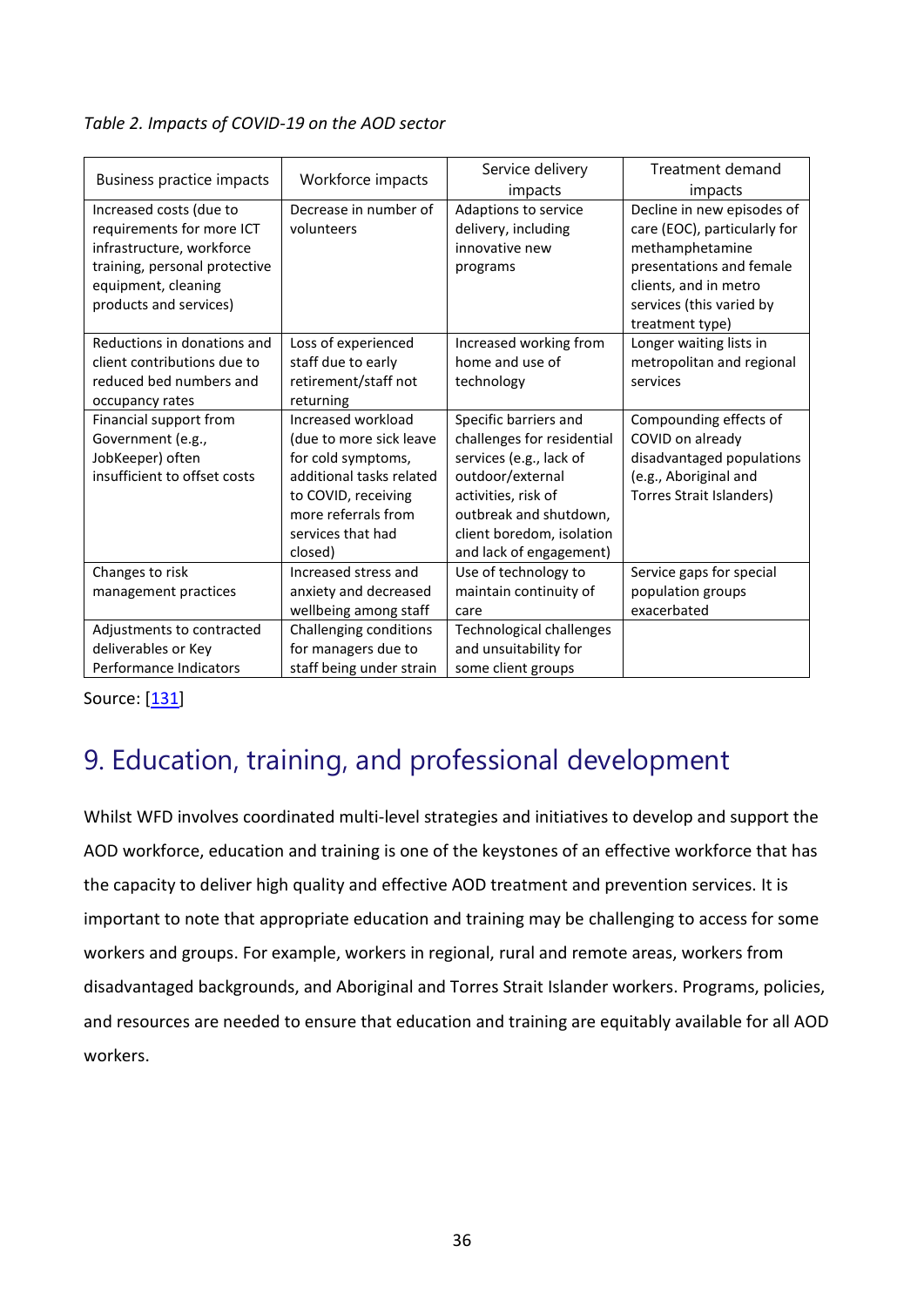*Table 2. Impacts of COVID-19 on the AOD sector*

| Business practice impacts | Workforce impacts | Service delivery impacts | Treatment demand impacts |
|---|---|---|---|
| Increased costs (due to requirements for more ICT infrastructure, workforce training, personal protective equipment, cleaning products and services) | Decrease in number of volunteers | Adaptions to service delivery, including innovative new programs | Decline in new episodes of care (EOC), particularly for methamphetamine presentations and female clients, and in metro services (this varied by treatment type) |
| Reductions in donations and client contributions due to reduced bed numbers and occupancy rates | Loss of experienced staff due to early retirement/staff not returning | Increased working from home and use of technology | Longer waiting lists in metropolitan and regional services |
| Financial support from Government (e.g., JobKeeper) often insufficient to offset costs | Increased workload (due to more sick leave for cold symptoms, additional tasks related to COVID, receiving more referrals from services that had closed) | Specific barriers and challenges for residential services (e.g., lack of outdoor/external activities, risk of outbreak and shutdown, client boredom, isolation and lack of engagement) | Compounding effects of COVID on already disadvantaged populations (e.g., Aboriginal and Torres Strait Islanders) |
| Changes to risk management practices | Increased stress and anxiety and decreased wellbeing among staff | Use of technology to maintain continuity of care | Service gaps for special population groups exacerbated |
| Adjustments to contracted deliverables or Key Performance Indicators | Challenging conditions for managers due to staff being under strain | Technological challenges and unsuitability for some client groups | |

Source: [131]

# 9. Education, training, and professional development

Whilst WFD involves coordinated multi-level strategies and initiatives to develop and support the AOD workforce, education and training is one of the keystones of an effective workforce that has the capacity to deliver high quality and effective AOD treatment and prevention services. It is important to note that appropriate education and training may be challenging to access for some workers and groups. For example, workers in regional, rural and remote areas, workers from disadvantaged backgrounds, and Aboriginal and Torres Strait Islander workers. Programs, policies, and resources are needed to ensure that education and training are equitably available for all AOD workers.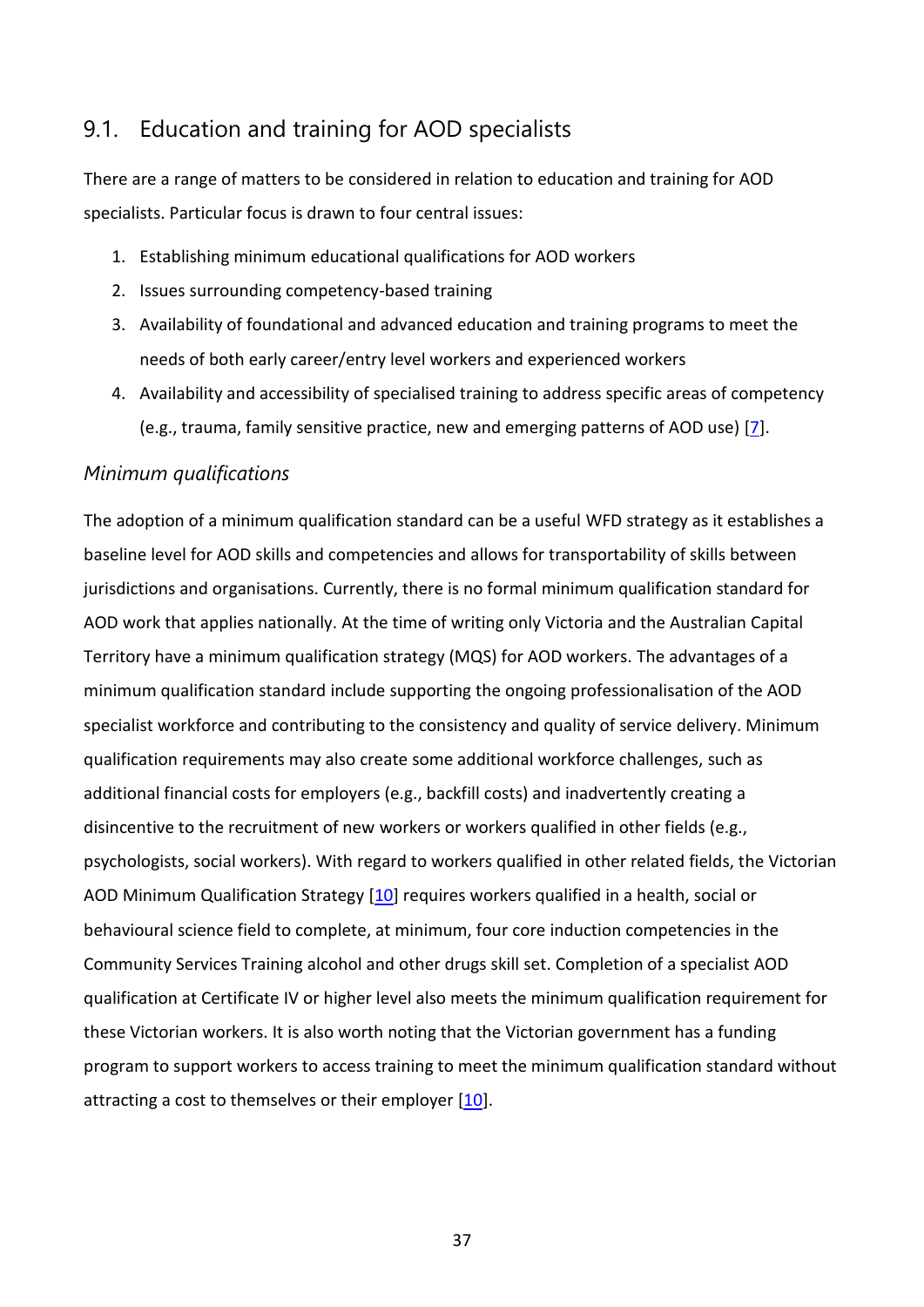## 9.1. Education and training for AOD specialists

There are a range of matters to be considered in relation to education and training for AOD specialists. Particular focus is drawn to four central issues:

1. Establishing minimum educational qualifications for AOD workers
2. Issues surrounding competency-based training
3. Availability of foundational and advanced education and training programs to meet the needs of both early career/entry level workers and experienced workers
4. Availability and accessibility of specialised training to address specific areas of competency (e.g., trauma, family sensitive practice, new and emerging patterns of AOD use) [7].

### *Minimum qualifications*

The adoption of a minimum qualification standard can be a useful WFD strategy as it establishes a baseline level for AOD skills and competencies and allows for transportability of skills between jurisdictions and organisations. Currently, there is no formal minimum qualification standard for AOD work that applies nationally. At the time of writing only Victoria and the Australian Capital Territory have a minimum qualification strategy (MQS) for AOD workers. The advantages of a minimum qualification standard include supporting the ongoing professionalisation of the AOD specialist workforce and contributing to the consistency and quality of service delivery. Minimum qualification requirements may also create some additional workforce challenges, such as additional financial costs for employers (e.g., backfill costs) and inadvertently creating a disincentive to the recruitment of new workers or workers qualified in other fields (e.g., psychologists, social workers). With regard to workers qualified in other related fields, the Victorian AOD Minimum Qualification Strategy [10] requires workers qualified in a health, social or behavioural science field to complete, at minimum, four core induction competencies in the Community Services Training alcohol and other drugs skill set. Completion of a specialist AOD qualification at Certificate IV or higher level also meets the minimum qualification requirement for these Victorian workers. It is also worth noting that the Victorian government has a funding program to support workers to access training to meet the minimum qualification standard without attracting a cost to themselves or their employer [10].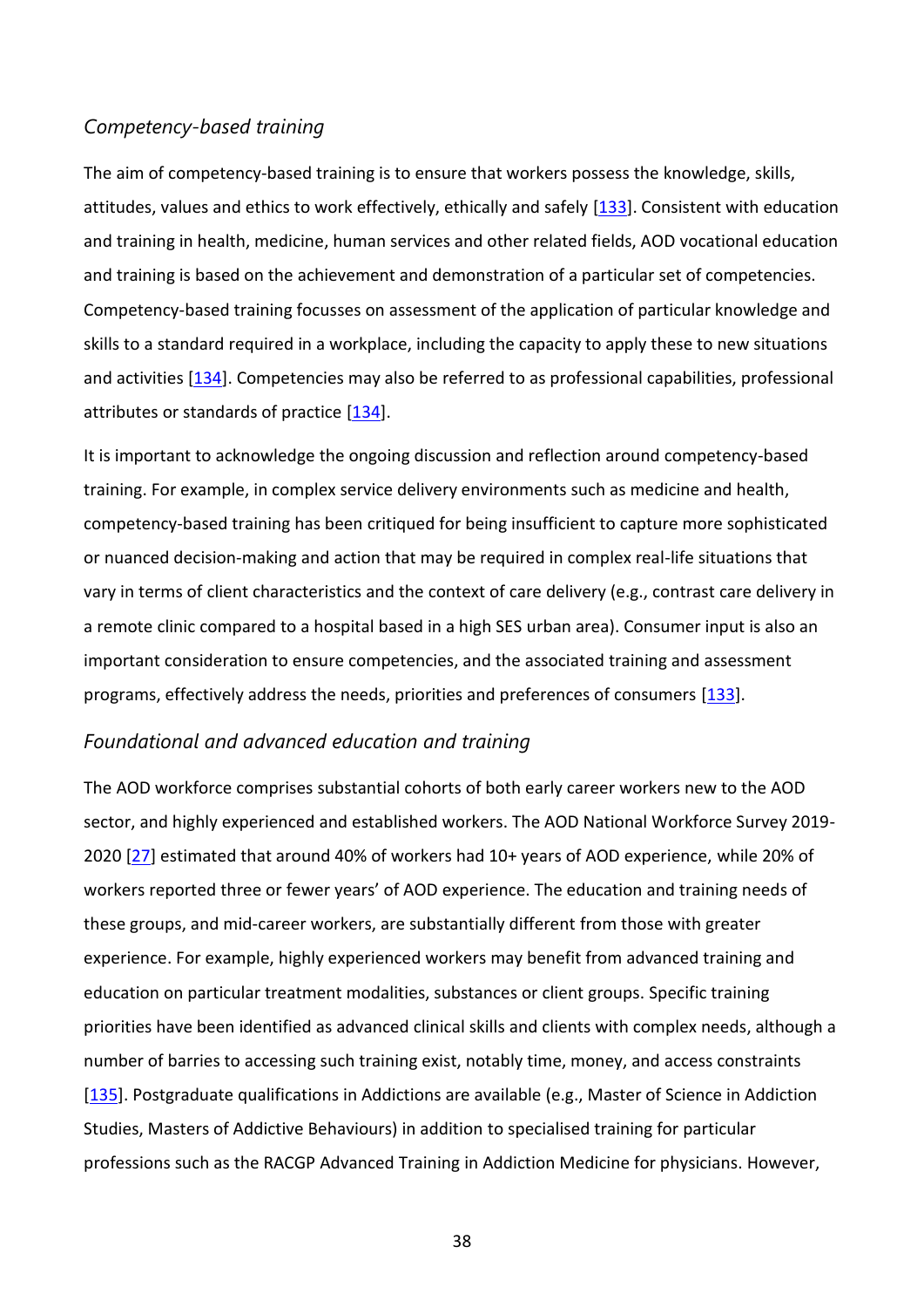### *Competency-based training*

The aim of competency-based training is to ensure that workers possess the knowledge, skills, attitudes, values and ethics to work effectively, ethically and safely [133]. Consistent with education and training in health, medicine, human services and other related fields, AOD vocational education and training is based on the achievement and demonstration of a particular set of competencies. Competency-based training focusses on assessment of the application of particular knowledge and skills to a standard required in a workplace, including the capacity to apply these to new situations and activities [134]. Competencies may also be referred to as professional capabilities, professional attributes or standards of practice [134].

It is important to acknowledge the ongoing discussion and reflection around competency-based training. For example, in complex service delivery environments such as medicine and health, competency-based training has been critiqued for being insufficient to capture more sophisticated or nuanced decision-making and action that may be required in complex real-life situations that vary in terms of client characteristics and the context of care delivery (e.g., contrast care delivery in a remote clinic compared to a hospital based in a high SES urban area). Consumer input is also an important consideration to ensure competencies, and the associated training and assessment programs, effectively address the needs, priorities and preferences of consumers [133].

### *Foundational and advanced education and training*

The AOD workforce comprises substantial cohorts of both early career workers new to the AOD sector, and highly experienced and established workers. The AOD National Workforce Survey 2019-2020 [27] estimated that around 40% of workers had 10+ years of AOD experience, while 20% of workers reported three or fewer years' of AOD experience. The education and training needs of these groups, and mid-career workers, are substantially different from those with greater experience. For example, highly experienced workers may benefit from advanced training and education on particular treatment modalities, substances or client groups. Specific training priorities have been identified as advanced clinical skills and clients with complex needs, although a number of barries to accessing such training exist, notably time, money, and access constraints [135]. Postgraduate qualifications in Addictions are available (e.g., Master of Science in Addiction Studies, Masters of Addictive Behaviours) in addition to specialised training for particular professions such as the RACGP Advanced Training in Addiction Medicine for physicians. However,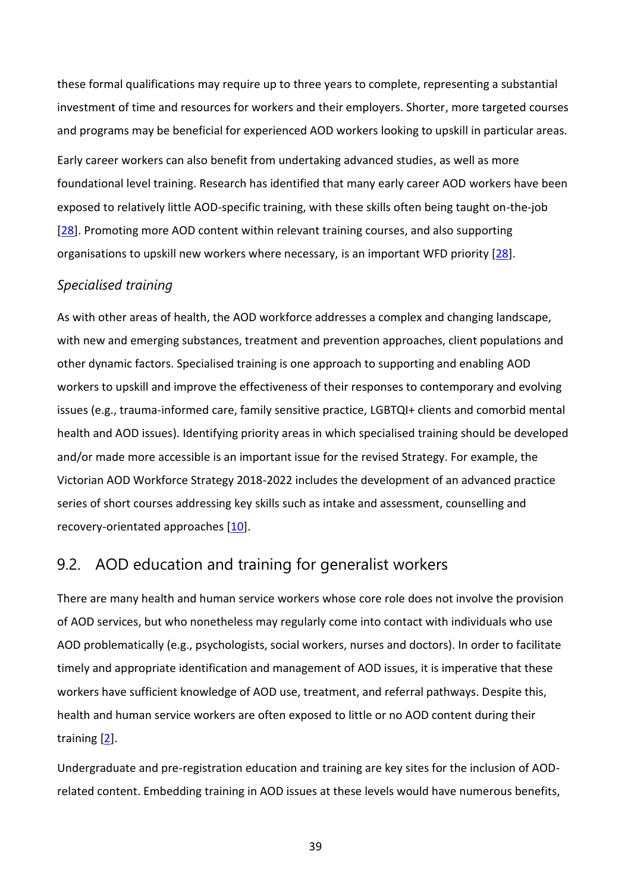these formal qualifications may require up to three years to complete, representing a substantial investment of time and resources for workers and their employers. Shorter, more targeted courses and programs may be beneficial for experienced AOD workers looking to upskill in particular areas.

Early career workers can also benefit from undertaking advanced studies, as well as more foundational level training. Research has identified that many early career AOD workers have been exposed to relatively little AOD-specific training, with these skills often being taught on-the-job [28]. Promoting more AOD content within relevant training courses, and also supporting organisations to upskill new workers where necessary, is an important WFD priority [28].

### *Specialised training*

As with other areas of health, the AOD workforce addresses a complex and changing landscape, with new and emerging substances, treatment and prevention approaches, client populations and other dynamic factors. Specialised training is one approach to supporting and enabling AOD workers to upskill and improve the effectiveness of their responses to contemporary and evolving issues (e.g., trauma-informed care, family sensitive practice, LGBTQI+ clients and comorbid mental health and AOD issues). Identifying priority areas in which specialised training should be developed and/or made more accessible is an important issue for the revised Strategy. For example, the Victorian AOD Workforce Strategy 2018-2022 includes the development of an advanced practice series of short courses addressing key skills such as intake and assessment, counselling and recovery-orientated approaches [10].

## 9.2. AOD education and training for generalist workers

There are many health and human service workers whose core role does not involve the provision of AOD services, but who nonetheless may regularly come into contact with individuals who use AOD problematically (e.g., psychologists, social workers, nurses and doctors). In order to facilitate timely and appropriate identification and management of AOD issues, it is imperative that these workers have sufficient knowledge of AOD use, treatment, and referral pathways. Despite this, health and human service workers are often exposed to little or no AOD content during their training [2].

Undergraduate and pre-registration education and training are key sites for the inclusion of AOD-related content. Embedding training in AOD issues at these levels would have numerous benefits,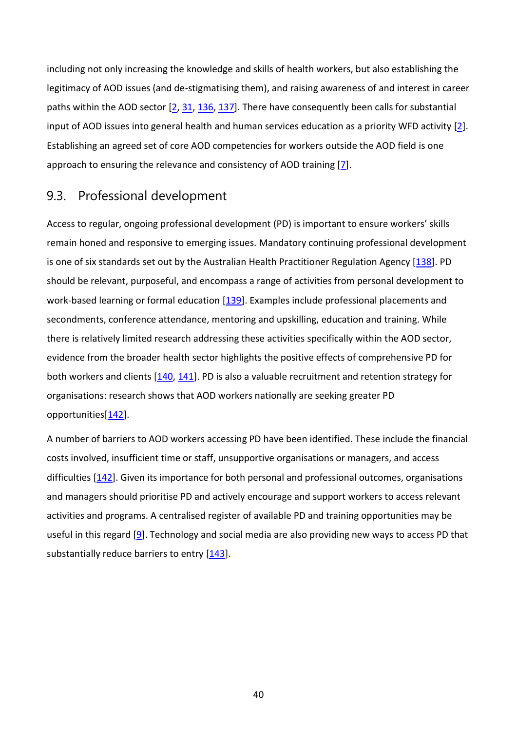including not only increasing the knowledge and skills of health workers, but also establishing the legitimacy of AOD issues (and de-stigmatising them), and raising awareness of and interest in career paths within the AOD sector [2, 31, 136, 137]. There have consequently been calls for substantial input of AOD issues into general health and human services education as a priority WFD activity [2]. Establishing an agreed set of core AOD competencies for workers outside the AOD field is one approach to ensuring the relevance and consistency of AOD training [7].

## 9.3. Professional development

Access to regular, ongoing professional development (PD) is important to ensure workers' skills remain honed and responsive to emerging issues. Mandatory continuing professional development is one of six standards set out by the Australian Health Practitioner Regulation Agency [138]. PD should be relevant, purposeful, and encompass a range of activities from personal development to work-based learning or formal education [139]. Examples include professional placements and secondments, conference attendance, mentoring and upskilling, education and training. While there is relatively limited research addressing these activities specifically within the AOD sector, evidence from the broader health sector highlights the positive effects of comprehensive PD for both workers and clients [140, 141]. PD is also a valuable recruitment and retention strategy for organisations: research shows that AOD workers nationally are seeking greater PD opportunities[142].

A number of barriers to AOD workers accessing PD have been identified. These include the financial costs involved, insufficient time or staff, unsupportive organisations or managers, and access difficulties [142]. Given its importance for both personal and professional outcomes, organisations and managers should prioritise PD and actively encourage and support workers to access relevant activities and programs. A centralised register of available PD and training opportunities may be useful in this regard [9]. Technology and social media are also providing new ways to access PD that substantially reduce barriers to entry [143].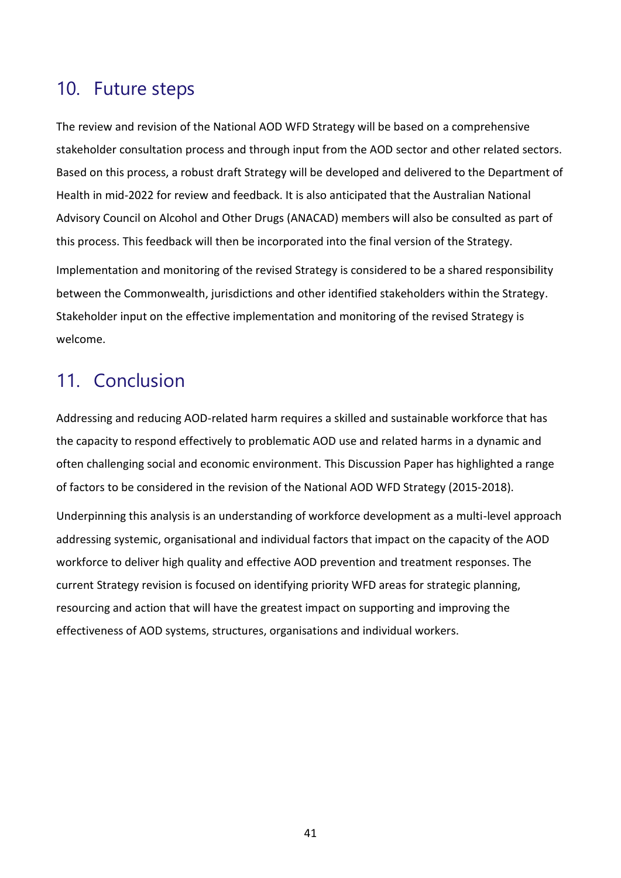## 10. Future steps

The review and revision of the National AOD WFD Strategy will be based on a comprehensive stakeholder consultation process and through input from the AOD sector and other related sectors. Based on this process, a robust draft Strategy will be developed and delivered to the Department of Health in mid-2022 for review and feedback. It is also anticipated that the Australian National Advisory Council on Alcohol and Other Drugs (ANACAD) members will also be consulted as part of this process. This feedback will then be incorporated into the final version of the Strategy.

Implementation and monitoring of the revised Strategy is considered to be a shared responsibility between the Commonwealth, jurisdictions and other identified stakeholders within the Strategy. Stakeholder input on the effective implementation and monitoring of the revised Strategy is welcome.

## 11. Conclusion

Addressing and reducing AOD-related harm requires a skilled and sustainable workforce that has the capacity to respond effectively to problematic AOD use and related harms in a dynamic and often challenging social and economic environment. This Discussion Paper has highlighted a range of factors to be considered in the revision of the National AOD WFD Strategy (2015-2018).

Underpinning this analysis is an understanding of workforce development as a multi-level approach addressing systemic, organisational and individual factors that impact on the capacity of the AOD workforce to deliver high quality and effective AOD prevention and treatment responses. The current Strategy revision is focused on identifying priority WFD areas for strategic planning, resourcing and action that will have the greatest impact on supporting and improving the effectiveness of AOD systems, structures, organisations and individual workers.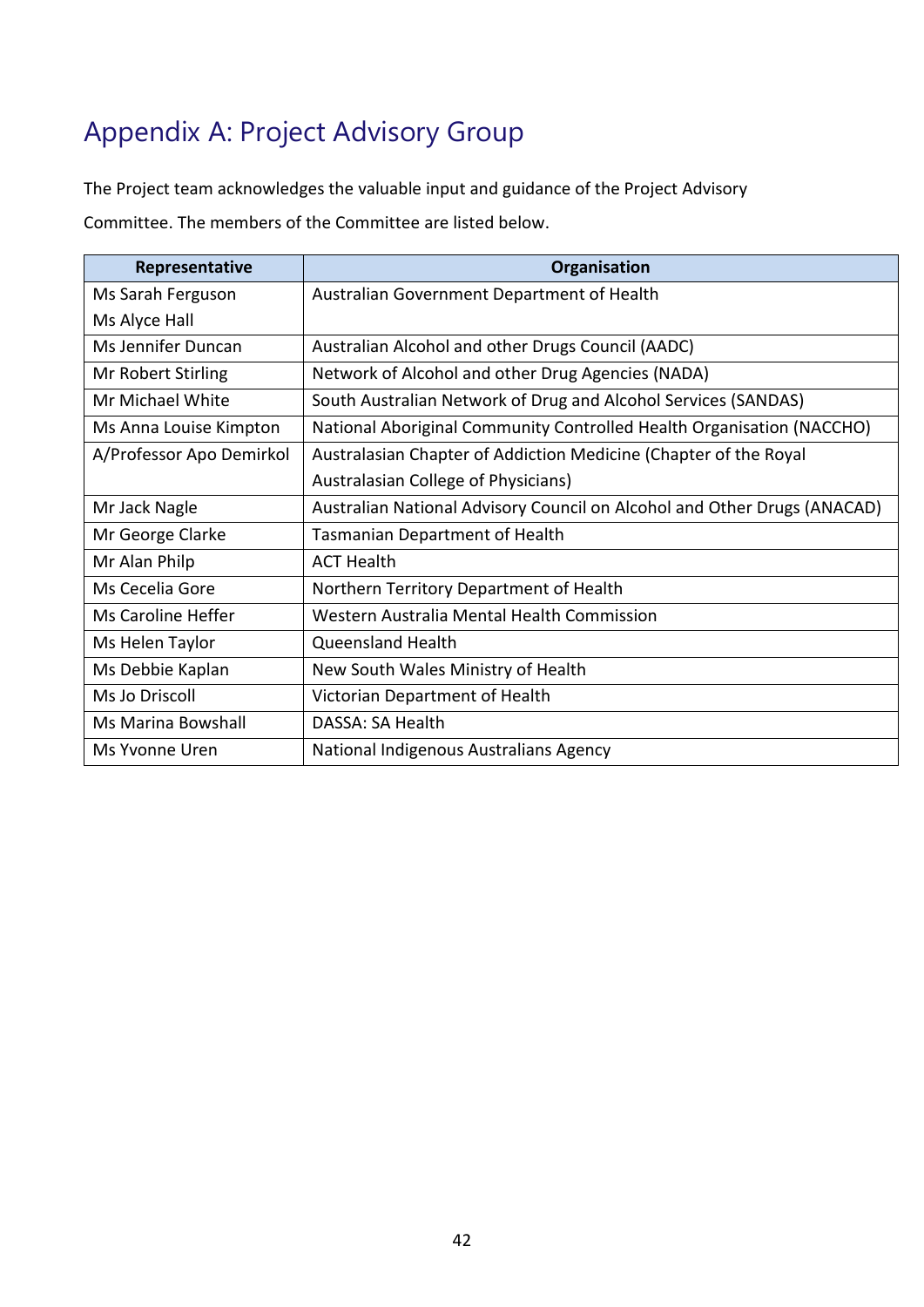# Appendix A: Project Advisory Group

The Project team acknowledges the valuable input and guidance of the Project Advisory Committee. The members of the Committee are listed below.

| Representative | Organisation |
|---|---|
| Ms Sarah Ferguson<br>Ms Alyce Hall | Australian Government Department of Health |
| Ms Jennifer Duncan | Australian Alcohol and other Drugs Council (AADC) |
| Mr Robert Stirling | Network of Alcohol and other Drug Agencies (NADA) |
| Mr Michael White | South Australian Network of Drug and Alcohol Services (SANDAS) |
| Ms Anna Louise Kimpton | National Aboriginal Community Controlled Health Organisation (NACCHO) |
| A/Professor Apo Demirkol | Australasian Chapter of Addiction Medicine (Chapter of the Royal Australasian College of Physicians) |
| Mr Jack Nagle | Australian National Advisory Council on Alcohol and Other Drugs (ANACAD) |
| Mr George Clarke | Tasmanian Department of Health |
| Mr Alan Philp | ACT Health |
| Ms Cecelia Gore | Northern Territory Department of Health |
| Ms Caroline Heffer | Western Australia Mental Health Commission |
| Ms Helen Taylor | Queensland Health |
| Ms Debbie Kaplan | New South Wales Ministry of Health |
| Ms Jo Driscoll | Victorian Department of Health |
| Ms Marina Bowshall | DASSA: SA Health |
| Ms Yvonne Uren | National Indigenous Australians Agency |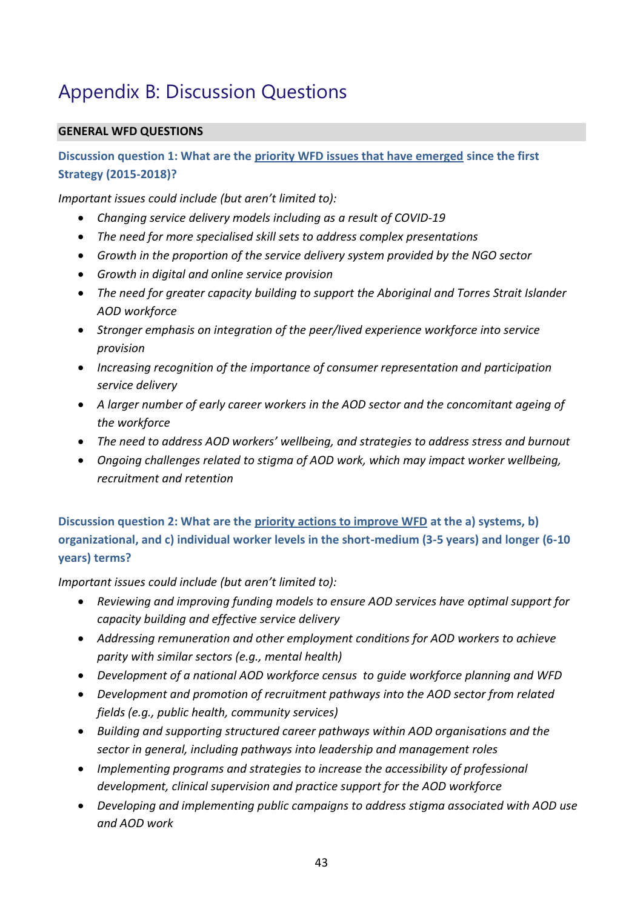# Appendix B: Discussion Questions

**GENERAL WFD QUESTIONS**

**Discussion question 1: What are the priority WFD issues that have emerged since the first Strategy (2015-2018)?**

*Important issues could include (but aren't limited to):*

- *Changing service delivery models including as a result of COVID-19*
- *The need for more specialised skill sets to address complex presentations*
- *Growth in the proportion of the service delivery system provided by the NGO sector*
- *Growth in digital and online service provision*
- *The need for greater capacity building to support the Aboriginal and Torres Strait Islander AOD workforce*
- *Stronger emphasis on integration of the peer/lived experience workforce into service provision*
- *Increasing recognition of the importance of consumer representation and participation service delivery*
- *A larger number of early career workers in the AOD sector and the concomitant ageing of the workforce*
- *The need to address AOD workers' wellbeing, and strategies to address stress and burnout*
- *Ongoing challenges related to stigma of AOD work, which may impact worker wellbeing, recruitment and retention*

**Discussion question 2: What are the priority actions to improve WFD at the a) systems, b) organizational, and c) individual worker levels in the short-medium (3-5 years) and longer (6-10 years) terms?**

*Important issues could include (but aren't limited to):*

- *Reviewing and improving funding models to ensure AOD services have optimal support for capacity building and effective service delivery*
- *Addressing remuneration and other employment conditions for AOD workers to achieve parity with similar sectors (e.g., mental health)*
- *Development of a national AOD workforce census to guide workforce planning and WFD*
- *Development and promotion of recruitment pathways into the AOD sector from related fields (e.g., public health, community services)*
- *Building and supporting structured career pathways within AOD organisations and the sector in general, including pathways into leadership and management roles*
- *Implementing programs and strategies to increase the accessibility of professional development, clinical supervision and practice support for the AOD workforce*
- *Developing and implementing public campaigns to address stigma associated with AOD use and AOD work*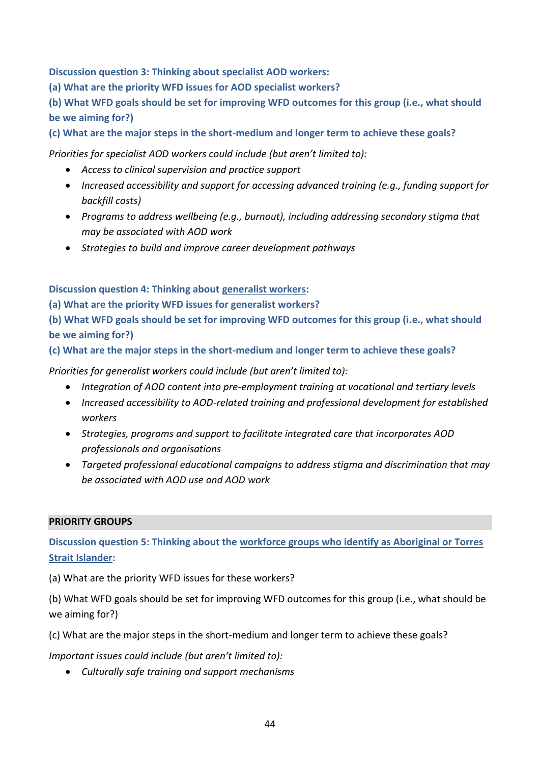**Discussion question 3: Thinking about <u>specialist AOD workers</u>:**

**(a) What are the priority WFD issues for AOD specialist workers?**

**(b) What WFD goals should be set for improving WFD outcomes for this group (i.e., what should be we aiming for?)**

**(c) What are the major steps in the short-medium and longer term to achieve these goals?**

*Priorities for specialist AOD workers could include (but aren't limited to):*

- *Access to clinical supervision and practice support*
- *Increased accessibility and support for accessing advanced training (e.g., funding support for backfill costs)*
- *Programs to address wellbeing (e.g., burnout), including addressing secondary stigma that may be associated with AOD work*
- *Strategies to build and improve career development pathways*

**Discussion question 4: Thinking about <u>generalist workers</u>:**

**(a) What are the priority WFD issues for generalist workers?**

**(b) What WFD goals should be set for improving WFD outcomes for this group (i.e., what should be we aiming for?)**

**(c) What are the major steps in the short-medium and longer term to achieve these goals?**

*Priorities for generalist workers could include (but aren't limited to):*

- *Integration of AOD content into pre-employment training at vocational and tertiary levels*
- *Increased accessibility to AOD-related training and professional development for established workers*
- *Strategies, programs and support to facilitate integrated care that incorporates AOD professionals and organisations*
- *Targeted professional educational campaigns to address stigma and discrimination that may be associated with AOD use and AOD work*

## PRIORITY GROUPS

**Discussion question 5: Thinking about the <u>workforce groups who identify as Aboriginal or Torres Strait Islander</u>:**

(a) What are the priority WFD issues for these workers?

(b) What WFD goals should be set for improving WFD outcomes for this group (i.e., what should be we aiming for?)

(c) What are the major steps in the short-medium and longer term to achieve these goals?

*Important issues could include (but aren't limited to):*

- *Culturally safe training and support mechanisms*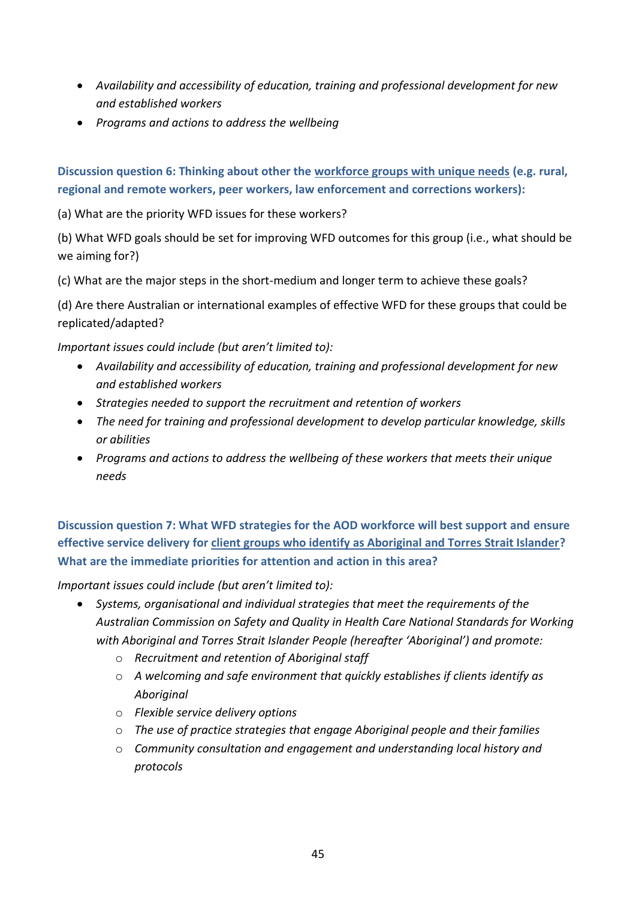- *Availability and accessibility of education, training and professional development for new and established workers*
- *Programs and actions to address the wellbeing*

**Discussion question 6: Thinking about other the <u>workforce groups with unique needs</u> (e.g. rural, regional and remote workers, peer workers, law enforcement and corrections workers):**

(a) What are the priority WFD issues for these workers?

(b) What WFD goals should be set for improving WFD outcomes for this group (i.e., what should be we aiming for?)

(c) What are the major steps in the short-medium and longer term to achieve these goals?

(d) Are there Australian or international examples of effective WFD for these groups that could be replicated/adapted?

*Important issues could include (but aren't limited to):*

- *Availability and accessibility of education, training and professional development for new and established workers*
- *Strategies needed to support the recruitment and retention of workers*
- *The need for training and professional development to develop particular knowledge, skills or abilities*
- *Programs and actions to address the wellbeing of these workers that meets their unique needs*

**Discussion question 7: What WFD strategies for the AOD workforce will best support and ensure effective service delivery for <u>client groups who identify as Aboriginal and Torres Strait Islander</u>? What are the immediate priorities for attention and action in this area?**

*Important issues could include (but aren't limited to):*

- *Systems, organisational and individual strategies that meet the requirements of the Australian Commission on Safety and Quality in Health Care National Standards for Working with Aboriginal and Torres Strait Islander People (hereafter 'Aboriginal') and promote:*
  - *Recruitment and retention of Aboriginal staff*
  - *A welcoming and safe environment that quickly establishes if clients identify as Aboriginal*
  - *Flexible service delivery options*
  - *The use of practice strategies that engage Aboriginal people and their families*
  - *Community consultation and engagement and understanding local history and protocols*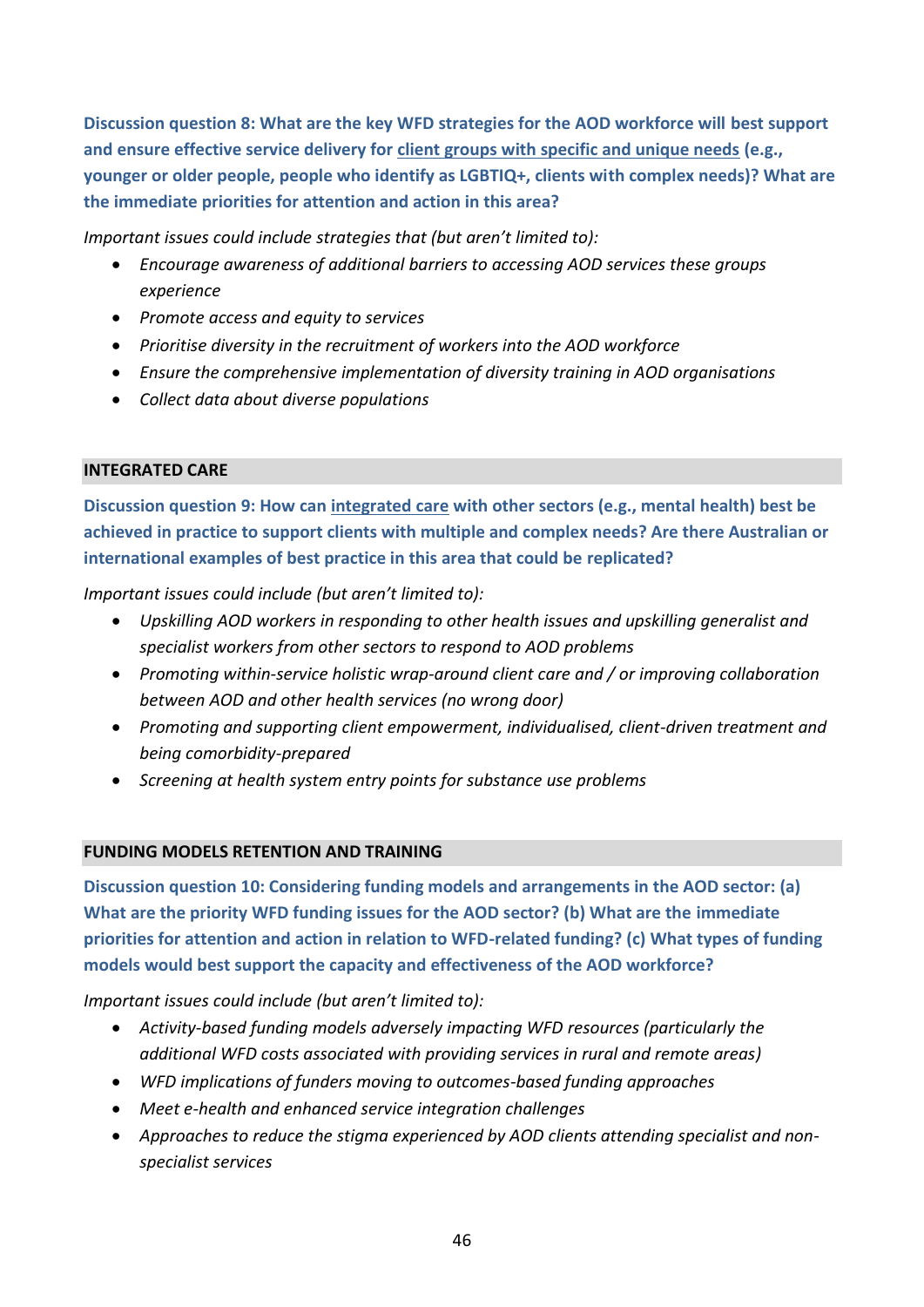**Discussion question 8: What are the key WFD strategies for the AOD workforce will best support and ensure effective service delivery for client groups with specific and unique needs (e.g., younger or older people, people who identify as LGBTIQ+, clients with complex needs)? What are the immediate priorities for attention and action in this area?**

*Important issues could include strategies that (but aren't limited to):*

- *Encourage awareness of additional barriers to accessing AOD services these groups experience*
- *Promote access and equity to services*
- *Prioritise diversity in the recruitment of workers into the AOD workforce*
- *Ensure the comprehensive implementation of diversity training in AOD organisations*
- *Collect data about diverse populations*

## INTEGRATED CARE

**Discussion question 9: How can integrated care with other sectors (e.g., mental health) best be achieved in practice to support clients with multiple and complex needs? Are there Australian or international examples of best practice in this area that could be replicated?**

*Important issues could include (but aren't limited to):*

- *Upskilling AOD workers in responding to other health issues and upskilling generalist and specialist workers from other sectors to respond to AOD problems*
- *Promoting within-service holistic wrap-around client care and / or improving collaboration between AOD and other health services (no wrong door)*
- *Promoting and supporting client empowerment, individualised, client-driven treatment and being comorbidity-prepared*
- *Screening at health system entry points for substance use problems*

## FUNDING MODELS RETENTION AND TRAINING

**Discussion question 10: Considering funding models and arrangements in the AOD sector: (a) What are the priority WFD funding issues for the AOD sector? (b) What are the immediate priorities for attention and action in relation to WFD-related funding? (c) What types of funding models would best support the capacity and effectiveness of the AOD workforce?**

*Important issues could include (but aren't limited to):*

- *Activity-based funding models adversely impacting WFD resources (particularly the additional WFD costs associated with providing services in rural and remote areas)*
- *WFD implications of funders moving to outcomes-based funding approaches*
- *Meet e-health and enhanced service integration challenges*
- *Approaches to reduce the stigma experienced by AOD clients attending specialist and non-specialist services*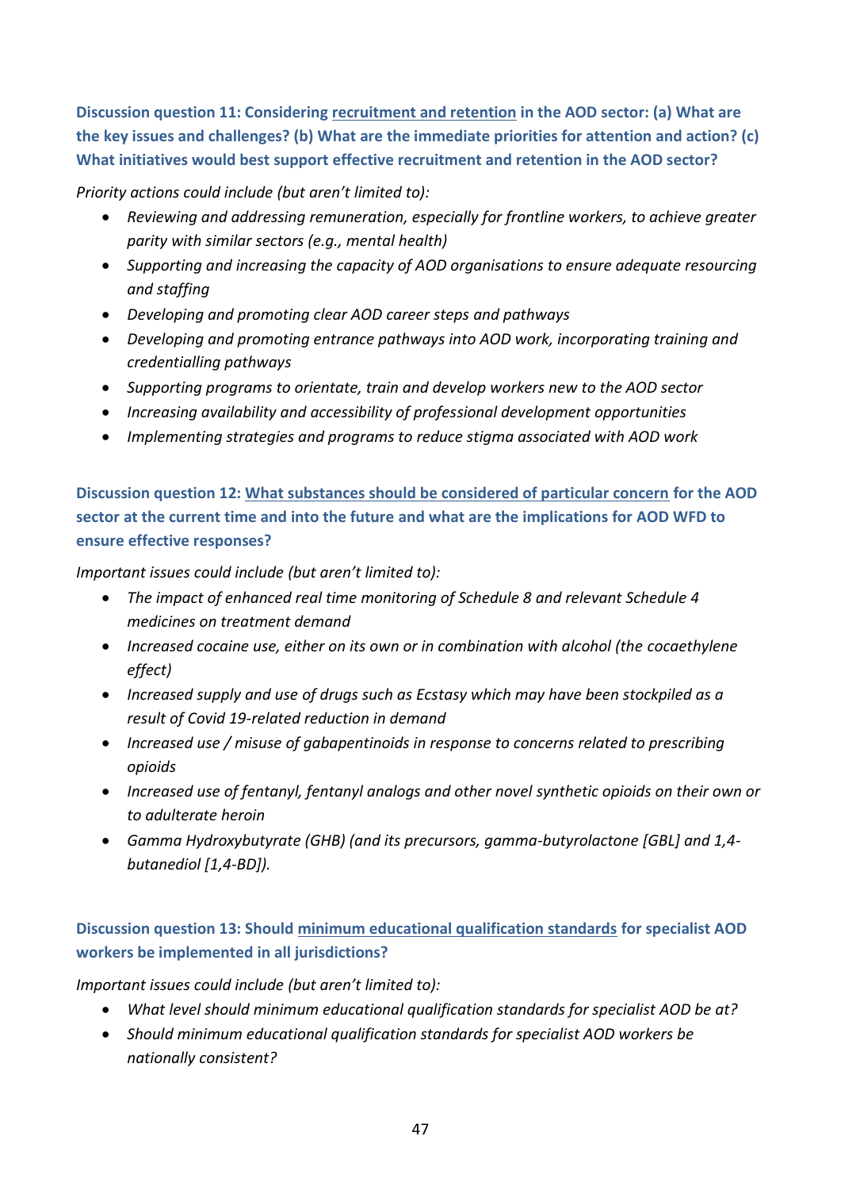**Discussion question 11: Considering recruitment and retention in the AOD sector: (a) What are the key issues and challenges? (b) What are the immediate priorities for attention and action? (c) What initiatives would best support effective recruitment and retention in the AOD sector?**

*Priority actions could include (but aren't limited to):*

- *Reviewing and addressing remuneration, especially for frontline workers, to achieve greater parity with similar sectors (e.g., mental health)*
- *Supporting and increasing the capacity of AOD organisations to ensure adequate resourcing and staffing*
- *Developing and promoting clear AOD career steps and pathways*
- *Developing and promoting entrance pathways into AOD work, incorporating training and credentialling pathways*
- *Supporting programs to orientate, train and develop workers new to the AOD sector*
- *Increasing availability and accessibility of professional development opportunities*
- *Implementing strategies and programs to reduce stigma associated with AOD work*

**Discussion question 12: What substances should be considered of particular concern for the AOD sector at the current time and into the future and what are the implications for AOD WFD to ensure effective responses?**

*Important issues could include (but aren't limited to):*

- *The impact of enhanced real time monitoring of Schedule 8 and relevant Schedule 4 medicines on treatment demand*
- *Increased cocaine use, either on its own or in combination with alcohol (the cocaethylene effect)*
- *Increased supply and use of drugs such as Ecstasy which may have been stockpiled as a result of Covid 19-related reduction in demand*
- *Increased use / misuse of gabapentinoids in response to concerns related to prescribing opioids*
- *Increased use of fentanyl, fentanyl analogs and other novel synthetic opioids on their own or to adulterate heroin*
- *Gamma Hydroxybutyrate (GHB) (and its precursors, gamma-butyrolactone [GBL] and 1,4-butanediol [1,4-BD]).*

**Discussion question 13: Should minimum educational qualification standards for specialist AOD workers be implemented in all jurisdictions?**

*Important issues could include (but aren't limited to):*

- *What level should minimum educational qualification standards for specialist AOD be at?*
- *Should minimum educational qualification standards for specialist AOD workers be nationally consistent?*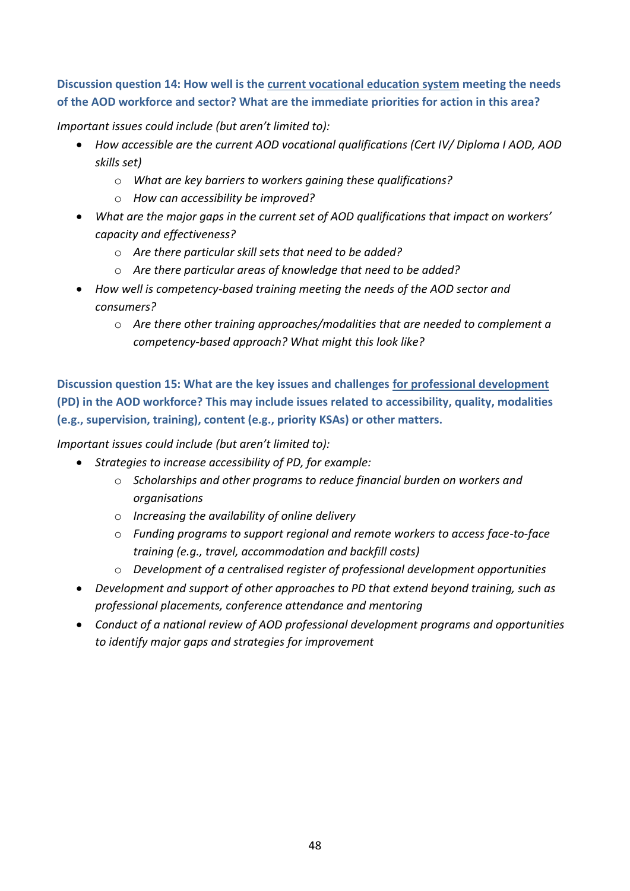**Discussion question 14: How well is the current vocational education system meeting the needs of the AOD workforce and sector? What are the immediate priorities for action in this area?**

*Important issues could include (but aren't limited to):*

- *How accessible are the current AOD vocational qualifications (Cert IV/ Diploma I AOD, AOD skills set)*
    - *What are key barriers to workers gaining these qualifications?*
    - *How can accessibility be improved?*
- *What are the major gaps in the current set of AOD qualifications that impact on workers' capacity and effectiveness?*
    - *Are there particular skill sets that need to be added?*
    - *Are there particular areas of knowledge that need to be added?*
- *How well is competency-based training meeting the needs of the AOD sector and consumers?*
    - *Are there other training approaches/modalities that are needed to complement a competency-based approach? What might this look like?*

**Discussion question 15: What are the key issues and challenges for professional development (PD) in the AOD workforce? This may include issues related to accessibility, quality, modalities (e.g., supervision, training), content (e.g., priority KSAs) or other matters.**

*Important issues could include (but aren't limited to):*

- *Strategies to increase accessibility of PD, for example:*
    - *Scholarships and other programs to reduce financial burden on workers and organisations*
    - *Increasing the availability of online delivery*
    - *Funding programs to support regional and remote workers to access face-to-face training (e.g., travel, accommodation and backfill costs)*
    - *Development of a centralised register of professional development opportunities*
- *Development and support of other approaches to PD that extend beyond training, such as professional placements, conference attendance and mentoring*
- *Conduct of a national review of AOD professional development programs and opportunities to identify major gaps and strategies for improvement*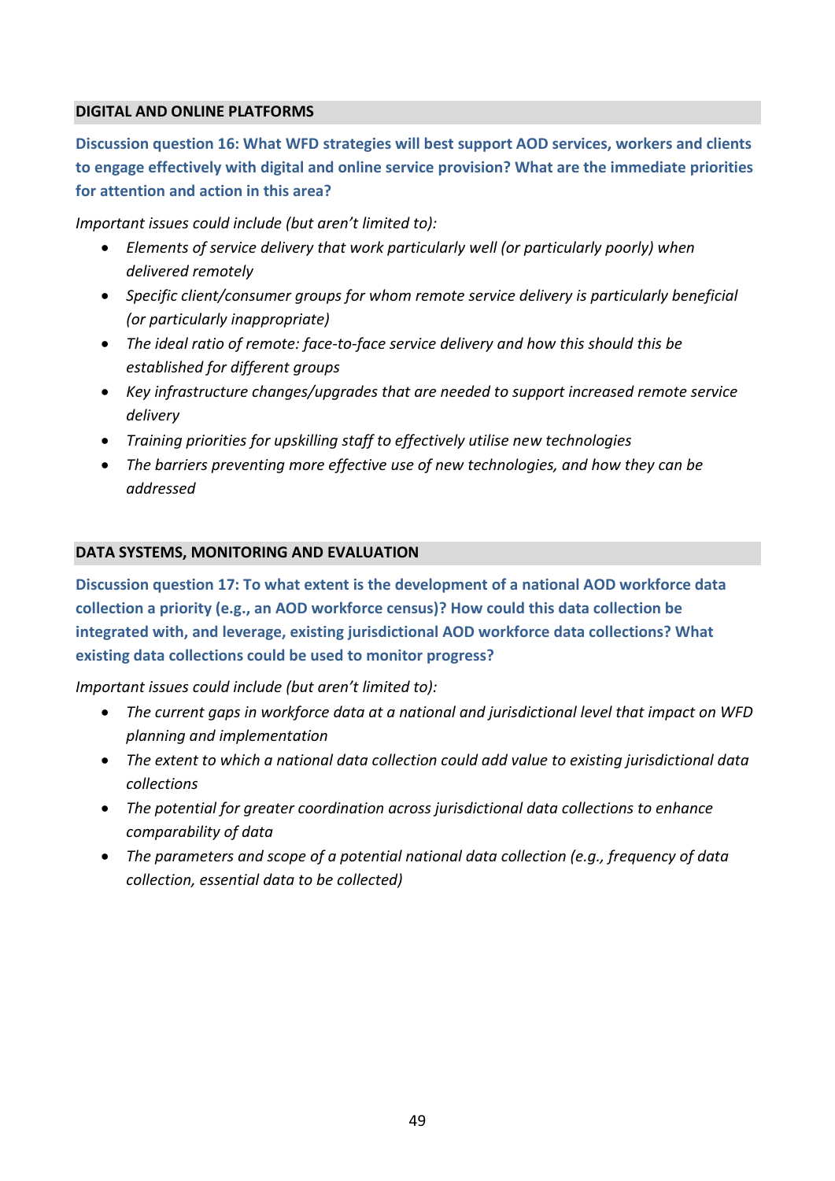## DIGITAL AND ONLINE PLATFORMS

**Discussion question 16: What WFD strategies will best support AOD services, workers and clients to engage effectively with digital and online service provision? What are the immediate priorities for attention and action in this area?**

*Important issues could include (but aren't limited to):*

- *Elements of service delivery that work particularly well (or particularly poorly) when delivered remotely*
- *Specific client/consumer groups for whom remote service delivery is particularly beneficial (or particularly inappropriate)*
- *The ideal ratio of remote: face-to-face service delivery and how this should this be established for different groups*
- *Key infrastructure changes/upgrades that are needed to support increased remote service delivery*
- *Training priorities for upskilling staff to effectively utilise new technologies*
- *The barriers preventing more effective use of new technologies, and how they can be addressed*

## DATA SYSTEMS, MONITORING AND EVALUATION

**Discussion question 17: To what extent is the development of a national AOD workforce data collection a priority (e.g., an AOD workforce census)? How could this data collection be integrated with, and leverage, existing jurisdictional AOD workforce data collections? What existing data collections could be used to monitor progress?**

*Important issues could include (but aren't limited to):*

- *The current gaps in workforce data at a national and jurisdictional level that impact on WFD planning and implementation*
- *The extent to which a national data collection could add value to existing jurisdictional data collections*
- *The potential for greater coordination across jurisdictional data collections to enhance comparability of data*
- *The parameters and scope of a potential national data collection (e.g., frequency of data collection, essential data to be collected)*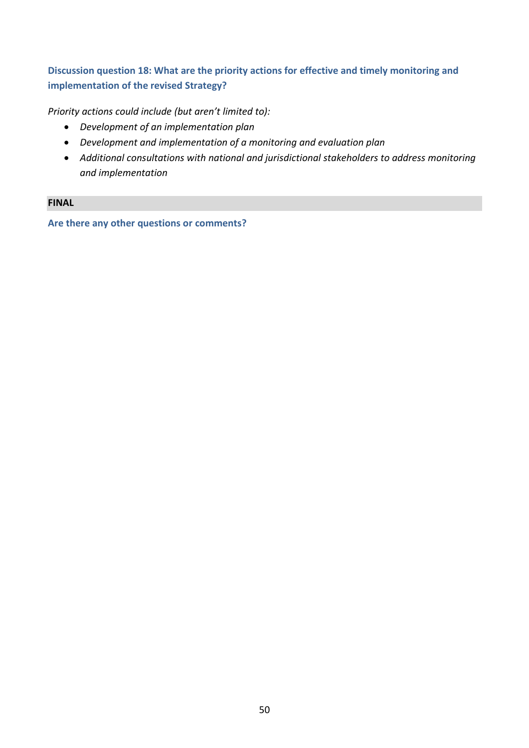**Discussion question 18: What are the priority actions for effective and timely monitoring and implementation of the revised Strategy?**

*Priority actions could include (but aren't limited to):*

- *Development of an implementation plan*
- *Development and implementation of a monitoring and evaluation plan*
- *Additional consultations with national and jurisdictional stakeholders to address monitoring and implementation*

## FINAL

**Are there any other questions or comments?**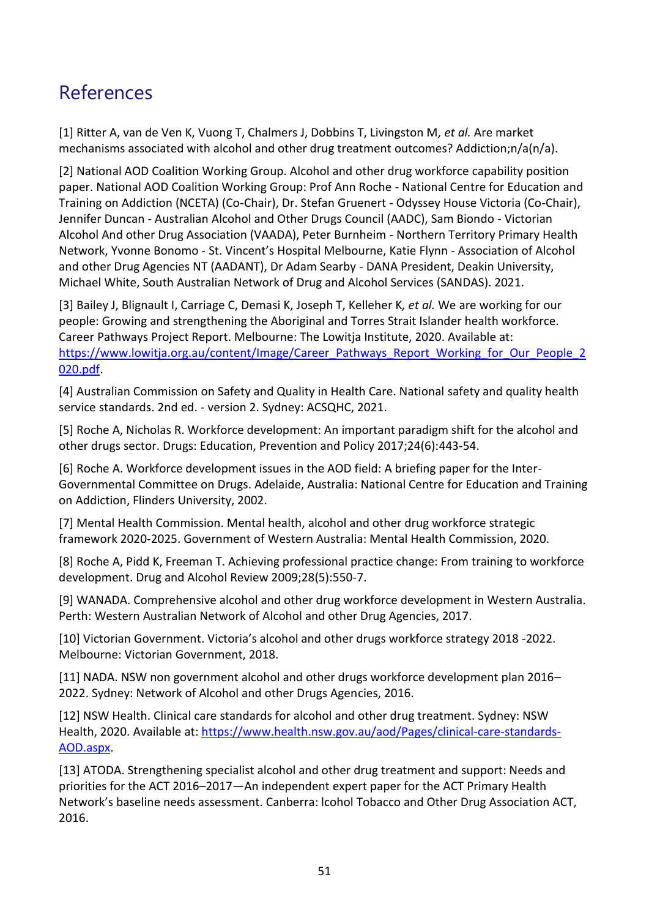## References

[1] Ritter A, van de Ven K, Vuong T, Chalmers J, Dobbins T, Livingston M*, et al.* Are market mechanisms associated with alcohol and other drug treatment outcomes? Addiction;n/a(n/a).

[2] National AOD Coalition Working Group. Alcohol and other drug workforce capability position paper. National AOD Coalition Working Group: Prof Ann Roche - National Centre for Education and Training on Addiction (NCETA) (Co-Chair), Dr. Stefan Gruenert - Odyssey House Victoria (Co-Chair), Jennifer Duncan - Australian Alcohol and Other Drugs Council (AADC), Sam Biondo - Victorian Alcohol And other Drug Association (VAADA), Peter Burnheim - Northern Territory Primary Health Network, Yvonne Bonomo - St. Vincent's Hospital Melbourne, Katie Flynn - Association of Alcohol and other Drug Agencies NT (AADANT), Dr Adam Searby - DANA President, Deakin University, Michael White, South Australian Network of Drug and Alcohol Services (SANDAS). 2021.

[3] Bailey J, Blignault I, Carriage C, Demasi K, Joseph T, Kelleher K*, et al.* We are working for our people: Growing and strengthening the Aboriginal and Torres Strait Islander health workforce. Career Pathways Project Report. Melbourne: The Lowitja Institute, 2020. Available at: https://www.lowitja.org.au/content/Image/Career_Pathways_Report_Working_for_Our_People_2020.pdf.

[4] Australian Commission on Safety and Quality in Health Care. National safety and quality health service standards. 2nd ed. - version 2. Sydney: ACSQHC, 2021.

[5] Roche A, Nicholas R. Workforce development: An important paradigm shift for the alcohol and other drugs sector. Drugs: Education, Prevention and Policy 2017;24(6):443-54.

[6] Roche A. Workforce development issues in the AOD field: A briefing paper for the Inter-Governmental Committee on Drugs. Adelaide, Australia: National Centre for Education and Training on Addiction, Flinders University, 2002.

[7] Mental Health Commission. Mental health, alcohol and other drug workforce strategic framework 2020-2025. Government of Western Australia: Mental Health Commission, 2020.

[8] Roche A, Pidd K, Freeman T. Achieving professional practice change: From training to workforce development. Drug and Alcohol Review 2009;28(5):550-7.

[9] WANADA. Comprehensive alcohol and other drug workforce development in Western Australia. Perth: Western Australian Network of Alcohol and other Drug Agencies, 2017.

[10] Victorian Government. Victoria's alcohol and other drugs workforce strategy 2018 -2022. Melbourne: Victorian Government, 2018.

[11] NADA. NSW non government alcohol and other drugs workforce development plan 2016–2022. Sydney: Network of Alcohol and other Drugs Agencies, 2016.

[12] NSW Health. Clinical care standards for alcohol and other drug treatment. Sydney: NSW Health, 2020. Available at: https://www.health.nsw.gov.au/aod/Pages/clinical-care-standards-AOD.aspx.

[13] ATODA. Strengthening specialist alcohol and other drug treatment and support: Needs and priorities for the ACT 2016–2017—An independent expert paper for the ACT Primary Health Network's baseline needs assessment. Canberra: lcohol Tobacco and Other Drug Association ACT, 2016.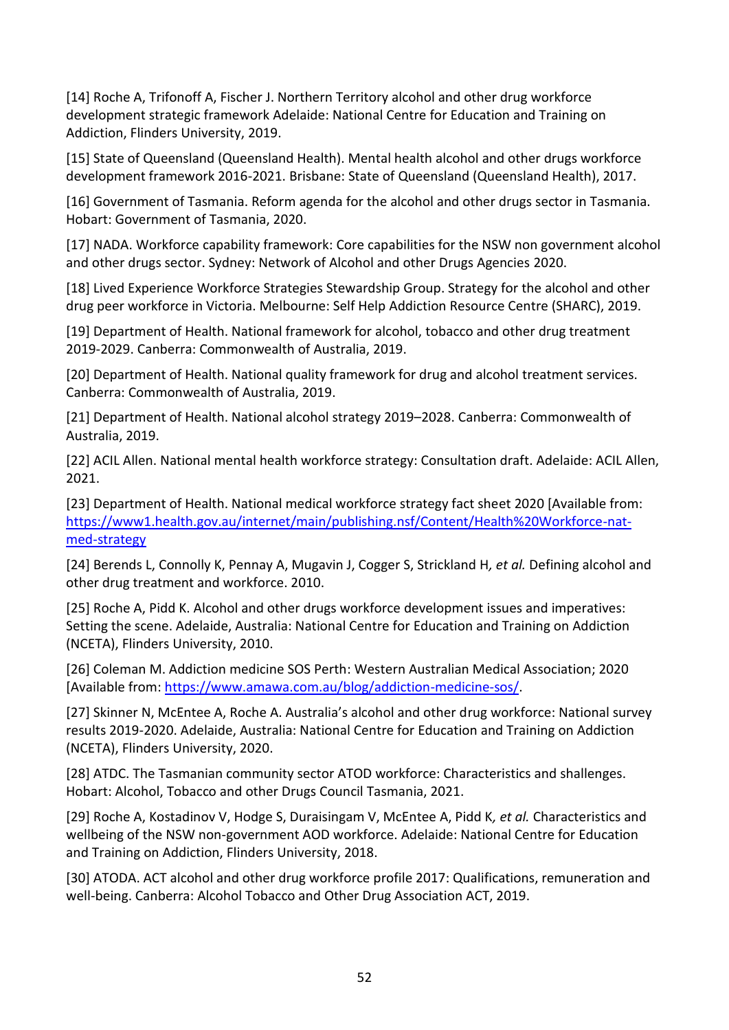[14] Roche A, Trifonoff A, Fischer J. Northern Territory alcohol and other drug workforce development strategic framework Adelaide: National Centre for Education and Training on Addiction, Flinders University, 2019.

[15] State of Queensland (Queensland Health). Mental health alcohol and other drugs workforce development framework 2016-2021. Brisbane: State of Queensland (Queensland Health), 2017.

[16] Government of Tasmania. Reform agenda for the alcohol and other drugs sector in Tasmania. Hobart: Government of Tasmania, 2020.

[17] NADA. Workforce capability framework: Core capabilities for the NSW non government alcohol and other drugs sector. Sydney: Network of Alcohol and other Drugs Agencies 2020.

[18] Lived Experience Workforce Strategies Stewardship Group. Strategy for the alcohol and other drug peer workforce in Victoria. Melbourne: Self Help Addiction Resource Centre (SHARC), 2019.

[19] Department of Health. National framework for alcohol, tobacco and other drug treatment 2019-2029. Canberra: Commonwealth of Australia, 2019.

[20] Department of Health. National quality framework for drug and alcohol treatment services. Canberra: Commonwealth of Australia, 2019.

[21] Department of Health. National alcohol strategy 2019–2028. Canberra: Commonwealth of Australia, 2019.

[22] ACIL Allen. National mental health workforce strategy: Consultation draft. Adelaide: ACIL Allen, 2021.

[23] Department of Health. National medical workforce strategy fact sheet 2020 [Available from: https://www1.health.gov.au/internet/main/publishing.nsf/Content/Health%20Workforce-nat-med-strategy

[24] Berends L, Connolly K, Pennay A, Mugavin J, Cogger S, Strickland H*, et al.* Defining alcohol and other drug treatment and workforce. 2010.

[25] Roche A, Pidd K. Alcohol and other drugs workforce development issues and imperatives: Setting the scene. Adelaide, Australia: National Centre for Education and Training on Addiction (NCETA), Flinders University, 2010.

[26] Coleman M. Addiction medicine SOS Perth: Western Australian Medical Association; 2020 [Available from: https://www.amawa.com.au/blog/addiction-medicine-sos/.

[27] Skinner N, McEntee A, Roche A. Australia's alcohol and other drug workforce: National survey results 2019-2020. Adelaide, Australia: National Centre for Education and Training on Addiction (NCETA), Flinders University, 2020.

[28] ATDC. The Tasmanian community sector ATOD workforce: Characteristics and shallenges. Hobart: Alcohol, Tobacco and other Drugs Council Tasmania, 2021.

[29] Roche A, Kostadinov V, Hodge S, Duraisingam V, McEntee A, Pidd K*, et al.* Characteristics and wellbeing of the NSW non-government AOD workforce. Adelaide: National Centre for Education and Training on Addiction, Flinders University, 2018.

[30] ATODA. ACT alcohol and other drug workforce profile 2017: Qualifications, remuneration and well-being. Canberra: Alcohol Tobacco and Other Drug Association ACT, 2019.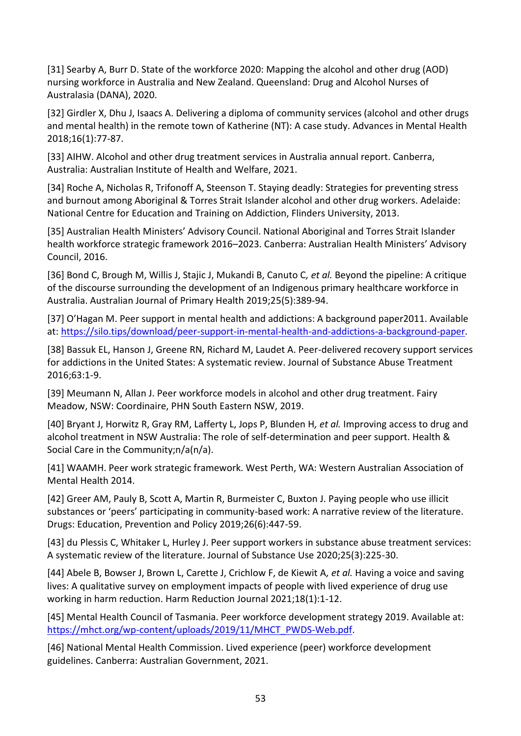[31] Searby A, Burr D. State of the workforce 2020: Mapping the alcohol and other drug (AOD) nursing workforce in Australia and New Zealand. Queensland: Drug and Alcohol Nurses of Australasia (DANA), 2020.

[32] Girdler X, Dhu J, Isaacs A. Delivering a diploma of community services (alcohol and other drugs and mental health) in the remote town of Katherine (NT): A case study. Advances in Mental Health 2018;16(1):77-87.

[33] AIHW. Alcohol and other drug treatment services in Australia annual report. Canberra, Australia: Australian Institute of Health and Welfare, 2021.

[34] Roche A, Nicholas R, Trifonoff A, Steenson T. Staying deadly: Strategies for preventing stress and burnout among Aboriginal & Torres Strait Islander alcohol and other drug workers. Adelaide: National Centre for Education and Training on Addiction, Flinders University, 2013.

[35] Australian Health Ministers' Advisory Council. National Aboriginal and Torres Strait Islander health workforce strategic framework 2016–2023. Canberra: Australian Health Ministers' Advisory Council, 2016.

[36] Bond C, Brough M, Willis J, Stajic J, Mukandi B, Canuto C*, et al.* Beyond the pipeline: A critique of the discourse surrounding the development of an Indigenous primary healthcare workforce in Australia. Australian Journal of Primary Health 2019;25(5):389-94.

[37] O'Hagan M. Peer support in mental health and addictions: A background paper2011. Available at: https://silo.tips/download/peer-support-in-mental-health-and-addictions-a-background-paper.

[38] Bassuk EL, Hanson J, Greene RN, Richard M, Laudet A. Peer-delivered recovery support services for addictions in the United States: A systematic review. Journal of Substance Abuse Treatment 2016;63:1-9.

[39] Meumann N, Allan J. Peer workforce models in alcohol and other drug treatment. Fairy Meadow, NSW: Coordinaire, PHN South Eastern NSW, 2019.

[40] Bryant J, Horwitz R, Gray RM, Lafferty L, Jops P, Blunden H*, et al.* Improving access to drug and alcohol treatment in NSW Australia: The role of self-determination and peer support. Health & Social Care in the Community;n/a(n/a).

[41] WAAMH. Peer work strategic framework. West Perth, WA: Western Australian Association of Mental Health 2014.

[42] Greer AM, Pauly B, Scott A, Martin R, Burmeister C, Buxton J. Paying people who use illicit substances or 'peers' participating in community-based work: A narrative review of the literature. Drugs: Education, Prevention and Policy 2019;26(6):447-59.

[43] du Plessis C, Whitaker L, Hurley J. Peer support workers in substance abuse treatment services: A systematic review of the literature. Journal of Substance Use 2020;25(3):225-30.

[44] Abele B, Bowser J, Brown L, Carette J, Crichlow F, de Kiewit A*, et al.* Having a voice and saving lives: A qualitative survey on employment impacts of people with lived experience of drug use working in harm reduction. Harm Reduction Journal 2021;18(1):1-12.

[45] Mental Health Council of Tasmania. Peer workforce development strategy 2019. Available at: https://mhct.org/wp-content/uploads/2019/11/MHCT_PWDS-Web.pdf.

[46] National Mental Health Commission. Lived experience (peer) workforce development guidelines. Canberra: Australian Government, 2021.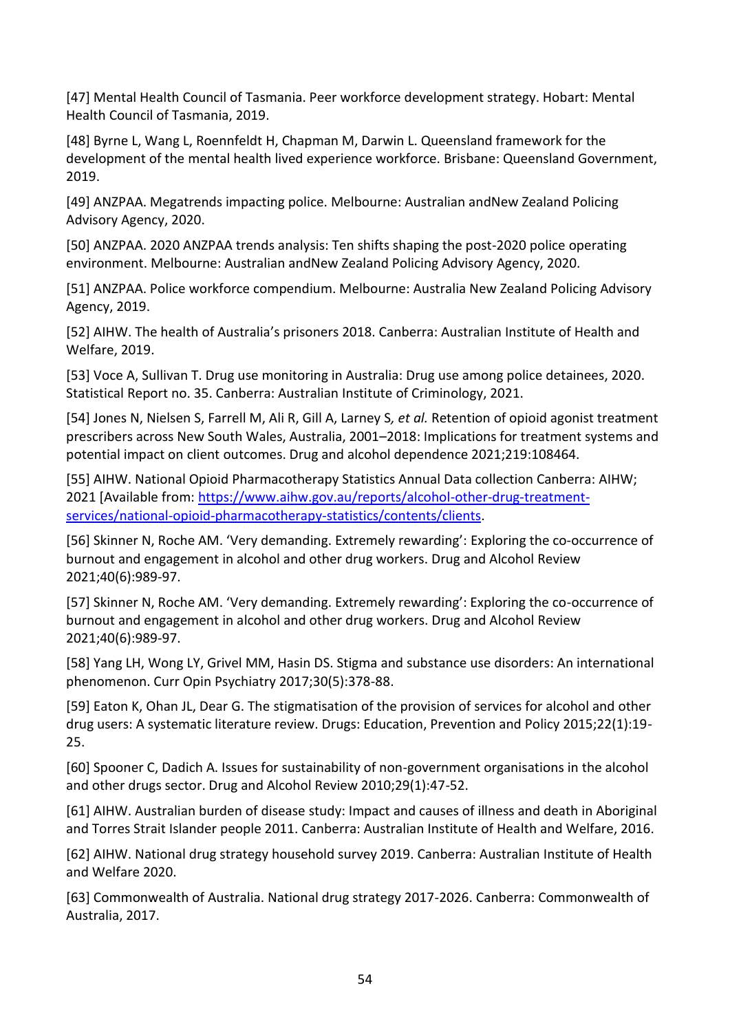[47] Mental Health Council of Tasmania. Peer workforce development strategy. Hobart: Mental Health Council of Tasmania, 2019.

[48] Byrne L, Wang L, Roennfeldt H, Chapman M, Darwin L. Queensland framework for the development of the mental health lived experience workforce. Brisbane: Queensland Government, 2019.

[49] ANZPAA. Megatrends impacting police. Melbourne: Australian andNew Zealand Policing Advisory Agency, 2020.

[50] ANZPAA. 2020 ANZPAA trends analysis: Ten shifts shaping the post-2020 police operating environment. Melbourne: Australian andNew Zealand Policing Advisory Agency, 2020.

[51] ANZPAA. Police workforce compendium. Melbourne: Australia New Zealand Policing Advisory Agency, 2019.

[52] AIHW. The health of Australia's prisoners 2018. Canberra: Australian Institute of Health and Welfare, 2019.

[53] Voce A, Sullivan T. Drug use monitoring in Australia: Drug use among police detainees, 2020. Statistical Report no. 35. Canberra: Australian Institute of Criminology, 2021.

[54] Jones N, Nielsen S, Farrell M, Ali R, Gill A, Larney S*, et al.* Retention of opioid agonist treatment prescribers across New South Wales, Australia, 2001–2018: Implications for treatment systems and potential impact on client outcomes. Drug and alcohol dependence 2021;219:108464.

[55] AIHW. National Opioid Pharmacotherapy Statistics Annual Data collection Canberra: AIHW; 2021 [Available from: [https://www.aihw.gov.au/reports/alcohol-other-drug-treatment-services/national-opioid-pharmacotherapy-statistics/contents/clients](https://www.aihw.gov.au/reports/alcohol-other-drug-treatment-services/national-opioid-pharmacotherapy-statistics/contents/clients).

[56] Skinner N, Roche AM. 'Very demanding. Extremely rewarding': Exploring the co-occurrence of burnout and engagement in alcohol and other drug workers. Drug and Alcohol Review 2021;40(6):989-97.

[57] Skinner N, Roche AM. 'Very demanding. Extremely rewarding': Exploring the co-occurrence of burnout and engagement in alcohol and other drug workers. Drug and Alcohol Review 2021;40(6):989-97.

[58] Yang LH, Wong LY, Grivel MM, Hasin DS. Stigma and substance use disorders: An international phenomenon. Curr Opin Psychiatry 2017;30(5):378-88.

[59] Eaton K, Ohan JL, Dear G. The stigmatisation of the provision of services for alcohol and other drug users: A systematic literature review. Drugs: Education, Prevention and Policy 2015;22(1):19-25.

[60] Spooner C, Dadich A. Issues for sustainability of non-government organisations in the alcohol and other drugs sector. Drug and Alcohol Review 2010;29(1):47-52.

[61] AIHW. Australian burden of disease study: Impact and causes of illness and death in Aboriginal and Torres Strait Islander people 2011. Canberra: Australian Institute of Health and Welfare, 2016.

[62] AIHW. National drug strategy household survey 2019. Canberra: Australian Institute of Health and Welfare 2020.

[63] Commonwealth of Australia. National drug strategy 2017-2026. Canberra: Commonwealth of Australia, 2017.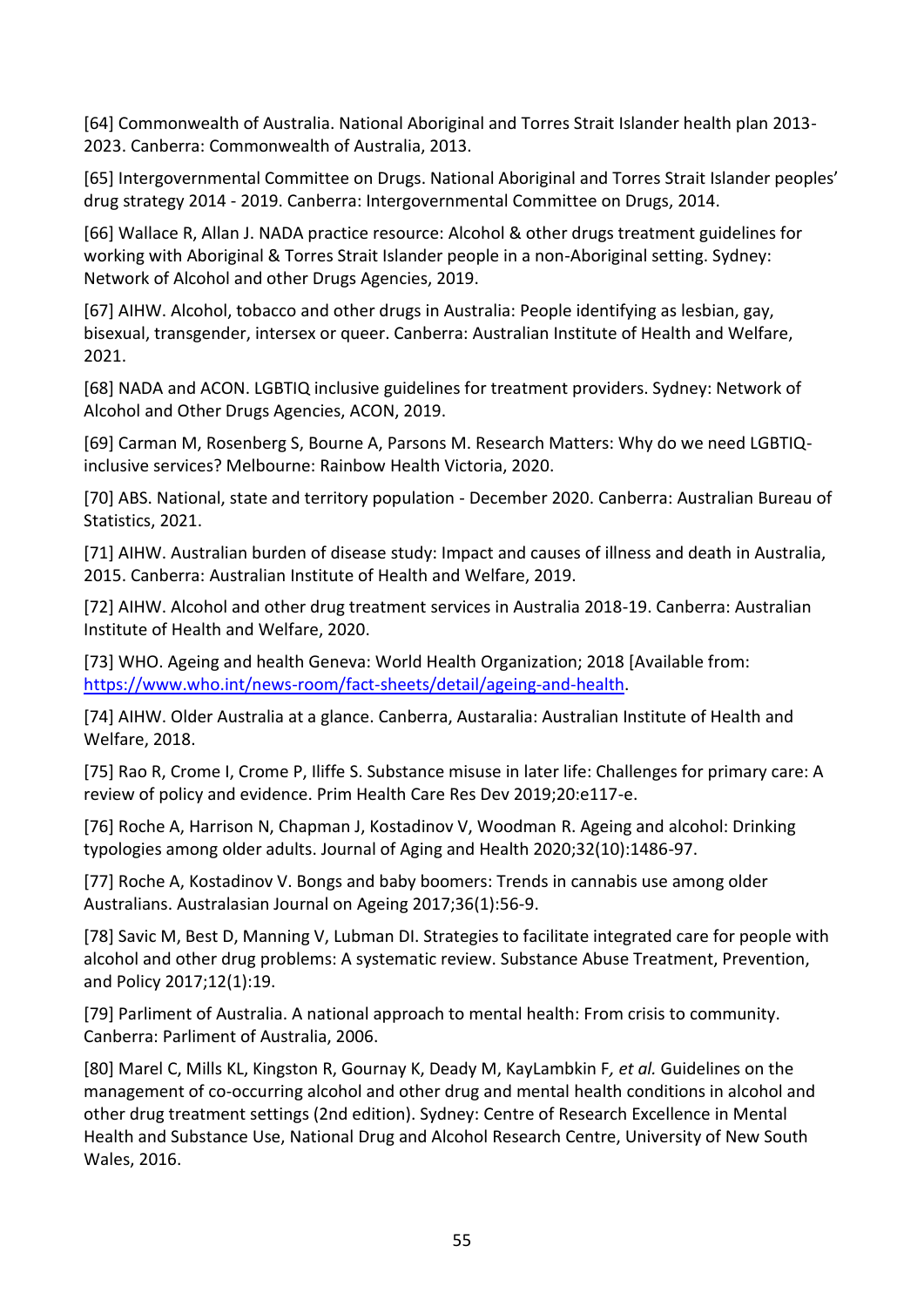[64] Commonwealth of Australia. National Aboriginal and Torres Strait Islander health plan 2013-2023. Canberra: Commonwealth of Australia, 2013.

[65] Intergovernmental Committee on Drugs. National Aboriginal and Torres Strait Islander peoples' drug strategy 2014 - 2019. Canberra: Intergovernmental Committee on Drugs, 2014.

[66] Wallace R, Allan J. NADA practice resource: Alcohol & other drugs treatment guidelines for working with Aboriginal & Torres Strait Islander people in a non-Aboriginal setting. Sydney: Network of Alcohol and other Drugs Agencies, 2019.

[67] AIHW. Alcohol, tobacco and other drugs in Australia: People identifying as lesbian, gay, bisexual, transgender, intersex or queer. Canberra: Australian Institute of Health and Welfare, 2021.

[68] NADA and ACON. LGBTIQ inclusive guidelines for treatment providers. Sydney: Network of Alcohol and Other Drugs Agencies, ACON, 2019.

[69] Carman M, Rosenberg S, Bourne A, Parsons M. Research Matters: Why do we need LGBTIQ-inclusive services? Melbourne: Rainbow Health Victoria, 2020.

[70] ABS. National, state and territory population - December 2020. Canberra: Australian Bureau of Statistics, 2021.

[71] AIHW. Australian burden of disease study: Impact and causes of illness and death in Australia, 2015. Canberra: Australian Institute of Health and Welfare, 2019.

[72] AIHW. Alcohol and other drug treatment services in Australia 2018-19. Canberra: Australian Institute of Health and Welfare, 2020.

[73] WHO. Ageing and health Geneva: World Health Organization; 2018 [Available from: https://www.who.int/news-room/fact-sheets/detail/ageing-and-health.

[74] AIHW. Older Australia at a glance. Canberra, Austaralia: Australian Institute of Health and Welfare, 2018.

[75] Rao R, Crome I, Crome P, Iliffe S. Substance misuse in later life: Challenges for primary care: A review of policy and evidence. Prim Health Care Res Dev 2019;20:e117-e.

[76] Roche A, Harrison N, Chapman J, Kostadinov V, Woodman R. Ageing and alcohol: Drinking typologies among older adults. Journal of Aging and Health 2020;32(10):1486-97.

[77] Roche A, Kostadinov V. Bongs and baby boomers: Trends in cannabis use among older Australians. Australasian Journal on Ageing 2017;36(1):56-9.

[78] Savic M, Best D, Manning V, Lubman DI. Strategies to facilitate integrated care for people with alcohol and other drug problems: A systematic review. Substance Abuse Treatment, Prevention, and Policy 2017;12(1):19.

[79] Parliment of Australia. A national approach to mental health: From crisis to community. Canberra: Parliment of Australia, 2006.

[80] Marel C, Mills KL, Kingston R, Gournay K, Deady M, KayLambkin F, *et al.* Guidelines on the management of co-occurring alcohol and other drug and mental health conditions in alcohol and other drug treatment settings (2nd edition). Sydney: Centre of Research Excellence in Mental Health and Substance Use, National Drug and Alcohol Research Centre, University of New South Wales, 2016.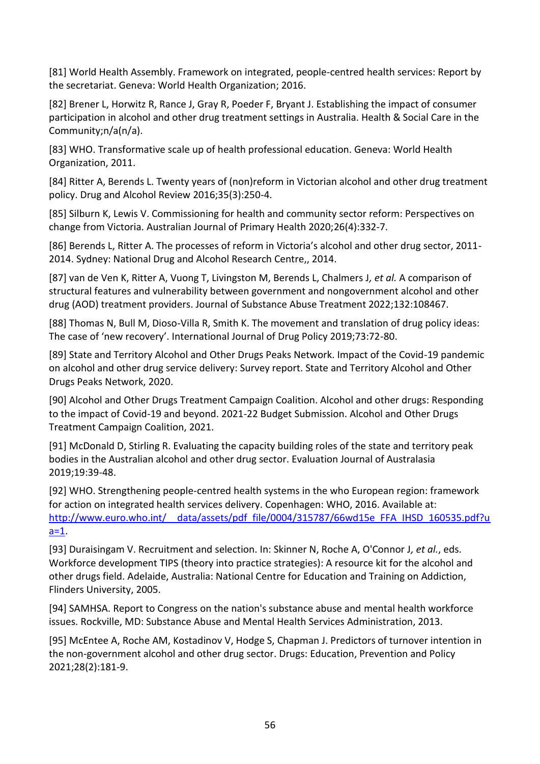[81] World Health Assembly. Framework on integrated, people-centred health services: Report by the secretariat. Geneva: World Health Organization; 2016.

[82] Brener L, Horwitz R, Rance J, Gray R, Poeder F, Bryant J. Establishing the impact of consumer participation in alcohol and other drug treatment settings in Australia. Health & Social Care in the Community;n/a(n/a).

[83] WHO. Transformative scale up of health professional education. Geneva: World Health Organization, 2011.

[84] Ritter A, Berends L. Twenty years of (non)reform in Victorian alcohol and other drug treatment policy. Drug and Alcohol Review 2016;35(3):250-4.

[85] Silburn K, Lewis V. Commissioning for health and community sector reform: Perspectives on change from Victoria. Australian Journal of Primary Health 2020;26(4):332-7.

[86] Berends L, Ritter A. The processes of reform in Victoria's alcohol and other drug sector, 2011-2014. Sydney: National Drug and Alcohol Research Centre,, 2014.

[87] van de Ven K, Ritter A, Vuong T, Livingston M, Berends L, Chalmers J*, et al.* A comparison of structural features and vulnerability between government and nongovernment alcohol and other drug (AOD) treatment providers. Journal of Substance Abuse Treatment 2022;132:108467.

[88] Thomas N, Bull M, Dioso-Villa R, Smith K. The movement and translation of drug policy ideas: The case of 'new recovery'. International Journal of Drug Policy 2019;73:72-80.

[89] State and Territory Alcohol and Other Drugs Peaks Network. Impact of the Covid-19 pandemic on alcohol and other drug service delivery: Survey report. State and Territory Alcohol and Other Drugs Peaks Network, 2020.

[90] Alcohol and Other Drugs Treatment Campaign Coalition. Alcohol and other drugs: Responding to the impact of Covid-19 and beyond. 2021-22 Budget Submission. Alcohol and Other Drugs Treatment Campaign Coalition, 2021.

[91] McDonald D, Stirling R. Evaluating the capacity building roles of the state and territory peak bodies in the Australian alcohol and other drug sector. Evaluation Journal of Australasia 2019;19:39-48.

[92] WHO. Strengthening people-centred health systems in the who European region: framework for action on integrated health services delivery. Copenhagen: WHO, 2016. Available at: http://www.euro.who.int/__data/assets/pdf_file/0004/315787/66wd15e_FFA_IHSD_160535.pdf?ua=1.

[93] Duraisingam V. Recruitment and selection. In: Skinner N, Roche A, O'Connor J*, et al.*, eds. Workforce development TIPS (theory into practice strategies): A resource kit for the alcohol and other drugs field. Adelaide, Australia: National Centre for Education and Training on Addiction, Flinders University, 2005.

[94] SAMHSA. Report to Congress on the nation's substance abuse and mental health workforce issues. Rockville, MD: Substance Abuse and Mental Health Services Administration, 2013.

[95] McEntee A, Roche AM, Kostadinov V, Hodge S, Chapman J. Predictors of turnover intention in the non-government alcohol and other drug sector. Drugs: Education, Prevention and Policy 2021;28(2):181-9.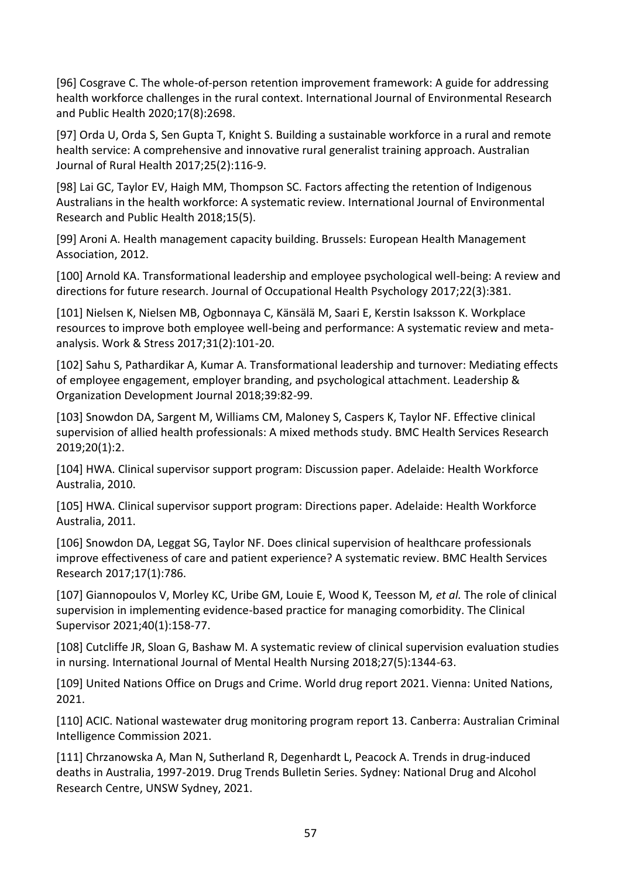[96] Cosgrave C. The whole-of-person retention improvement framework: A guide for addressing health workforce challenges in the rural context. International Journal of Environmental Research and Public Health 2020;17(8):2698.

[97] Orda U, Orda S, Sen Gupta T, Knight S. Building a sustainable workforce in a rural and remote health service: A comprehensive and innovative rural generalist training approach. Australian Journal of Rural Health 2017;25(2):116-9.

[98] Lai GC, Taylor EV, Haigh MM, Thompson SC. Factors affecting the retention of Indigenous Australians in the health workforce: A systematic review. International Journal of Environmental Research and Public Health 2018;15(5).

[99] Aroni A. Health management capacity building. Brussels: European Health Management Association, 2012.

[100] Arnold KA. Transformational leadership and employee psychological well-being: A review and directions for future research. Journal of Occupational Health Psychology 2017;22(3):381.

[101] Nielsen K, Nielsen MB, Ogbonnaya C, Känsälä M, Saari E, Kerstin Isaksson K. Workplace resources to improve both employee well-being and performance: A systematic review and meta-analysis. Work & Stress 2017;31(2):101-20.

[102] Sahu S, Pathardikar A, Kumar A. Transformational leadership and turnover: Mediating effects of employee engagement, employer branding, and psychological attachment. Leadership & Organization Development Journal 2018;39:82-99.

[103] Snowdon DA, Sargent M, Williams CM, Maloney S, Caspers K, Taylor NF. Effective clinical supervision of allied health professionals: A mixed methods study. BMC Health Services Research 2019;20(1):2.

[104] HWA. Clinical supervisor support program: Discussion paper. Adelaide: Health Workforce Australia, 2010.

[105] HWA. Clinical supervisor support program: Directions paper. Adelaide: Health Workforce Australia, 2011.

[106] Snowdon DA, Leggat SG, Taylor NF. Does clinical supervision of healthcare professionals improve effectiveness of care and patient experience? A systematic review. BMC Health Services Research 2017;17(1):786.

[107] Giannopoulos V, Morley KC, Uribe GM, Louie E, Wood K, Teesson M*, et al.* The role of clinical supervision in implementing evidence-based practice for managing comorbidity. The Clinical Supervisor 2021;40(1):158-77.

[108] Cutcliffe JR, Sloan G, Bashaw M. A systematic review of clinical supervision evaluation studies in nursing. International Journal of Mental Health Nursing 2018;27(5):1344-63.

[109] United Nations Office on Drugs and Crime. World drug report 2021. Vienna: United Nations, 2021.

[110] ACIC. National wastewater drug monitoring program report 13. Canberra: Australian Criminal Intelligence Commission 2021.

[111] Chrzanowska A, Man N, Sutherland R, Degenhardt L, Peacock A. Trends in drug-induced deaths in Australia, 1997-2019. Drug Trends Bulletin Series. Sydney: National Drug and Alcohol Research Centre, UNSW Sydney, 2021.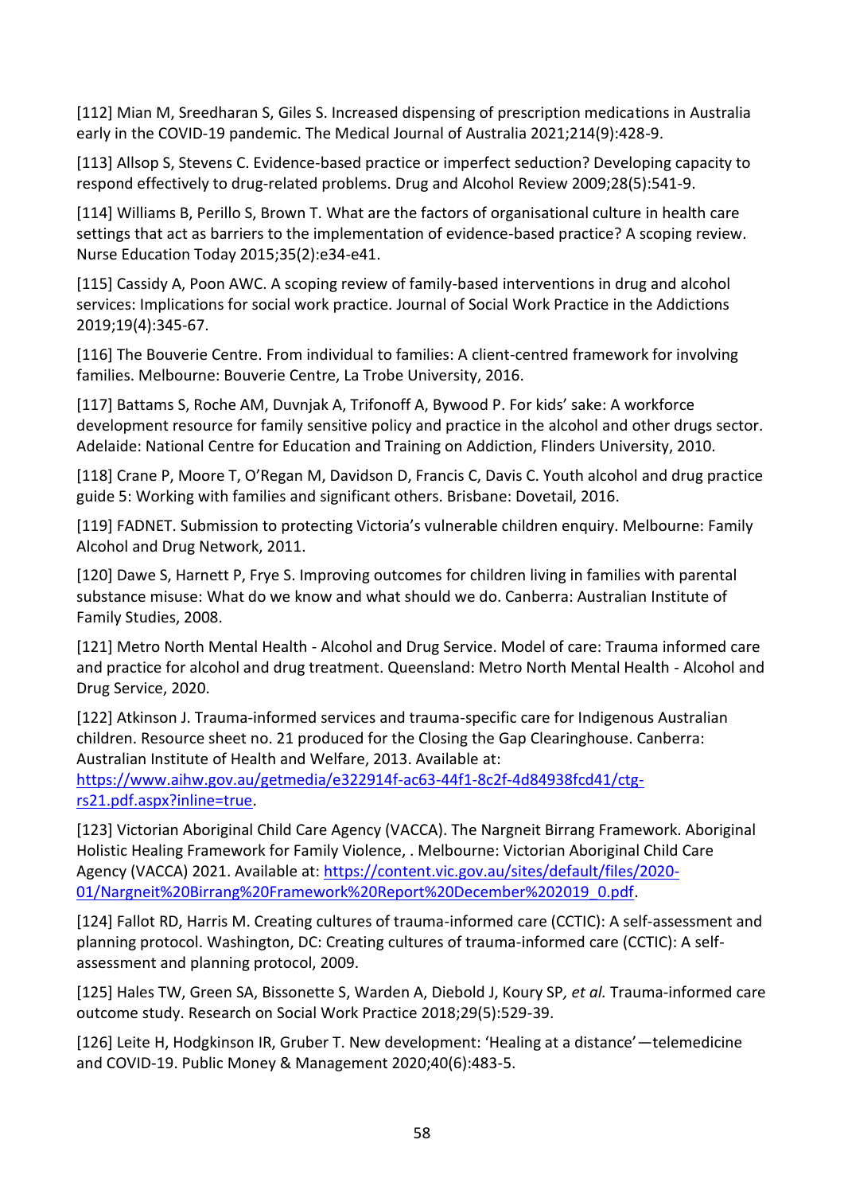[112] Mian M, Sreedharan S, Giles S. Increased dispensing of prescription medications in Australia early in the COVID-19 pandemic. The Medical Journal of Australia 2021;214(9):428-9.

[113] Allsop S, Stevens C. Evidence-based practice or imperfect seduction? Developing capacity to respond effectively to drug-related problems. Drug and Alcohol Review 2009;28(5):541-9.

[114] Williams B, Perillo S, Brown T. What are the factors of organisational culture in health care settings that act as barriers to the implementation of evidence-based practice? A scoping review. Nurse Education Today 2015;35(2):e34-e41.

[115] Cassidy A, Poon AWC. A scoping review of family-based interventions in drug and alcohol services: Implications for social work practice. Journal of Social Work Practice in the Addictions 2019;19(4):345-67.

[116] The Bouverie Centre. From individual to families: A client-centred framework for involving families. Melbourne: Bouverie Centre, La Trobe University, 2016.

[117] Battams S, Roche AM, Duvnjak A, Trifonoff A, Bywood P. For kids' sake: A workforce development resource for family sensitive policy and practice in the alcohol and other drugs sector. Adelaide: National Centre for Education and Training on Addiction, Flinders University, 2010.

[118] Crane P, Moore T, O'Regan M, Davidson D, Francis C, Davis C. Youth alcohol and drug practice guide 5: Working with families and significant others. Brisbane: Dovetail, 2016.

[119] FADNET. Submission to protecting Victoria's vulnerable children enquiry. Melbourne: Family Alcohol and Drug Network, 2011.

[120] Dawe S, Harnett P, Frye S. Improving outcomes for children living in families with parental substance misuse: What do we know and what should we do. Canberra: Australian Institute of Family Studies, 2008.

[121] Metro North Mental Health - Alcohol and Drug Service. Model of care: Trauma informed care and practice for alcohol and drug treatment. Queensland: Metro North Mental Health - Alcohol and Drug Service, 2020.

[122] Atkinson J. Trauma-informed services and trauma-specific care for Indigenous Australian children. Resource sheet no. 21 produced for the Closing the Gap Clearinghouse. Canberra: Australian Institute of Health and Welfare, 2013. Available at: https://www.aihw.gov.au/getmedia/e322914f-ac63-44f1-8c2f-4d84938fcd41/ctg-rs21.pdf.aspx?inline=true.

[123] Victorian Aboriginal Child Care Agency (VACCA). The Nargneit Birrang Framework. Aboriginal Holistic Healing Framework for Family Violence, . Melbourne: Victorian Aboriginal Child Care Agency (VACCA) 2021. Available at: https://content.vic.gov.au/sites/default/files/2020-01/Nargneit%20Birrang%20Framework%20Report%20December%202019_0.pdf.

[124] Fallot RD, Harris M. Creating cultures of trauma-informed care (CCTIC): A self-assessment and planning protocol. Washington, DC: Creating cultures of trauma-informed care (CCTIC): A self-assessment and planning protocol, 2009.

[125] Hales TW, Green SA, Bissonette S, Warden A, Diebold J, Koury SP*, et al.* Trauma-informed care outcome study. Research on Social Work Practice 2018;29(5):529-39.

[126] Leite H, Hodgkinson IR, Gruber T. New development: 'Healing at a distance'—telemedicine and COVID-19. Public Money & Management 2020;40(6):483-5.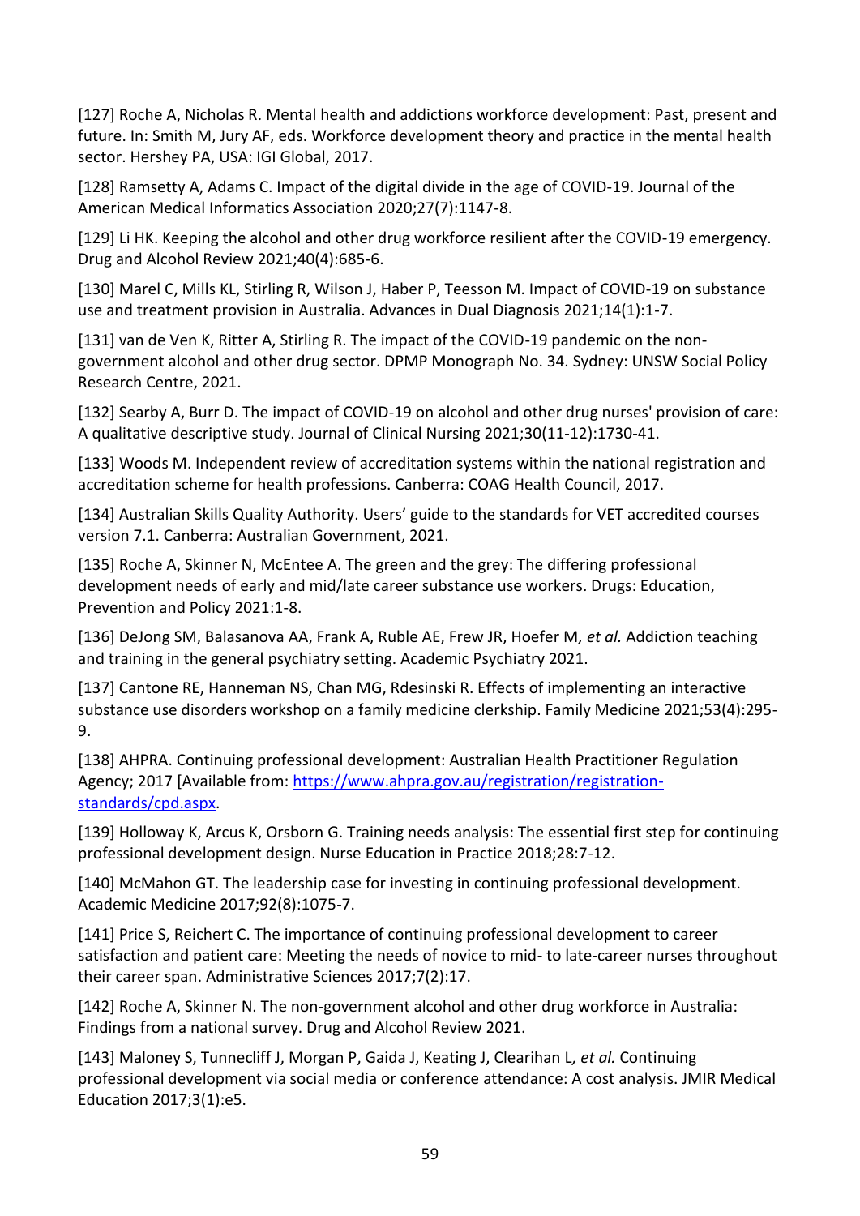[127] Roche A, Nicholas R. Mental health and addictions workforce development: Past, present and future. In: Smith M, Jury AF, eds. Workforce development theory and practice in the mental health sector. Hershey PA, USA: IGI Global, 2017.

[128] Ramsetty A, Adams C. Impact of the digital divide in the age of COVID-19. Journal of the American Medical Informatics Association 2020;27(7):1147-8.

[129] Li HK. Keeping the alcohol and other drug workforce resilient after the COVID-19 emergency. Drug and Alcohol Review 2021;40(4):685-6.

[130] Marel C, Mills KL, Stirling R, Wilson J, Haber P, Teesson M. Impact of COVID-19 on substance use and treatment provision in Australia. Advances in Dual Diagnosis 2021;14(1):1-7.

[131] van de Ven K, Ritter A, Stirling R. The impact of the COVID-19 pandemic on the non-government alcohol and other drug sector. DPMP Monograph No. 34. Sydney: UNSW Social Policy Research Centre, 2021.

[132] Searby A, Burr D. The impact of COVID-19 on alcohol and other drug nurses' provision of care: A qualitative descriptive study. Journal of Clinical Nursing 2021;30(11-12):1730-41.

[133] Woods M. Independent review of accreditation systems within the national registration and accreditation scheme for health professions. Canberra: COAG Health Council, 2017.

[134] Australian Skills Quality Authority. Users' guide to the standards for VET accredited courses version 7.1. Canberra: Australian Government, 2021.

[135] Roche A, Skinner N, McEntee A. The green and the grey: The differing professional development needs of early and mid/late career substance use workers. Drugs: Education, Prevention and Policy 2021:1-8.

[136] DeJong SM, Balasanova AA, Frank A, Ruble AE, Frew JR, Hoefer M*, et al.* Addiction teaching and training in the general psychiatry setting. Academic Psychiatry 2021.

[137] Cantone RE, Hanneman NS, Chan MG, Rdesinski R. Effects of implementing an interactive substance use disorders workshop on a family medicine clerkship. Family Medicine 2021;53(4):295-9.

[138] AHPRA. Continuing professional development: Australian Health Practitioner Regulation Agency; 2017 [Available from: [https://www.ahpra.gov.au/registration/registration-standards/cpd.aspx](https://www.ahpra.gov.au/registration/registration-standards/cpd.aspx).

[139] Holloway K, Arcus K, Orsborn G. Training needs analysis: The essential first step for continuing professional development design. Nurse Education in Practice 2018;28:7-12.

[140] McMahon GT. The leadership case for investing in continuing professional development. Academic Medicine 2017;92(8):1075-7.

[141] Price S, Reichert C. The importance of continuing professional development to career satisfaction and patient care: Meeting the needs of novice to mid- to late-career nurses throughout their career span. Administrative Sciences 2017;7(2):17.

[142] Roche A, Skinner N. The non-government alcohol and other drug workforce in Australia: Findings from a national survey. Drug and Alcohol Review 2021.

[143] Maloney S, Tunnecliff J, Morgan P, Gaida J, Keating J, Clearihan L*, et al.* Continuing professional development via social media or conference attendance: A cost analysis. JMIR Medical Education 2017;3(1):e5.